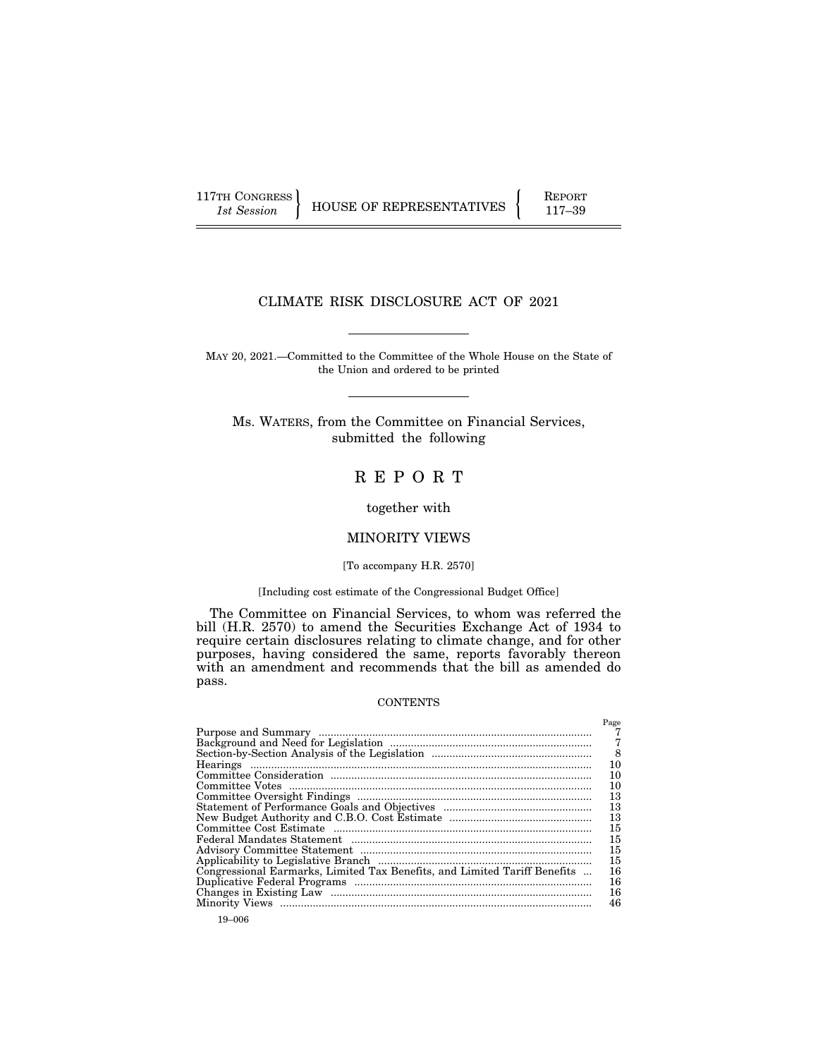117TH CONGRESS
*1st Session*

HOUSE OF REPRESENTATIVES

REPORT
117–39

# CLIMATE RISK DISCLOSURE ACT OF 2021

MAY 20, 2021.—Committed to the Committee of the Whole House on the State of the Union and ordered to be printed

Ms. WATERS, from the Committee on Financial Services, submitted the following

# R E P O R T

together with

## MINORITY VIEWS

[To accompany H.R. 2570]

[Including cost estimate of the Congressional Budget Office]

The Committee on Financial Services, to whom was referred the bill (H.R. 2570) to amend the Securities Exchange Act of 1934 to require certain disclosures relating to climate change, and for other purposes, having considered the same, reports favorably thereon with an amendment and recommends that the bill as amended do pass.

CONTENTS

| | Page |
|---|---|
| Purpose and Summary | 7 |
| Background and Need for Legislation | 7 |
| Section-by-Section Analysis of the Legislation | 8 |
| Hearings | 10 |
| Committee Consideration | 10 |
| Committee Votes | 10 |
| Committee Oversight Findings | 13 |
| Statement of Performance Goals and Objectives | 13 |
| New Budget Authority and C.B.O. Cost Estimate | 13 |
| Committee Cost Estimate | 15 |
| Federal Mandates Statement | 15 |
| Advisory Committee Statement | 15 |
| Applicability to Legislative Branch | 15 |
| Congressional Earmarks, Limited Tax Benefits, and Limited Tariff Benefits | 16 |
| Duplicative Federal Programs | 16 |
| Changes in Existing Law | 16 |
| Minority Views | 46 |

19–006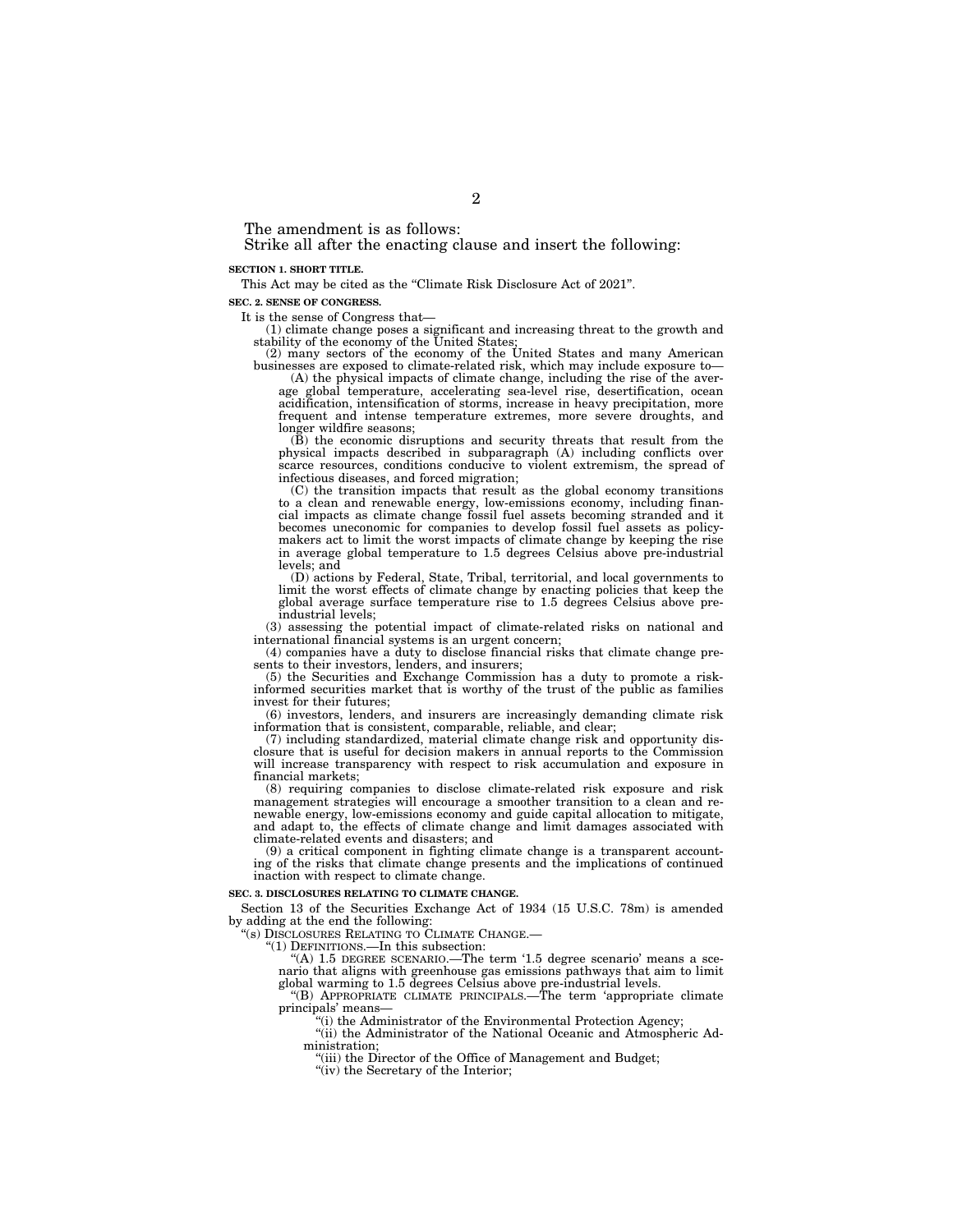The amendment is as follows:

Strike all after the enacting clause and insert the following:

**SECTION 1. SHORT TITLE.**

This Act may be cited as the "Climate Risk Disclosure Act of 2021".

**SEC. 2. SENSE OF CONGRESS.**

It is the sense of Congress that—

(1) climate change poses a significant and increasing threat to the growth and stability of the economy of the United States;

(2) many sectors of the economy of the United States and many American businesses are exposed to climate-related risk, which may include exposure to—

(A) the physical impacts of climate change, including the rise of the average global temperature, accelerating sea-level rise, desertification, ocean acidification, intensification of storms, increase in heavy precipitation, more frequent and intense temperature extremes, more severe droughts, and longer wildfire seasons;

(B) the economic disruptions and security threats that result from the physical impacts described in subparagraph (A) including conflicts over scarce resources, conditions conducive to violent extremism, the spread of infectious diseases, and forced migration;

(C) the transition impacts that result as the global economy transitions to a clean and renewable energy, low-emissions economy, including financial impacts as climate change fossil fuel assets becoming stranded and it becomes uneconomic for companies to develop fossil fuel assets as policymakers act to limit the worst impacts of climate change by keeping the rise in average global temperature to 1.5 degrees Celsius above pre-industrial levels; and

(D) actions by Federal, State, Tribal, territorial, and local governments to limit the worst effects of climate change by enacting policies that keep the global average surface temperature rise to 1.5 degrees Celsius above pre-industrial levels;

(3) assessing the potential impact of climate-related risks on national and international financial systems is an urgent concern;

(4) companies have a duty to disclose financial risks that climate change presents to their investors, lenders, and insurers;

(5) the Securities and Exchange Commission has a duty to promote a risk-informed securities market that is worthy of the trust of the public as families invest for their futures;

(6) investors, lenders, and insurers are increasingly demanding climate risk information that is consistent, comparable, reliable, and clear;

(7) including standardized, material climate change risk and opportunity disclosure that is useful for decision makers in annual reports to the Commission will increase transparency with respect to risk accumulation and exposure in financial markets;

(8) requiring companies to disclose climate-related risk exposure and risk management strategies will encourage a smoother transition to a clean and renewable energy, low-emissions economy and guide capital allocation to mitigate, and adapt to, the effects of climate change and limit damages associated with climate-related events and disasters; and

(9) a critical component in fighting climate change is a transparent accounting of the risks that climate change presents and the implications of continued inaction with respect to climate change.

**SEC. 3. DISCLOSURES RELATING TO CLIMATE CHANGE.**

Section 13 of the Securities Exchange Act of 1934 (15 U.S.C. 78m) is amended by adding at the end the following:

"(s) DISCLOSURES RELATING TO CLIMATE CHANGE.—

"(1) DEFINITIONS.—In this subsection:

"(A) 1.5 DEGREE SCENARIO.—The term '1.5 degree scenario' means a scenario that aligns with greenhouse gas emissions pathways that aim to limit global warming to 1.5 degrees Celsius above pre-industrial levels.

"(B) APPROPRIATE CLIMATE PRINCIPALS.—The term 'appropriate climate principals' means—

"(i) the Administrator of the Environmental Protection Agency;

"(ii) the Administrator of the National Oceanic and Atmospheric Administration;

"(iii) the Director of the Office of Management and Budget;

"(iv) the Secretary of the Interior;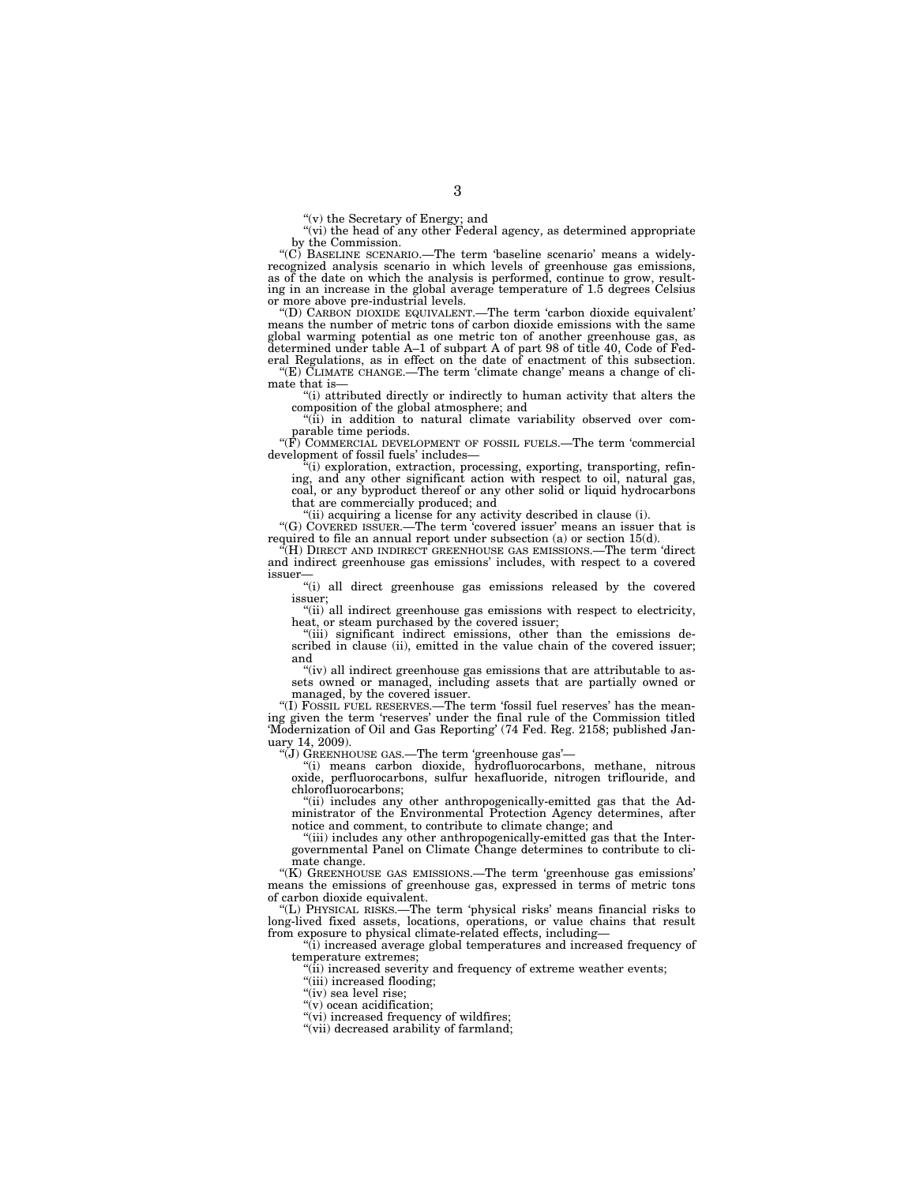"(v) the Secretary of Energy; and

"(vi) the head of any other Federal agency, as determined appropriate by the Commission.

"(C) BASELINE SCENARIO.—The term 'baseline scenario' means a widely-recognized analysis scenario in which levels of greenhouse gas emissions, as of the date on which the analysis is performed, continue to grow, resulting in an increase in the global average temperature of 1.5 degrees Celsius or more above pre-industrial levels.

"(D) CARBON DIOXIDE EQUIVALENT.—The term 'carbon dioxide equivalent' means the number of metric tons of carbon dioxide emissions with the same global warming potential as one metric ton of another greenhouse gas, as determined under table A–1 of subpart A of part 98 of title 40, Code of Federal Regulations, as in effect on the date of enactment of this subsection.

"(E) CLIMATE CHANGE.—The term 'climate change' means a change of climate that is—

"(i) attributed directly or indirectly to human activity that alters the composition of the global atmosphere; and

"(ii) in addition to natural climate variability observed over comparable time periods.

"(F) COMMERCIAL DEVELOPMENT OF FOSSIL FUELS.—The term 'commercial development of fossil fuels' includes—

"(i) exploration, extraction, processing, exporting, transporting, refining, and any other significant action with respect to oil, natural gas, coal, or any byproduct thereof or any other solid or liquid hydrocarbons that are commercially produced; and

"(ii) acquiring a license for any activity described in clause (i).

"(G) COVERED ISSUER.—The term 'covered issuer' means an issuer that is required to file an annual report under subsection (a) or section 15(d).

"(H) DIRECT AND INDIRECT GREENHOUSE GAS EMISSIONS.—The term 'direct and indirect greenhouse gas emissions' includes, with respect to a covered issuer—

"(i) all direct greenhouse gas emissions released by the covered issuer;

"(ii) all indirect greenhouse gas emissions with respect to electricity, heat, or steam purchased by the covered issuer;

"(iii) significant indirect emissions, other than the emissions described in clause (ii), emitted in the value chain of the covered issuer; and

"(iv) all indirect greenhouse gas emissions that are attributable to assets owned or managed, including assets that are partially owned or managed, by the covered issuer.

"(I) FOSSIL FUEL RESERVES.—The term 'fossil fuel reserves' has the meaning given the term 'reserves' under the final rule of the Commission titled 'Modernization of Oil and Gas Reporting' (74 Fed. Reg. 2158; published January 14, 2009).

"(J) GREENHOUSE GAS.—The term 'greenhouse gas'—

"(i) means carbon dioxide, hydrofluorocarbons, methane, nitrous oxide, perfluorocarbons, sulfur hexafluoride, nitrogen triflouride, and chlorofluorocarbons;

"(ii) includes any other anthropogenically-emitted gas that the Administrator of the Environmental Protection Agency determines, after notice and comment, to contribute to climate change; and

"(iii) includes any other anthropogenically-emitted gas that the Intergovernmental Panel on Climate Change determines to contribute to climate change.

"(K) GREENHOUSE GAS EMISSIONS.—The term 'greenhouse gas emissions' means the emissions of greenhouse gas, expressed in terms of metric tons of carbon dioxide equivalent.

"(L) PHYSICAL RISKS.—The term 'physical risks' means financial risks to long-lived fixed assets, locations, operations, or value chains that result from exposure to physical climate-related effects, including—

"(i) increased average global temperatures and increased frequency of temperature extremes;

"(ii) increased severity and frequency of extreme weather events;

"(iii) increased flooding;

"(iv) sea level rise;

"(v) ocean acidification;

"(vi) increased frequency of wildfires;

"(vii) decreased arability of farmland;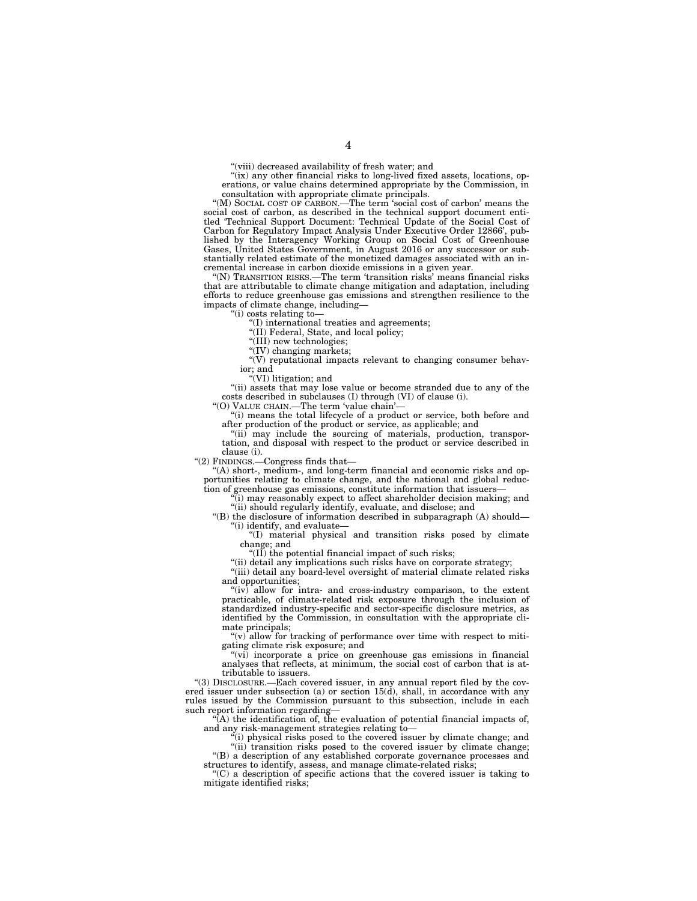"(viii) decreased availability of fresh water; and

"(ix) any other financial risks to long-lived fixed assets, locations, operations, or value chains determined appropriate by the Commission, in consultation with appropriate climate principals.

"(M) SOCIAL COST OF CARBON.—The term 'social cost of carbon' means the social cost of carbon, as described in the technical support document entitled 'Technical Support Document: Technical Update of the Social Cost of Carbon for Regulatory Impact Analysis Under Executive Order 12866', published by the Interagency Working Group on Social Cost of Greenhouse Gases, United States Government, in August 2016 or any successor or substantially related estimate of the monetized damages associated with an incremental increase in carbon dioxide emissions in a given year.

"(N) TRANSITION RISKS.—The term 'transition risks' means financial risks that are attributable to climate change mitigation and adaptation, including efforts to reduce greenhouse gas emissions and strengthen resilience to the impacts of climate change, including—

"(i) costs relating to—

"(I) international treaties and agreements;

"(II) Federal, State, and local policy;

"(III) new technologies;

"(IV) changing markets;

"(V) reputational impacts relevant to changing consumer behavior; and

"(VI) litigation; and

"(ii) assets that may lose value or become stranded due to any of the costs described in subclauses (I) through (VI) of clause (i).

"(O) VALUE CHAIN.—The term 'value chain'—

"(i) means the total lifecycle of a product or service, both before and after production of the product or service, as applicable; and

"(ii) may include the sourcing of materials, production, transportation, and disposal with respect to the product or service described in clause (i).

"(2) FINDINGS.—Congress finds that—

"(A) short-, medium-, and long-term financial and economic risks and opportunities relating to climate change, and the national and global reduction of greenhouse gas emissions, constitute information that issuers—

"(i) may reasonably expect to affect shareholder decision making; and

"(ii) should regularly identify, evaluate, and disclose; and

"(B) the disclosure of information described in subparagraph (A) should—

"(i) identify, and evaluate—

"(I) material physical and transition risks posed by climate change; and

"(II) the potential financial impact of such risks;

"(ii) detail any implications such risks have on corporate strategy;

"(iii) detail any board-level oversight of material climate related risks and opportunities;

"(iv) allow for intra- and cross-industry comparison, to the extent practicable, of climate-related risk exposure through the inclusion of standardized industry-specific and sector-specific disclosure metrics, as identified by the Commission, in consultation with the appropriate climate principals;

"(v) allow for tracking of performance over time with respect to mitigating climate risk exposure; and

"(vi) incorporate a price on greenhouse gas emissions in financial analyses that reflects, at minimum, the social cost of carbon that is attributable to issuers.

"(3) DISCLOSURE.—Each covered issuer, in any annual report filed by the covered issuer under subsection (a) or section 15(d), shall, in accordance with any rules issued by the Commission pursuant to this subsection, include in each such report information regarding—

"(A) the identification of, the evaluation of potential financial impacts of, and any risk-management strategies relating to—

"(i) physical risks posed to the covered issuer by climate change; and

"(ii) transition risks posed to the covered issuer by climate change;

"(B) a description of any established corporate governance processes and structures to identify, assess, and manage climate-related risks;

"(C) a description of specific actions that the covered issuer is taking to mitigate identified risks;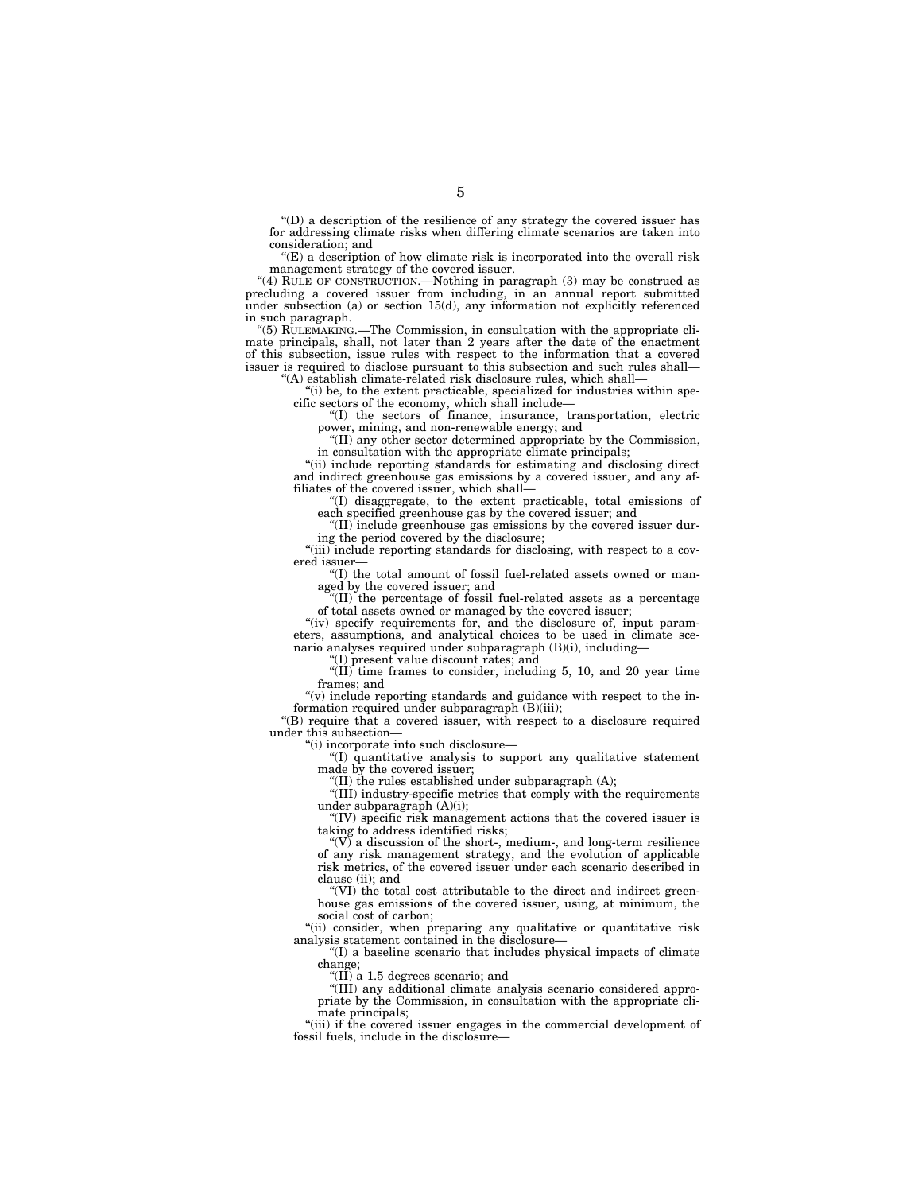"(D) a description of the resilience of any strategy the covered issuer has for addressing climate risks when differing climate scenarios are taken into consideration; and

"(E) a description of how climate risk is incorporated into the overall risk management strategy of the covered issuer.

"(4) RULE OF CONSTRUCTION.—Nothing in paragraph (3) may be construed as precluding a covered issuer from including, in an annual report submitted under subsection (a) or section 15(d), any information not explicitly referenced in such paragraph.

"(5) RULEMAKING.—The Commission, in consultation with the appropriate climate principals, shall, not later than 2 years after the date of the enactment of this subsection, issue rules with respect to the information that a covered issuer is required to disclose pursuant to this subsection and such rules shall—

"(A) establish climate-related risk disclosure rules, which shall—

"(i) be, to the extent practicable, specialized for industries within specific sectors of the economy, which shall include—

"(I) the sectors of finance, insurance, transportation, electric power, mining, and non-renewable energy; and

"(II) any other sector determined appropriate by the Commission, in consultation with the appropriate climate principals;

"(ii) include reporting standards for estimating and disclosing direct and indirect greenhouse gas emissions by a covered issuer, and any affiliates of the covered issuer, which shall—

"(I) disaggregate, to the extent practicable, total emissions of each specified greenhouse gas by the covered issuer; and

"(II) include greenhouse gas emissions by the covered issuer during the period covered by the disclosure;

"(iii) include reporting standards for disclosing, with respect to a covered issuer—

"(I) the total amount of fossil fuel-related assets owned or managed by the covered issuer; and

"(II) the percentage of fossil fuel-related assets as a percentage of total assets owned or managed by the covered issuer;

"(iv) specify requirements for, and the disclosure of, input parameters, assumptions, and analytical choices to be used in climate scenario analyses required under subparagraph (B)(i), including—

"(I) present value discount rates; and

"(II) time frames to consider, including 5, 10, and 20 year time frames; and

"(v) include reporting standards and guidance with respect to the information required under subparagraph (B)(iii);

"(B) require that a covered issuer, with respect to a disclosure required under this subsection—

"(i) incorporate into such disclosure—

"(I) quantitative analysis to support any qualitative statement made by the covered issuer;

"(II) the rules established under subparagraph (A);

"(III) industry-specific metrics that comply with the requirements under subparagraph (A)(i);

"(IV) specific risk management actions that the covered issuer is taking to address identified risks;

"(V) a discussion of the short-, medium-, and long-term resilience of any risk management strategy, and the evolution of applicable risk metrics, of the covered issuer under each scenario described in clause (ii); and

"(VI) the total cost attributable to the direct and indirect greenhouse gas emissions of the covered issuer, using, at minimum, the social cost of carbon;

"(ii) consider, when preparing any qualitative or quantitative risk analysis statement contained in the disclosure—

"(I) a baseline scenario that includes physical impacts of climate change;

"(II) a 1.5 degrees scenario; and

"(III) any additional climate analysis scenario considered appropriate by the Commission, in consultation with the appropriate climate principals;

"(iii) if the covered issuer engages in the commercial development of fossil fuels, include in the disclosure—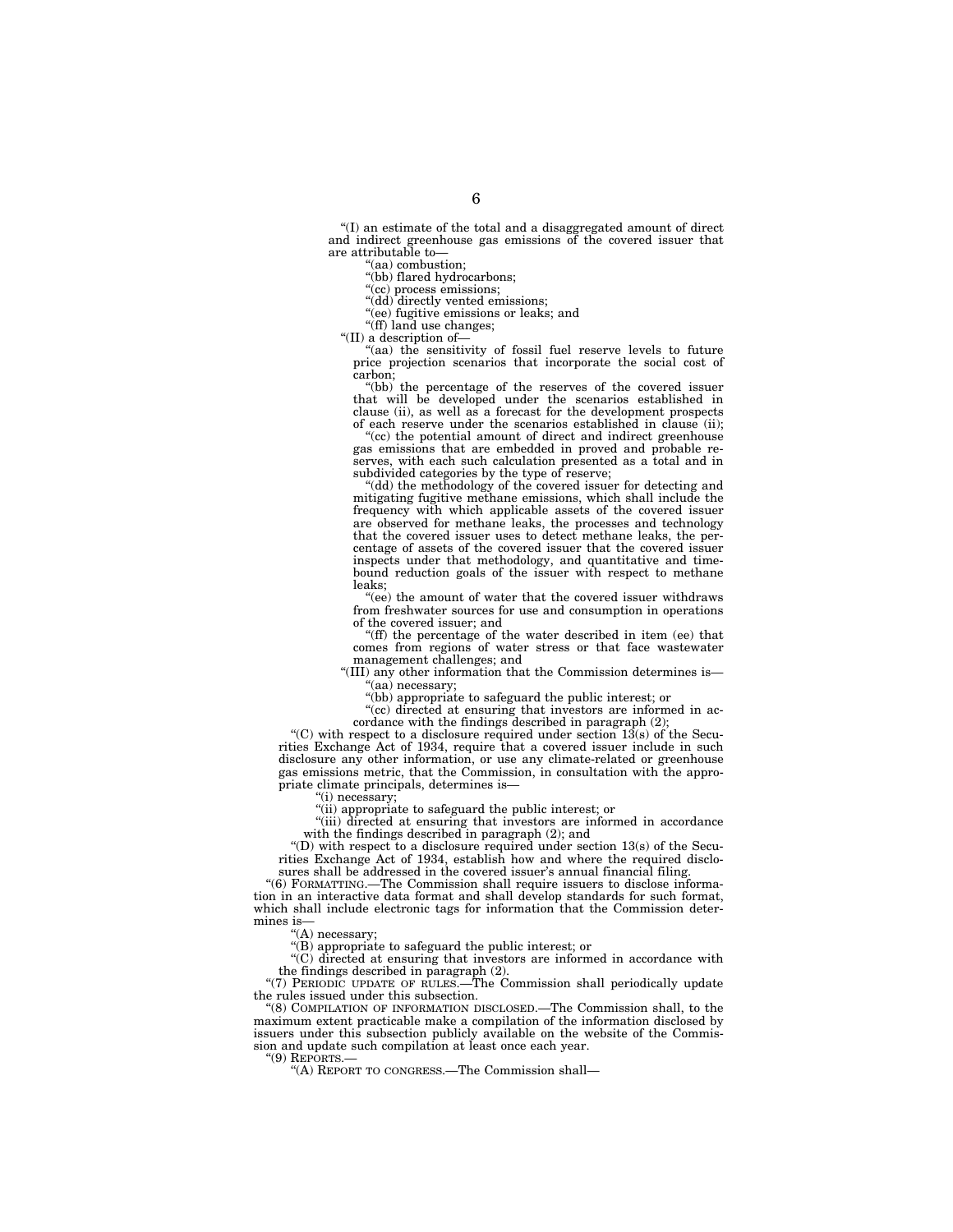"(I) an estimate of the total and a disaggregated amount of direct and indirect greenhouse gas emissions of the covered issuer that are attributable to—

"(aa) combustion;

"(bb) flared hydrocarbons;

"(cc) process emissions;

"(dd) directly vented emissions;

"(ee) fugitive emissions or leaks; and

"(ff) land use changes;

"(II) a description of—

"(aa) the sensitivity of fossil fuel reserve levels to future price projection scenarios that incorporate the social cost of carbon;

"(bb) the percentage of the reserves of the covered issuer that will be developed under the scenarios established in clause (ii), as well as a forecast for the development prospects of each reserve under the scenarios established in clause (ii);

"(cc) the potential amount of direct and indirect greenhouse gas emissions that are embedded in proved and probable reserves, with each such calculation presented as a total and in subdivided categories by the type of reserve;

"(dd) the methodology of the covered issuer for detecting and mitigating fugitive methane emissions, which shall include the frequency with which applicable assets of the covered issuer are observed for methane leaks, the processes and technology that the covered issuer uses to detect methane leaks, the percentage of assets of the covered issuer that the covered issuer inspects under that methodology, and quantitative and time-bound reduction goals of the issuer with respect to methane leaks;

"(ee) the amount of water that the covered issuer withdraws from freshwater sources for use and consumption in operations of the covered issuer; and

"(ff) the percentage of the water described in item (ee) that comes from regions of water stress or that face wastewater management challenges; and

"(III) any other information that the Commission determines is—

"(aa) necessary;

"(bb) appropriate to safeguard the public interest; or

"(cc) directed at ensuring that investors are informed in accordance with the findings described in paragraph (2);

"(C) with respect to a disclosure required under section 13(s) of the Securities Exchange Act of 1934, require that a covered issuer include in such disclosure any other information, or use any climate-related or greenhouse gas emissions metric, that the Commission, in consultation with the appropriate climate principals, determines is—

"(i) necessary;

"(ii) appropriate to safeguard the public interest; or

"(iii) directed at ensuring that investors are informed in accordance with the findings described in paragraph (2); and

"(D) with respect to a disclosure required under section 13(s) of the Securities Exchange Act of 1934, establish how and where the required disclosures shall be addressed in the covered issuer's annual financial filing.

"(6) FORMATTING.—The Commission shall require issuers to disclose information in an interactive data format and shall develop standards for such format, which shall include electronic tags for information that the Commission determines is—

"(A) necessary;

"(B) appropriate to safeguard the public interest; or

"(C) directed at ensuring that investors are informed in accordance with the findings described in paragraph (2).

"(7) PERIODIC UPDATE OF RULES.—The Commission shall periodically update the rules issued under this subsection.

"(8) COMPILATION OF INFORMATION DISCLOSED.—The Commission shall, to the maximum extent practicable make a compilation of the information disclosed by issuers under this subsection publicly available on the website of the Commission and update such compilation at least once each year.

"(9) REPORTS.—

"(A) REPORT TO CONGRESS.—The Commission shall—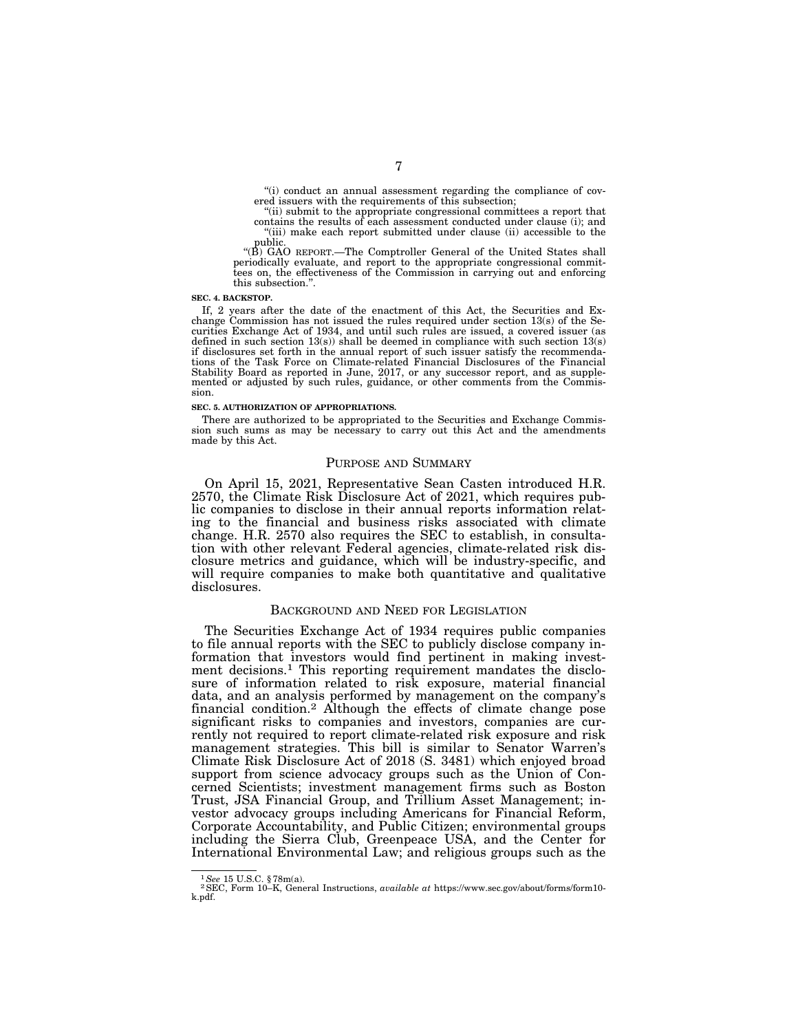"(i) conduct an annual assessment regarding the compliance of covered issuers with the requirements of this subsection;

"(ii) submit to the appropriate congressional committees a report that contains the results of each assessment conducted under clause (i); and

"(iii) make each report submitted under clause (ii) accessible to the public.

"(B) GAO REPORT.—The Comptroller General of the United States shall periodically evaluate, and report to the appropriate congressional committees on, the effectiveness of the Commission in carrying out and enforcing this subsection.".

**SEC. 4. BACKSTOP.**

If, 2 years after the date of the enactment of this Act, the Securities and Exchange Commission has not issued the rules required under section 13(s) of the Securities Exchange Act of 1934, and until such rules are issued, a covered issuer (as defined in such section 13(s)) shall be deemed in compliance with such section 13(s) if disclosures set forth in the annual report of such issuer satisfy the recommendations of the Task Force on Climate-related Financial Disclosures of the Financial Stability Board as reported in June, 2017, or any successor report, and as supplemented or adjusted by such rules, guidance, or other comments from the Commission.

**SEC. 5. AUTHORIZATION OF APPROPRIATIONS.**

There are authorized to be appropriated to the Securities and Exchange Commission such sums as may be necessary to carry out this Act and the amendments made by this Act.

## PURPOSE AND SUMMARY

On April 15, 2021, Representative Sean Casten introduced H.R. 2570, the Climate Risk Disclosure Act of 2021, which requires public companies to disclose in their annual reports information relating to the financial and business risks associated with climate change. H.R. 2570 also requires the SEC to establish, in consultation with other relevant Federal agencies, climate-related risk disclosure metrics and guidance, which will be industry-specific, and will require companies to make both quantitative and qualitative disclosures.

## BACKGROUND AND NEED FOR LEGISLATION

The Securities Exchange Act of 1934 requires public companies to file annual reports with the SEC to publicly disclose company information that investors would find pertinent in making investment decisions.[1] This reporting requirement mandates the disclosure of information related to risk exposure, material financial data, and an analysis performed by management on the company's financial condition.[2] Although the effects of climate change pose significant risks to companies and investors, companies are currently not required to report climate-related risk exposure and risk management strategies. This bill is similar to Senator Warren's Climate Risk Disclosure Act of 2018 (S. 3481) which enjoyed broad support from science advocacy groups such as the Union of Concerned Scientists; investment management firms such as Boston Trust, JSA Financial Group, and Trillium Asset Management; investor advocacy groups including Americans for Financial Reform, Corporate Accountability, and Public Citizen; environmental groups including the Sierra Club, Greenpeace USA, and the Center for International Environmental Law; and religious groups such as the

---

[1] *See* 15 U.S.C. §78m(a).

[2] SEC, Form 10–K, General Instructions, *available at* https://www.sec.gov/about/forms/form10-k.pdf.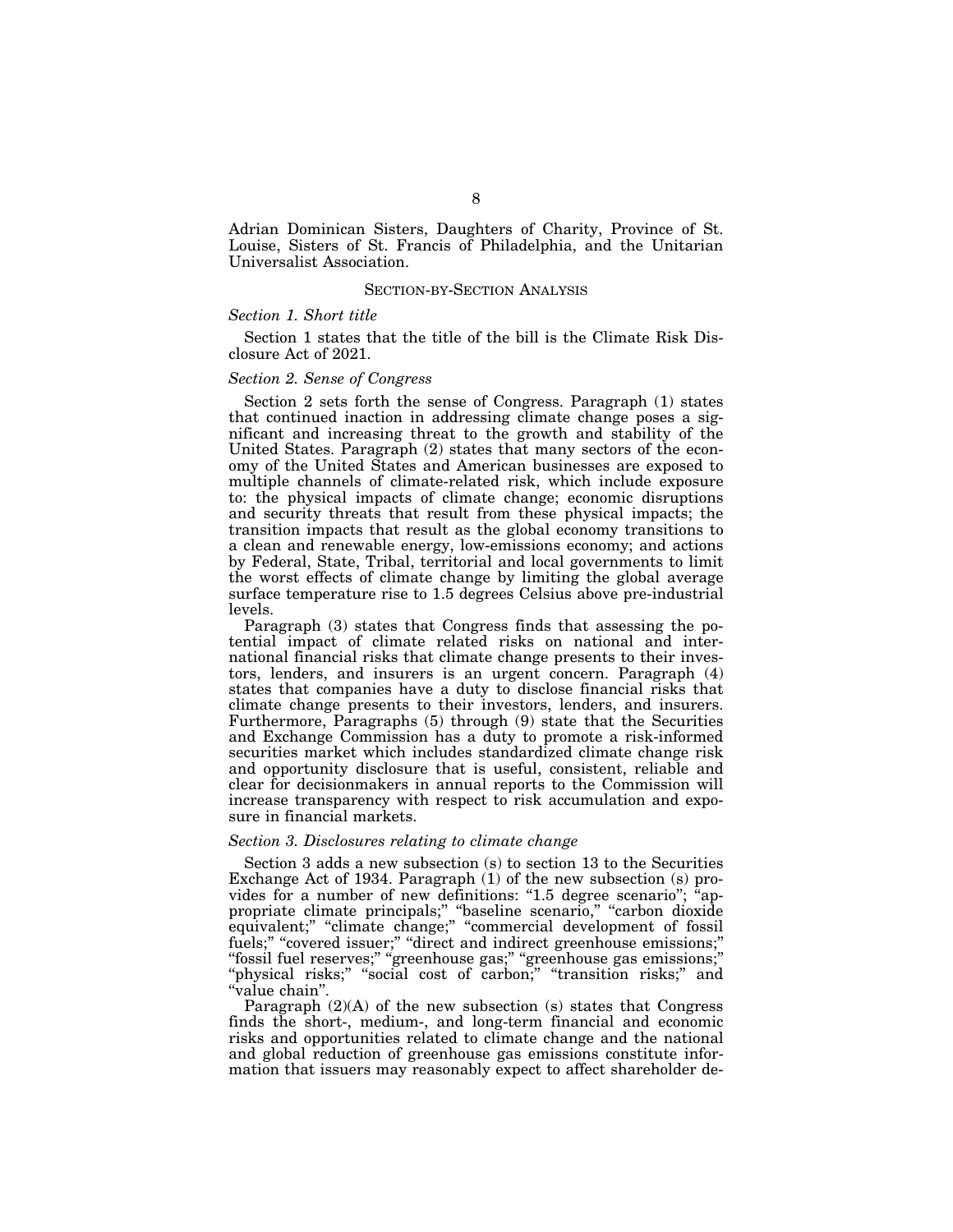Adrian Dominican Sisters, Daughters of Charity, Province of St. Louise, Sisters of St. Francis of Philadelphia, and the Unitarian Universalist Association.

## SECTION-BY-SECTION ANALYSIS

### *Section 1. Short title*

Section 1 states that the title of the bill is the Climate Risk Disclosure Act of 2021.

### *Section 2. Sense of Congress*

Section 2 sets forth the sense of Congress. Paragraph (1) states that continued inaction in addressing climate change poses a significant and increasing threat to the growth and stability of the United States. Paragraph (2) states that many sectors of the economy of the United States and American businesses are exposed to multiple channels of climate-related risk, which include exposure to: the physical impacts of climate change; economic disruptions and security threats that result from these physical impacts; the transition impacts that result as the global economy transitions to a clean and renewable energy, low-emissions economy; and actions by Federal, State, Tribal, territorial and local governments to limit the worst effects of climate change by limiting the global average surface temperature rise to 1.5 degrees Celsius above pre-industrial levels.

Paragraph (3) states that Congress finds that assessing the potential impact of climate related risks on national and international financial risks that climate change presents to their investors, lenders, and insurers is an urgent concern. Paragraph (4) states that companies have a duty to disclose financial risks that climate change presents to their investors, lenders, and insurers. Furthermore, Paragraphs (5) through (9) state that the Securities and Exchange Commission has a duty to promote a risk-informed securities market which includes standardized climate change risk and opportunity disclosure that is useful, consistent, reliable and clear for decisionmakers in annual reports to the Commission will increase transparency with respect to risk accumulation and exposure in financial markets.

### *Section 3. Disclosures relating to climate change*

Section 3 adds a new subsection (s) to section 13 to the Securities Exchange Act of 1934. Paragraph (1) of the new subsection (s) provides for a number of new definitions: "1.5 degree scenario"; "appropriate climate principals;" "baseline scenario," "carbon dioxide equivalent;" "climate change;" "commercial development of fossil fuels;" "covered issuer;" "direct and indirect greenhouse emissions;" "fossil fuel reserves;" "greenhouse gas;" "greenhouse gas emissions;" "physical risks;" "social cost of carbon;" "transition risks;" and "value chain".

Paragraph (2)(A) of the new subsection (s) states that Congress finds the short-, medium-, and long-term financial and economic risks and opportunities related to climate change and the national and global reduction of greenhouse gas emissions constitute information that issuers may reasonably expect to affect shareholder de-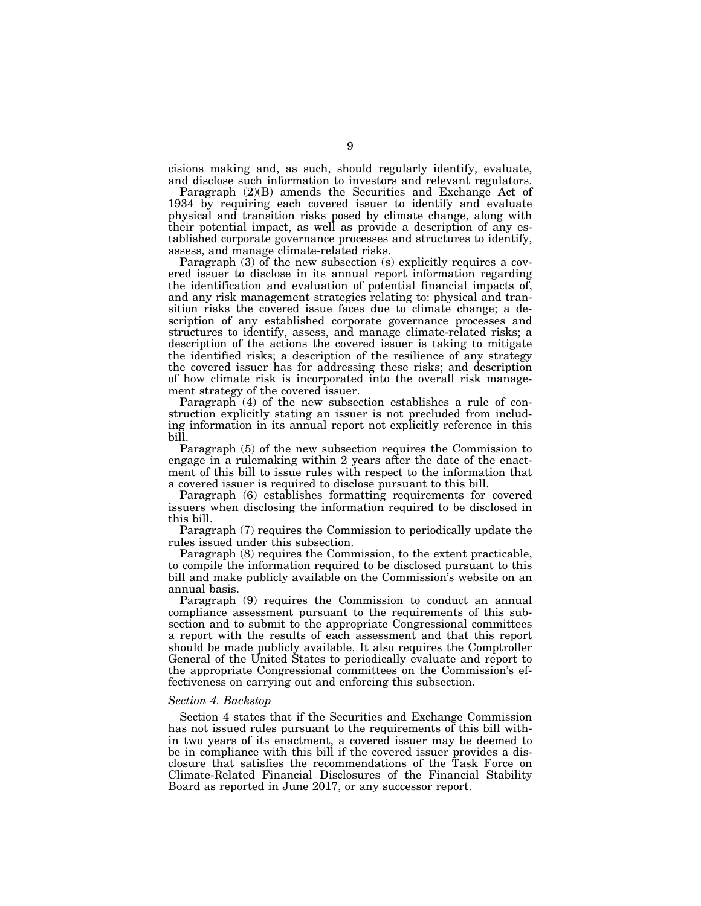cisions making and, as such, should regularly identify, evaluate, and disclose such information to investors and relevant regulators.

Paragraph (2)(B) amends the Securities and Exchange Act of 1934 by requiring each covered issuer to identify and evaluate physical and transition risks posed by climate change, along with their potential impact, as well as provide a description of any established corporate governance processes and structures to identify, assess, and manage climate-related risks.

Paragraph (3) of the new subsection (s) explicitly requires a covered issuer to disclose in its annual report information regarding the identification and evaluation of potential financial impacts of, and any risk management strategies relating to: physical and transition risks the covered issue faces due to climate change; a description of any established corporate governance processes and structures to identify, assess, and manage climate-related risks; a description of the actions the covered issuer is taking to mitigate the identified risks; a description of the resilience of any strategy the covered issuer has for addressing these risks; and description of how climate risk is incorporated into the overall risk management strategy of the covered issuer.

Paragraph (4) of the new subsection establishes a rule of construction explicitly stating an issuer is not precluded from including information in its annual report not explicitly reference in this bill.

Paragraph (5) of the new subsection requires the Commission to engage in a rulemaking within 2 years after the date of the enactment of this bill to issue rules with respect to the information that a covered issuer is required to disclose pursuant to this bill.

Paragraph (6) establishes formatting requirements for covered issuers when disclosing the information required to be disclosed in this bill.

Paragraph (7) requires the Commission to periodically update the rules issued under this subsection.

Paragraph (8) requires the Commission, to the extent practicable, to compile the information required to be disclosed pursuant to this bill and make publicly available on the Commission's website on an annual basis.

Paragraph (9) requires the Commission to conduct an annual compliance assessment pursuant to the requirements of this subsection and to submit to the appropriate Congressional committees a report with the results of each assessment and that this report should be made publicly available. It also requires the Comptroller General of the United States to periodically evaluate and report to the appropriate Congressional committees on the Commission's effectiveness on carrying out and enforcing this subsection.

*Section 4. Backstop*

Section 4 states that if the Securities and Exchange Commission has not issued rules pursuant to the requirements of this bill within two years of its enactment, a covered issuer may be deemed to be in compliance with this bill if the covered issuer provides a disclosure that satisfies the recommendations of the Task Force on Climate-Related Financial Disclosures of the Financial Stability Board as reported in June 2017, or any successor report.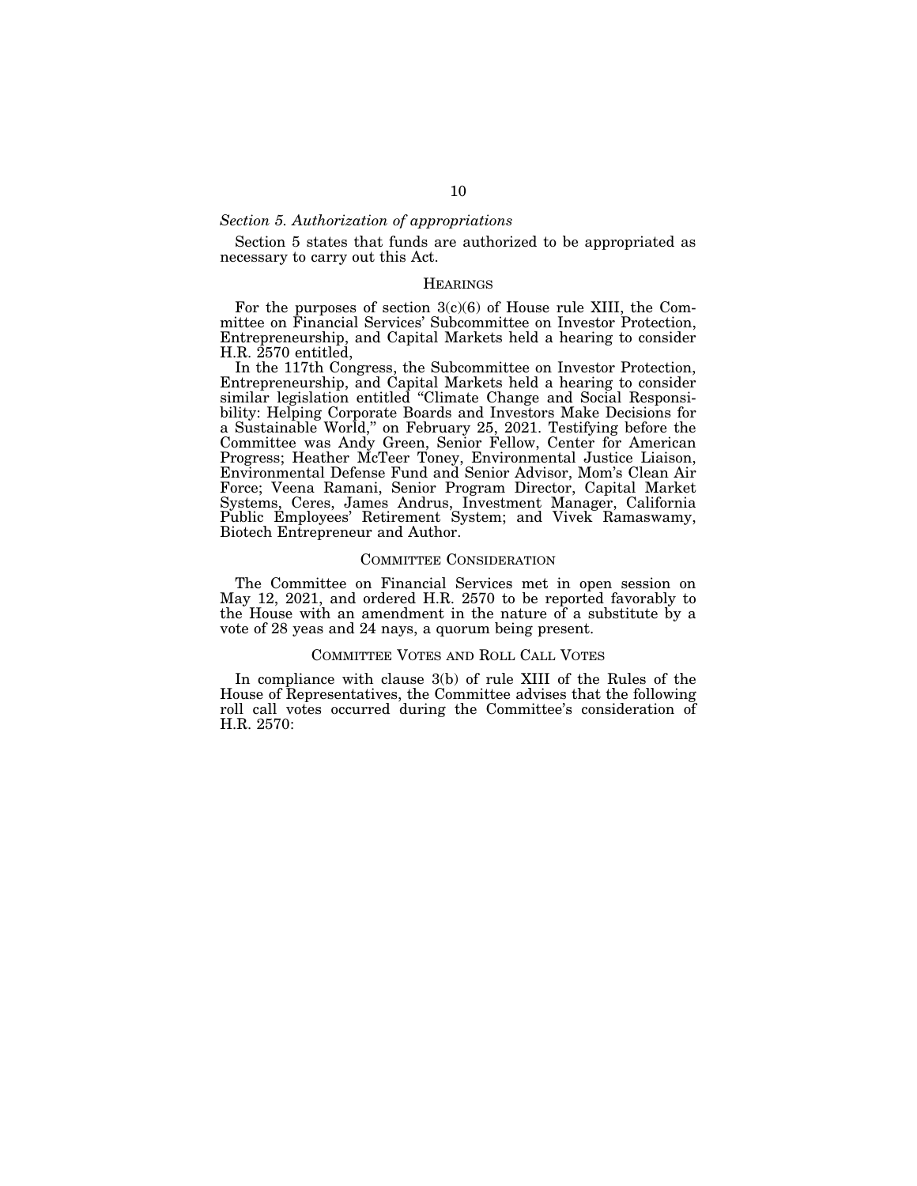*Section 5. Authorization of appropriations*

Section 5 states that funds are authorized to be appropriated as necessary to carry out this Act.

## HEARINGS

For the purposes of section 3(c)(6) of House rule XIII, the Committee on Financial Services' Subcommittee on Investor Protection, Entrepreneurship, and Capital Markets held a hearing to consider H.R. 2570 entitled,

In the 117th Congress, the Subcommittee on Investor Protection, Entrepreneurship, and Capital Markets held a hearing to consider similar legislation entitled "Climate Change and Social Responsibility: Helping Corporate Boards and Investors Make Decisions for a Sustainable World," on February 25, 2021. Testifying before the Committee was Andy Green, Senior Fellow, Center for American Progress; Heather McTeer Toney, Environmental Justice Liaison, Environmental Defense Fund and Senior Advisor, Mom's Clean Air Force; Veena Ramani, Senior Program Director, Capital Market Systems, Ceres, James Andrus, Investment Manager, California Public Employees' Retirement System; and Vivek Ramaswamy, Biotech Entrepreneur and Author.

## COMMITTEE CONSIDERATION

The Committee on Financial Services met in open session on May 12, 2021, and ordered H.R. 2570 to be reported favorably to the House with an amendment in the nature of a substitute by a vote of 28 yeas and 24 nays, a quorum being present.

## COMMITTEE VOTES AND ROLL CALL VOTES

In compliance with clause 3(b) of rule XIII of the Rules of the House of Representatives, the Committee advises that the following roll call votes occurred during the Committee's consideration of H.R. 2570: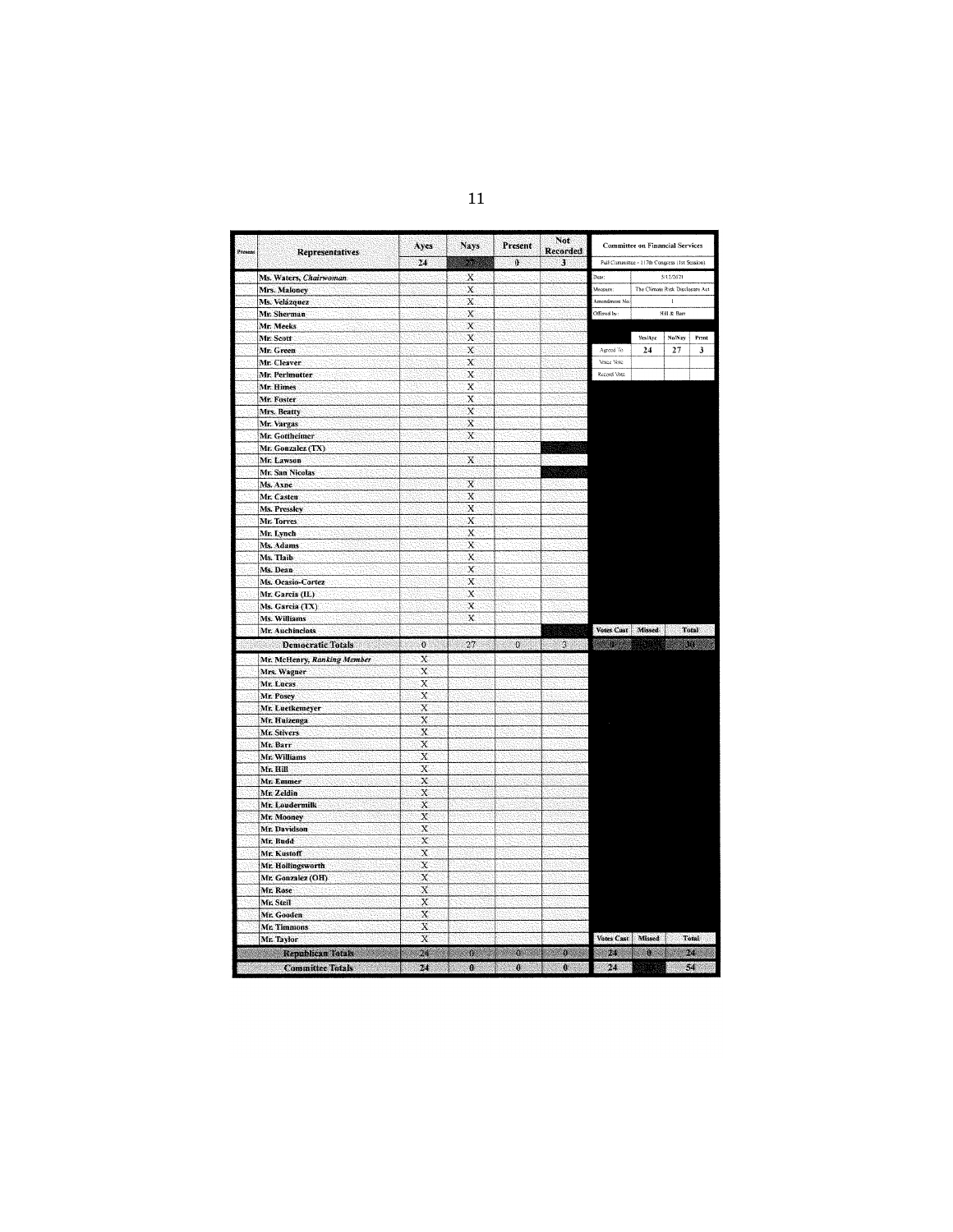| Present | Representatives | Ayes | Nays | Present | Not Recorded |
|---|---|---|---|---|---|
| | | 24 | 27 | 0 | 3 |
| | Ms. Waters, *Chairwoman* | | X | | |
| | Mrs. Maloney | | X | | |
| | Ms. Velázquez | | X | | |
| | Mr. Sherman | | X | | |
| | Mr. Meeks | | X | | |
| | Mr. Scott | | X | | |
| | Mr. Green | | X | | |
| | Mr. Cleaver | | X | | |
| | Mr. Perlmutter | | X | | |
| | Mr. Himes | | X | | |
| | Mr. Foster | | X | | |
| | Mrs. Beatty | | X | | |
| | Mr. Vargas | | X | | |
| | Mr. Gottheimer | | X | | |
| | Mr. Gonzalez (TX) | | | | |
| | Mr. Lawson | | X | | |
| | Mr. San Nicolas | | | | |
| | Ms. Axne | | X | | |
| | Mr. Casten | | X | | |
| | Ms. Pressley | | X | | |
| | Mr. Torres | | X | | |
| | Mr. Lynch | | X | | |
| | Ms. Adams | | X | | |
| | Ms. Tlaib | | X | | |
| | Ms. Dean | | X | | |
| | Ms. Ocasio-Cortez | | X | | |
| | Mr. Garcia (IL) | | X | | |
| | Ms. Garcia (TX) | | X | | |
| | Ms. Williams | | X | | |
| | Mr. Auchincloss | | | | |
| | **Democratic Totals** | 0 | 27 | 0 | 3 |
| | Mr. McHenry, *Ranking Member* | X | | | |
| | Mrs. Wagner | X | | | |
| | Mr. Lucas | X | | | |
| | Mr. Posey | X | | | |
| | Mr. Luetkemeyer | X | | | |
| | Mr. Huizenga | X | | | |
| | Mr. Stivers | X | | | |
| | Mr. Barr | X | | | |
| | Mr. Williams | X | | | |
| | Mr. Hill | X | | | |
| | Mr. Emmer | X | | | |
| | Mr. Zeldin | X | | | |
| | Mr. Loudermilk | X | | | |
| | Mr. Mooney | X | | | |
| | Mr. Davidson | X | | | |
| | Mr. Budd | X | | | |
| | Mr. Kustoff | X | | | |
| | Mr. Hollingsworth | X | | | |
| | Mr. Gonzalez (OH) | X | | | |
| | Mr. Rose | X | | | |
| | Mr. Steil | X | | | |
| | Mr. Gooden | X | | | |
| | Mr. Timmons | X | | | |
| | Mr. Taylor | X | | | |
| | **Republican Totals** | 24 | 0 | 0 | 0 |
| | **Committee Totals** | 24 | 0 | 0 | 0 |

| Committee on Financial Services | |
|---|---|
| Full Committee - 117th Congress (1st Session) | |
| Date: | 5/12/2021 |
| Measure: | The Climate Risk Disclosure Act |
| Amendment No: | 1 |
| Offered by: | Hill & Barr |

| | Yes/Aye | No/Nay | Prsnt |
|---|---|---|---|
| Agreed To: | 24 | 27 | 3 |
| Voice Vote: | | | |
| Record Vote: | | | |

| | Votes Cast | Missed | Total |
|---|---|---|---|
| Democratic | 0 | 30 | 30 |
| Republican | 24 | 0 | 24 |
| Committee | 24 | | 54 |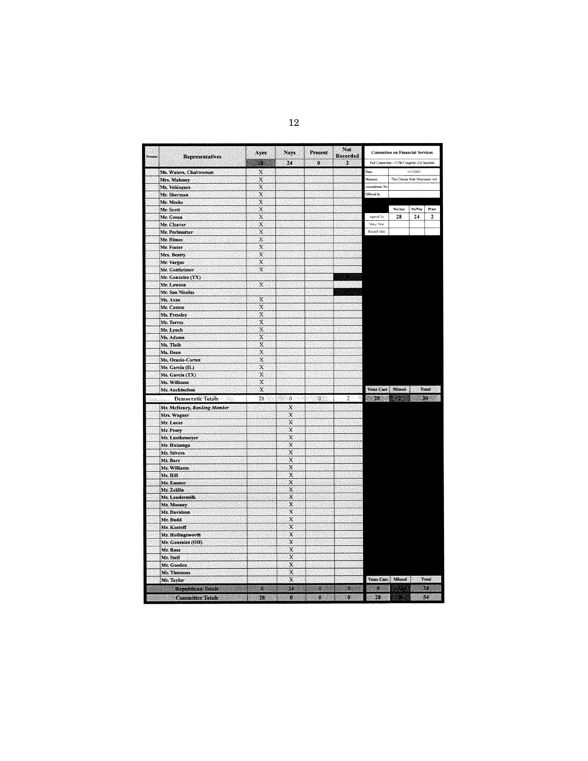| Present | Representatives | Ayes | Nays | Present | Not Recorded |
|---|---|---|---|---|---|
| | | 28 | 24 | 0 | 2 |
| | Ms. Waters, *Chairwoman* | X | | | |
| | Mrs. Maloney | X | | | |
| | Ms. Velázquez | X | | | |
| | Mr. Sherman | X | | | |
| | Mr. Meeks | X | | | |
| | Mr. Scott | X | | | |
| | Mr. Green | X | | | |
| | Mr. Cleaver | X | | | |
| | Mr. Perlmutter | X | | | |
| | Mr. Himes | X | | | |
| | Mr. Foster | X | | | |
| | Mrs. Beatty | X | | | |
| | Mr. Vargas | X | | | |
| | Mr. Gottheimer | X | | | |
| | Mr. Gonzalez (TX) | | | | |
| | Mr. Lawson | X | | | |
| | Mr. San Nicolas | | | | |
| | Ms. Axne | X | | | |
| | Mr. Casten | X | | | |
| | Ms. Pressley | X | | | |
| | Mr. Torres | X | | | |
| | Mr. Lynch | X | | | |
| | Ms. Adams | X | | | |
| | Ms. Tlaib | X | | | |
| | Ms. Dean | X | | | |
| | Ms. Ocasio-Cortez | X | | | |
| | Mr. Garcia (IL) | X | | | |
| | Ms. Garcia (TX) | X | | | |
| | Ms. Williams | X | | | |
| | Mr. Auchincloss | X | | | |
| | **Democratic Totals** | 28 | 0 | 0 | 2 |
| | Mr. McHenry, *Ranking Member* | | X | | |
| | Mrs. Wagner | | X | | |
| | Mr. Lucas | | X | | |
| | Mr. Posey | | X | | |
| | Mr. Luetkemeyer | | X | | |
| | Mr. Huizenga | | X | | |
| | Mr. Stivers | | X | | |
| | Mr. Barr | | X | | |
| | Mr. Williams | | X | | |
| | Mr. Hill | | X | | |
| | Mr. Emmer | | X | | |
| | Mr. Zeldin | | X | | |
| | Mr. Loudermilk | | X | | |
| | Mr. Mooney | | X | | |
| | Mr. Davidson | | X | | |
| | Mr. Budd | | X | | |
| | Mr. Kustoff | | X | | |
| | Mr. Hollingsworth | | X | | |
| | Mr. Gonzalez (OH) | | X | | |
| | Mr. Rose | | X | | |
| | Mr. Steil | | X | | |
| | Mr. Gooden | | X | | |
| | Mr. Timmons | | X | | |
| | Mr. Taylor | | X | | |
| | **Republican Totals** | 0 | 24 | 0 | 0 |
| | **Committee Totals** | 28 | 0 | 0 | 0 |

**Committee on Financial Services**

Full Committee - 117th Congress (1st Session)

| | |
|---|---|
| Date: | 5/12/2021 |
| Measure: | The Climate Risk Disclosure Act |
| Amendment No. | |
| Offered by: | |

| | Yes/Aye | No/Nay | Prsnt |
|---|---|---|---|
| Agreed To | 28 | 24 | 2 |
| Voice Vote | | | |
| Record Vote | | | |

| | Votes Cast | Missed | Total |
|---|---|---|---|
| Democratic | 28 | 2 | 30 |
| Republican | 0 | 0 | 24 |
| Committee | 28 | 2 | 54 |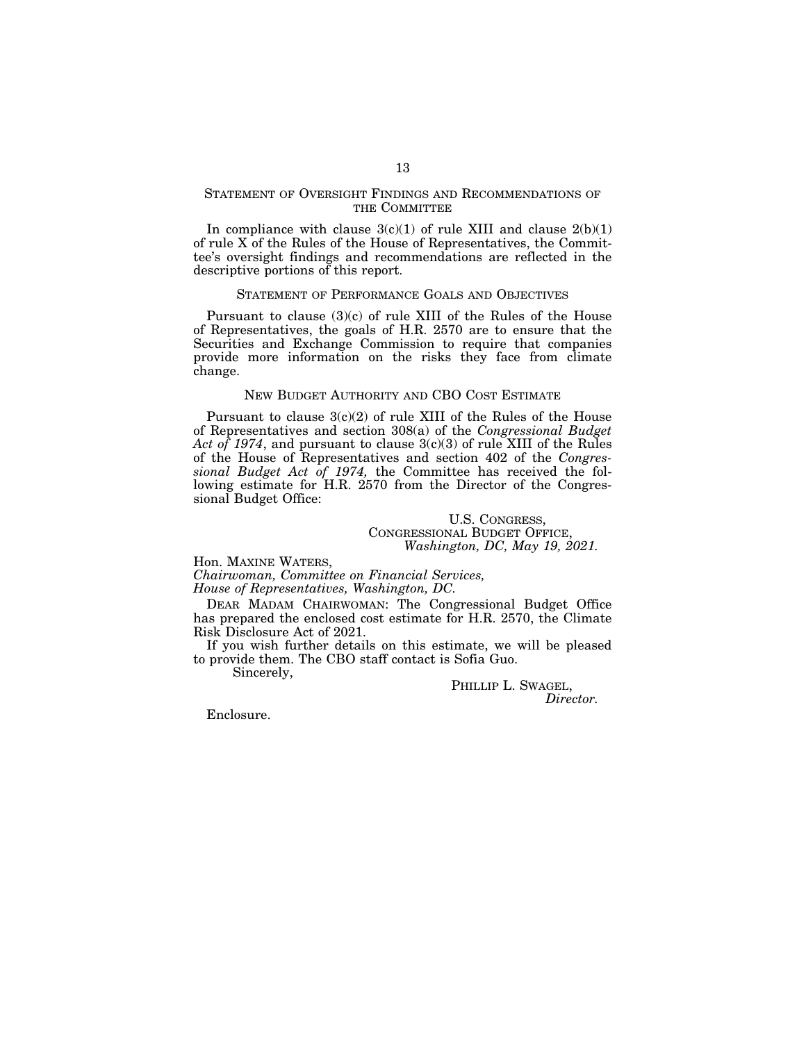## STATEMENT OF OVERSIGHT FINDINGS AND RECOMMENDATIONS OF THE COMMITTEE

In compliance with clause 3(c)(1) of rule XIII and clause 2(b)(1) of rule X of the Rules of the House of Representatives, the Committee's oversight findings and recommendations are reflected in the descriptive portions of this report.

## STATEMENT OF PERFORMANCE GOALS AND OBJECTIVES

Pursuant to clause (3)(c) of rule XIII of the Rules of the House of Representatives, the goals of H.R. 2570 are to ensure that the Securities and Exchange Commission to require that companies provide more information on the risks they face from climate change.

## NEW BUDGET AUTHORITY AND CBO COST ESTIMATE

Pursuant to clause 3(c)(2) of rule XIII of the Rules of the House of Representatives and section 308(a) of the *Congressional Budget Act of 1974*, and pursuant to clause 3(c)(3) of rule XIII of the Rules of the House of Representatives and section 402 of the *Congressional Budget Act of 1974,* the Committee has received the following estimate for H.R. 2570 from the Director of the Congressional Budget Office:

U.S. CONGRESS,
CONGRESSIONAL BUDGET OFFICE,
*Washington, DC, May 19, 2021.*

Hon. MAXINE WATERS,
*Chairwoman, Committee on Financial Services,*
*House of Representatives, Washington, DC.*

DEAR MADAM CHAIRWOMAN: The Congressional Budget Office has prepared the enclosed cost estimate for H.R. 2570, the Climate Risk Disclosure Act of 2021.

If you wish further details on this estimate, we will be pleased to provide them. The CBO staff contact is Sofia Guo.

Sincerely,

PHILLIP L. SWAGEL,
*Director.*

Enclosure.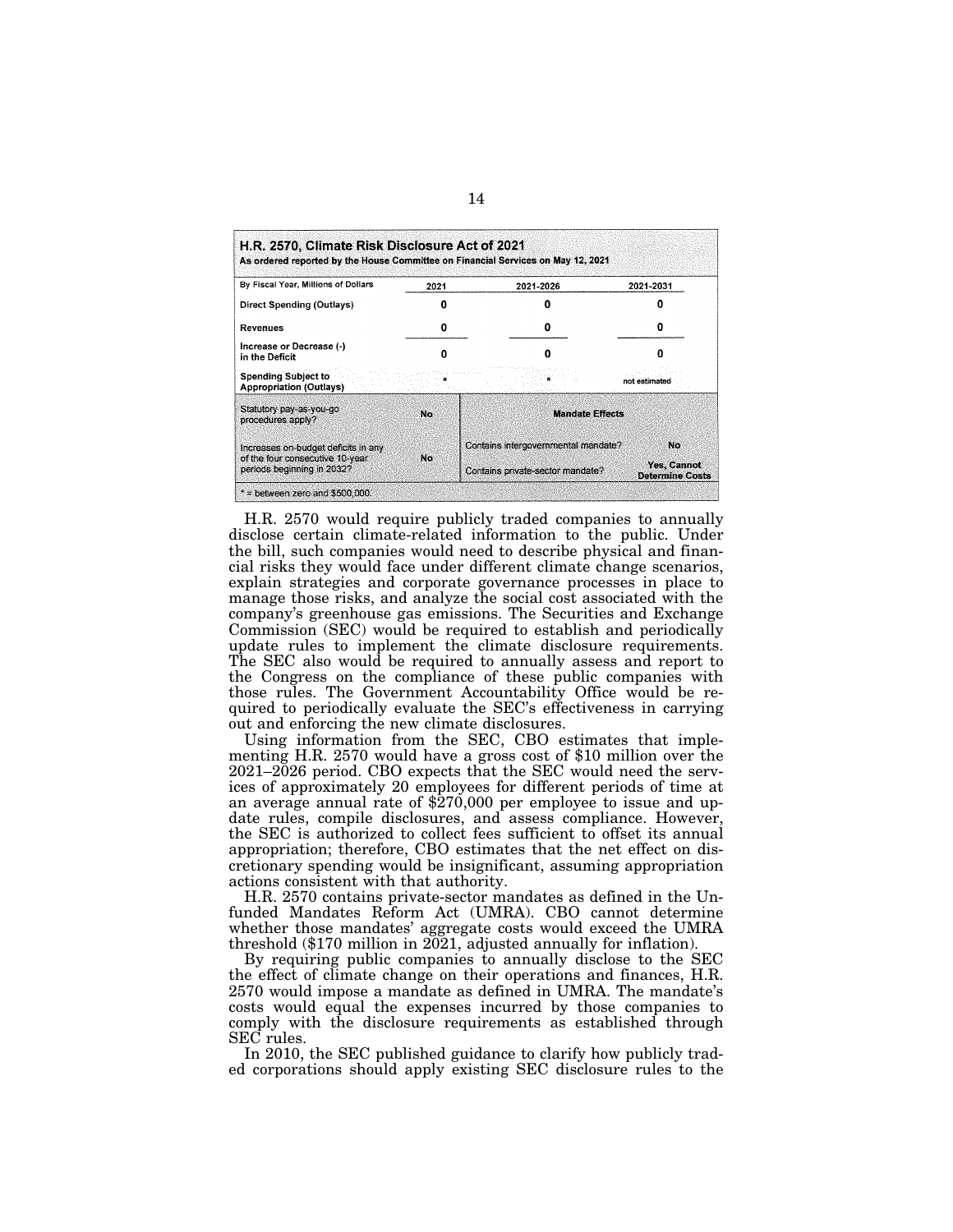**H.R. 2570, Climate Risk Disclosure Act of 2021**
**As ordered reported by the House Committee on Financial Services on May 12, 2021**

| By Fiscal Year, Millions of Dollars | 2021 | 2021-2026 | 2021-2031 |
|---|---|---|---|
| Direct Spending (Outlays) | 0 | 0 | 0 |
| Revenues | 0 | 0 | 0 |
| Increase or Decrease (-) in the Deficit | 0 | 0 | 0 |
| Spending Subject to Appropriation (Outlays) | * | * | not estimated |

| Statutory pay-as-you-go procedures apply? | No | **Mandate Effects** | |
|---|---|---|---|
| Increases on-budget deficits in any of the four consecutive 10-year periods beginning in 2032? | No | Contains intergovernmental mandate? | No |
| | | Contains private-sector mandate? | Yes, Cannot Determine Costs |

* = between zero and $500,000.

H.R. 2570 would require publicly traded companies to annually disclose certain climate-related information to the public. Under the bill, such companies would need to describe physical and financial risks they would face under different climate change scenarios, explain strategies and corporate governance processes in place to manage those risks, and analyze the social cost associated with the company's greenhouse gas emissions. The Securities and Exchange Commission (SEC) would be required to establish and periodically update rules to implement the climate disclosure requirements. The SEC also would be required to annually assess and report to the Congress on the compliance of these public companies with those rules. The Government Accountability Office would be required to periodically evaluate the SEC's effectiveness in carrying out and enforcing the new climate disclosures.

Using information from the SEC, CBO estimates that implementing H.R. 2570 would have a gross cost of $10 million over the 2021–2026 period. CBO expects that the SEC would need the services of approximately 20 employees for different periods of time at an average annual rate of $270,000 per employee to issue and update rules, compile disclosures, and assess compliance. However, the SEC is authorized to collect fees sufficient to offset its annual appropriation; therefore, CBO estimates that the net effect on discretionary spending would be insignificant, assuming appropriation actions consistent with that authority.

H.R. 2570 contains private-sector mandates as defined in the Unfunded Mandates Reform Act (UMRA). CBO cannot determine whether those mandates' aggregate costs would exceed the UMRA threshold ($170 million in 2021, adjusted annually for inflation).

By requiring public companies to annually disclose to the SEC the effect of climate change on their operations and finances, H.R. 2570 would impose a mandate as defined in UMRA. The mandate's costs would equal the expenses incurred by those companies to comply with the disclosure requirements as established through SEC rules.

In 2010, the SEC published guidance to clarify how publicly traded corporations should apply existing SEC disclosure rules to the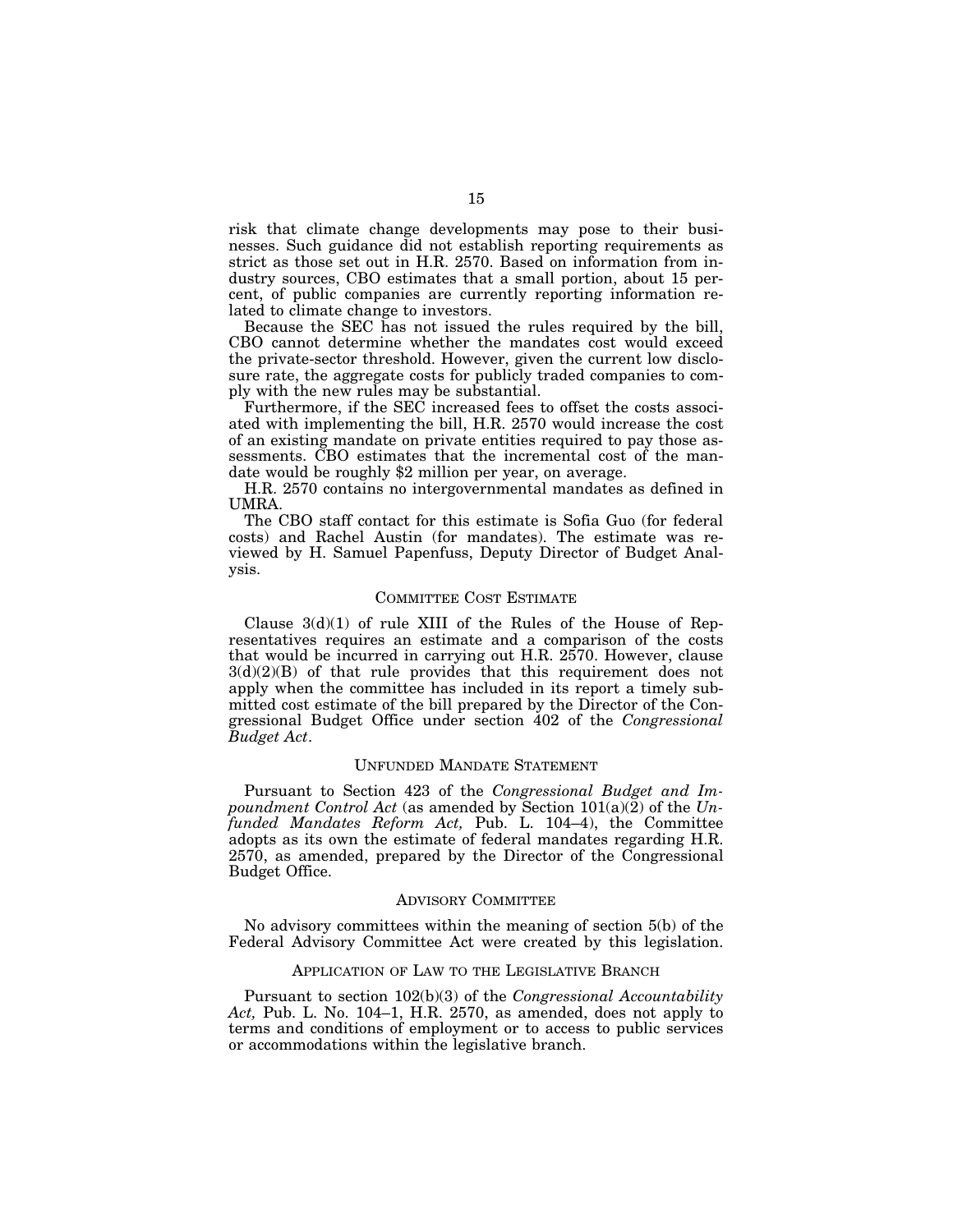risk that climate change developments may pose to their businesses. Such guidance did not establish reporting requirements as strict as those set out in H.R. 2570. Based on information from industry sources, CBO estimates that a small portion, about 15 percent, of public companies are currently reporting information related to climate change to investors.

Because the SEC has not issued the rules required by the bill, CBO cannot determine whether the mandates cost would exceed the private-sector threshold. However, given the current low disclosure rate, the aggregate costs for publicly traded companies to comply with the new rules may be substantial.

Furthermore, if the SEC increased fees to offset the costs associated with implementing the bill, H.R. 2570 would increase the cost of an existing mandate on private entities required to pay those assessments. CBO estimates that the incremental cost of the mandate would be roughly $2 million per year, on average.

H.R. 2570 contains no intergovernmental mandates as defined in UMRA.

The CBO staff contact for this estimate is Sofia Guo (for federal costs) and Rachel Austin (for mandates). The estimate was reviewed by H. Samuel Papenfuss, Deputy Director of Budget Analysis.

## Committee Cost Estimate

Clause 3(d)(1) of rule XIII of the Rules of the House of Representatives requires an estimate and a comparison of the costs that would be incurred in carrying out H.R. 2570. However, clause 3(d)(2)(B) of that rule provides that this requirement does not apply when the committee has included in its report a timely submitted cost estimate of the bill prepared by the Director of the Congressional Budget Office under section 402 of the *Congressional Budget Act*.

## Unfunded Mandate Statement

Pursuant to Section 423 of the *Congressional Budget and Impoundment Control Act* (as amended by Section 101(a)(2) of the *Unfunded Mandates Reform Act,* Pub. L. 104–4), the Committee adopts as its own the estimate of federal mandates regarding H.R. 2570, as amended, prepared by the Director of the Congressional Budget Office.

## Advisory Committee

No advisory committees within the meaning of section 5(b) of the Federal Advisory Committee Act were created by this legislation.

## Application of Law to the Legislative Branch

Pursuant to section 102(b)(3) of the *Congressional Accountability Act,* Pub. L. No. 104–1, H.R. 2570, as amended, does not apply to terms and conditions of employment or to access to public services or accommodations within the legislative branch.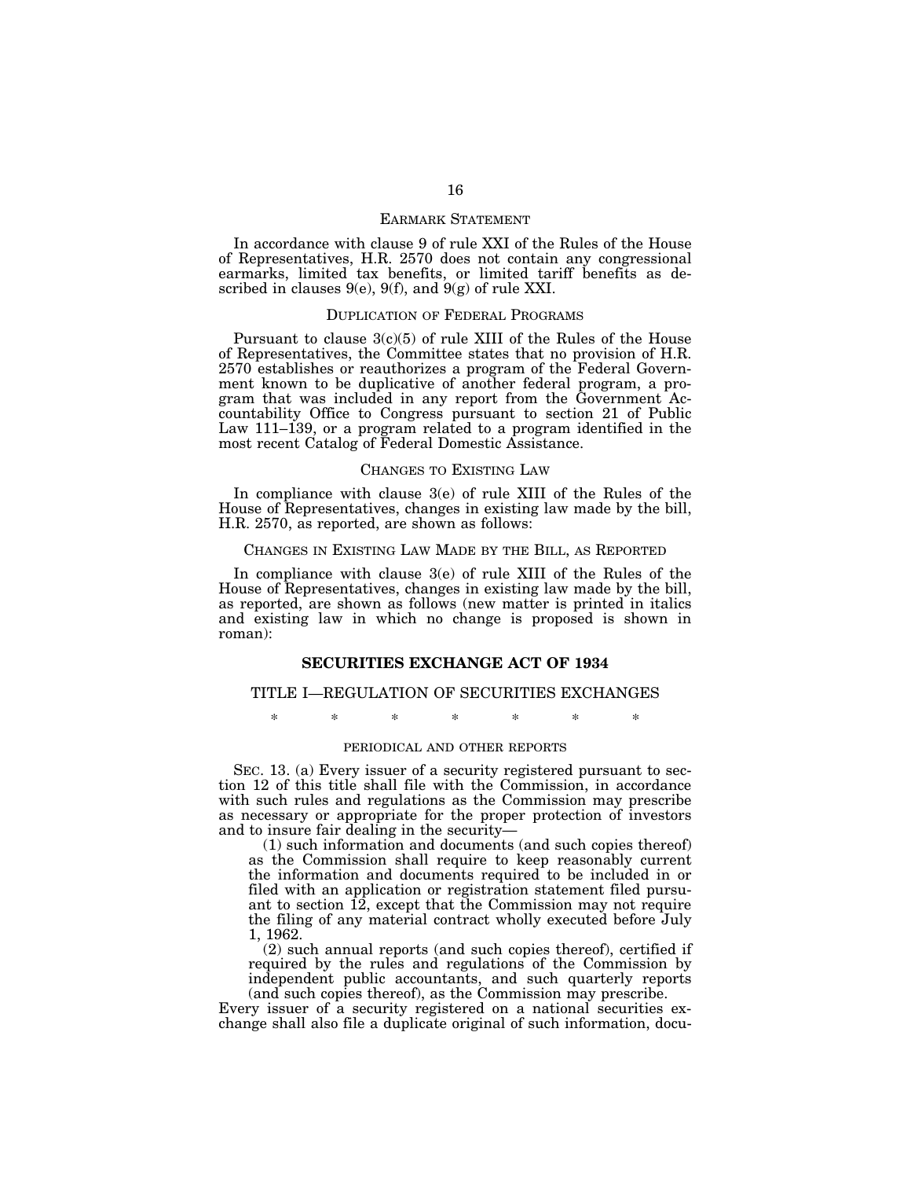## EARMARK STATEMENT

In accordance with clause 9 of rule XXI of the Rules of the House of Representatives, H.R. 2570 does not contain any congressional earmarks, limited tax benefits, or limited tariff benefits as described in clauses 9(e), 9(f), and 9(g) of rule XXI.

## DUPLICATION OF FEDERAL PROGRAMS

Pursuant to clause 3(c)(5) of rule XIII of the Rules of the House of Representatives, the Committee states that no provision of H.R. 2570 establishes or reauthorizes a program of the Federal Government known to be duplicative of another federal program, a program that was included in any report from the Government Accountability Office to Congress pursuant to section 21 of Public Law 111–139, or a program related to a program identified in the most recent Catalog of Federal Domestic Assistance.

## CHANGES TO EXISTING LAW

In compliance with clause 3(e) of rule XIII of the Rules of the House of Representatives, changes in existing law made by the bill, H.R. 2570, as reported, are shown as follows:

## CHANGES IN EXISTING LAW MADE BY THE BILL, AS REPORTED

In compliance with clause 3(e) of rule XIII of the Rules of the House of Representatives, changes in existing law made by the bill, as reported, are shown as follows (new matter is printed in italics and existing law in which no change is proposed is shown in roman):

## SECURITIES EXCHANGE ACT OF 1934

### TITLE I—REGULATION OF SECURITIES EXCHANGES

\* \* \* \* \* \* \*

#### PERIODICAL AND OTHER REPORTS

SEC. 13. (a) Every issuer of a security registered pursuant to section 12 of this title shall file with the Commission, in accordance with such rules and regulations as the Commission may prescribe as necessary or appropriate for the proper protection of investors and to insure fair dealing in the security—

(1) such information and documents (and such copies thereof) as the Commission shall require to keep reasonably current the information and documents required to be included in or filed with an application or registration statement filed pursuant to section 12, except that the Commission may not require the filing of any material contract wholly executed before July 1, 1962.

(2) such annual reports (and such copies thereof), certified if required by the rules and regulations of the Commission by independent public accountants, and such quarterly reports (and such copies thereof), as the Commission may prescribe.

Every issuer of a security registered on a national securities exchange shall also file a duplicate original of such information, docu-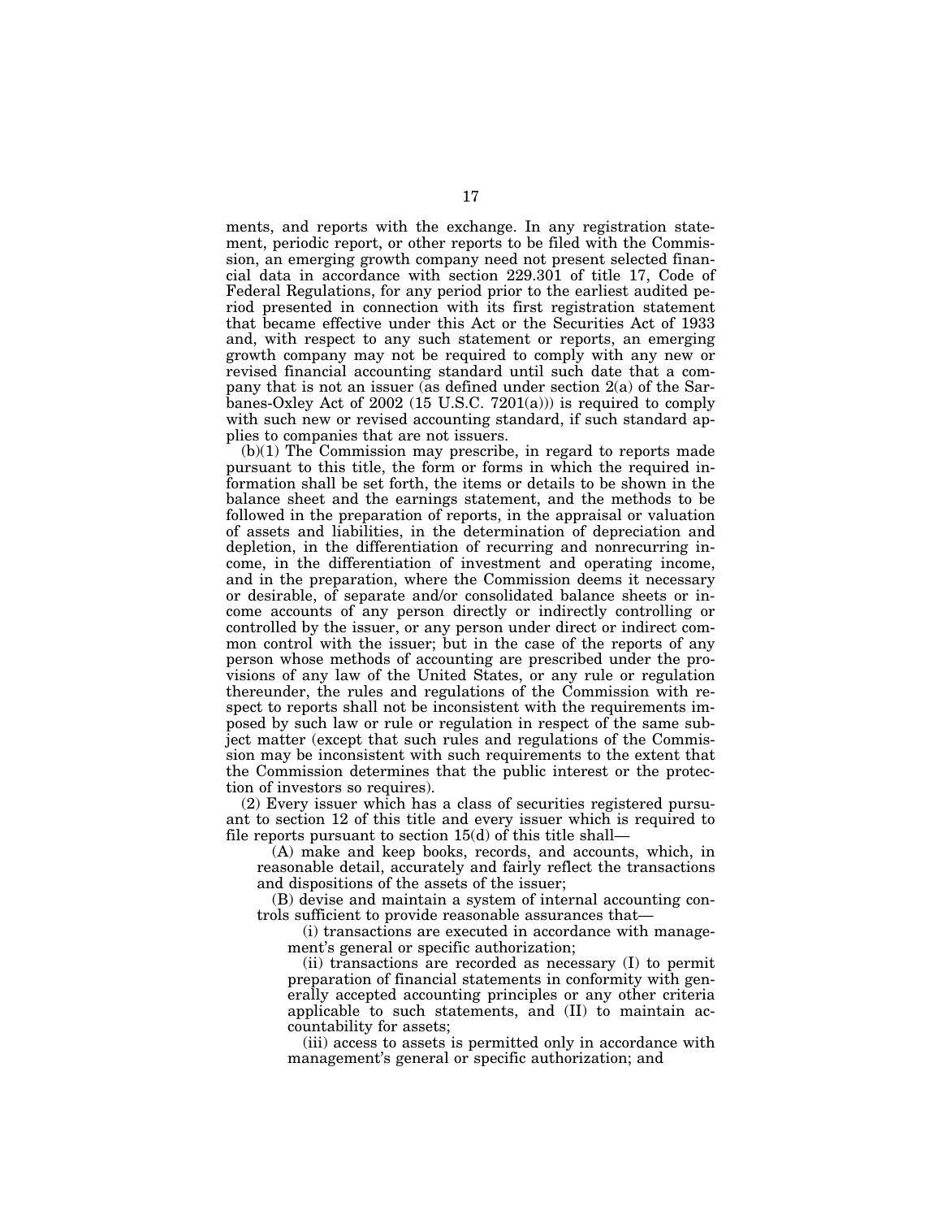ments, and reports with the exchange. In any registration statement, periodic report, or other reports to be filed with the Commission, an emerging growth company need not present selected financial data in accordance with section 229.301 of title 17, Code of Federal Regulations, for any period prior to the earliest audited period presented in connection with its first registration statement that became effective under this Act or the Securities Act of 1933 and, with respect to any such statement or reports, an emerging growth company may not be required to comply with any new or revised financial accounting standard until such date that a company that is not an issuer (as defined under section 2(a) of the Sarbanes-Oxley Act of 2002 (15 U.S.C. 7201(a))) is required to comply with such new or revised accounting standard, if such standard applies to companies that are not issuers.

(b)(1) The Commission may prescribe, in regard to reports made pursuant to this title, the form or forms in which the required information shall be set forth, the items or details to be shown in the balance sheet and the earnings statement, and the methods to be followed in the preparation of reports, in the appraisal or valuation of assets and liabilities, in the determination of depreciation and depletion, in the differentiation of recurring and nonrecurring income, in the differentiation of investment and operating income, and in the preparation, where the Commission deems it necessary or desirable, of separate and/or consolidated balance sheets or income accounts of any person directly or indirectly controlling or controlled by the issuer, or any person under direct or indirect common control with the issuer; but in the case of the reports of any person whose methods of accounting are prescribed under the provisions of any law of the United States, or any rule or regulation thereunder, the rules and regulations of the Commission with respect to reports shall not be inconsistent with the requirements imposed by such law or rule or regulation in respect of the same subject matter (except that such rules and regulations of the Commission may be inconsistent with such requirements to the extent that the Commission determines that the public interest or the protection of investors so requires).

(2) Every issuer which has a class of securities registered pursuant to section 12 of this title and every issuer which is required to file reports pursuant to section 15(d) of this title shall—

(A) make and keep books, records, and accounts, which, in reasonable detail, accurately and fairly reflect the transactions and dispositions of the assets of the issuer;

(B) devise and maintain a system of internal accounting controls sufficient to provide reasonable assurances that—

(i) transactions are executed in accordance with management's general or specific authorization;

(ii) transactions are recorded as necessary (I) to permit preparation of financial statements in conformity with generally accepted accounting principles or any other criteria applicable to such statements, and (II) to maintain accountability for assets;

(iii) access to assets is permitted only in accordance with management's general or specific authorization; and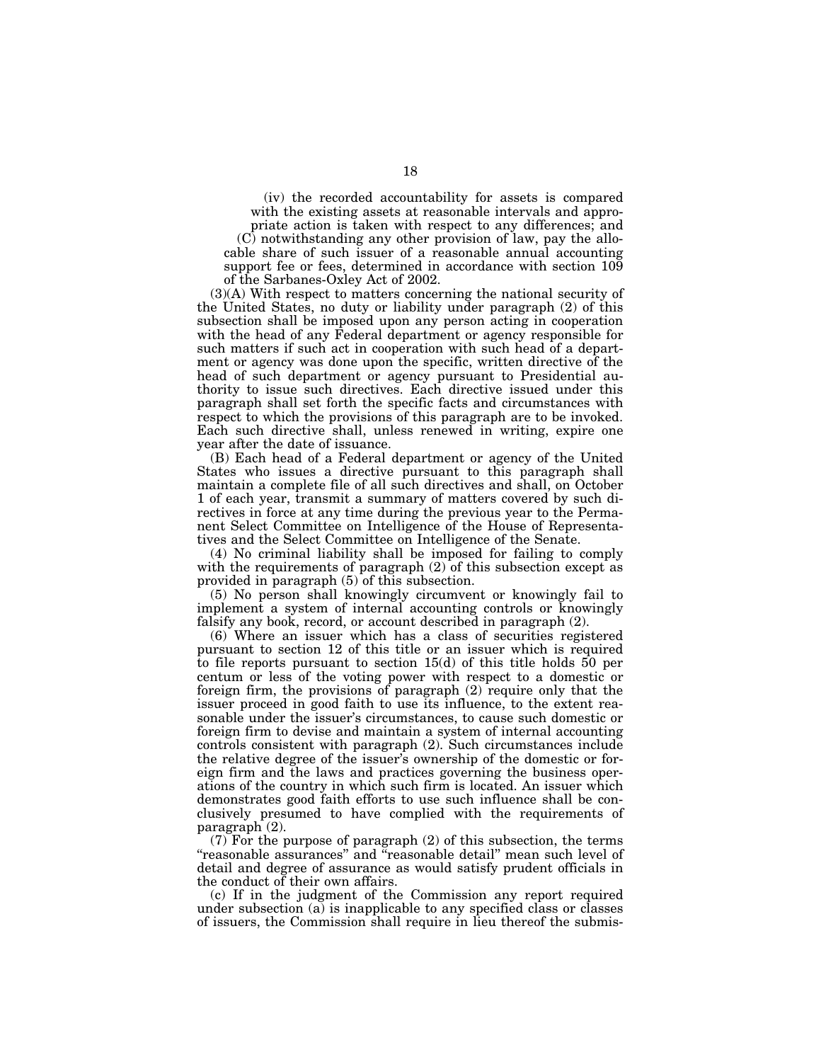(iv) the recorded accountability for assets is compared with the existing assets at reasonable intervals and appropriate action is taken with respect to any differences; and

(C) notwithstanding any other provision of law, pay the allocable share of such issuer of a reasonable annual accounting support fee or fees, determined in accordance with section 109 of the Sarbanes-Oxley Act of 2002.

(3)(A) With respect to matters concerning the national security of the United States, no duty or liability under paragraph (2) of this subsection shall be imposed upon any person acting in cooperation with the head of any Federal department or agency responsible for such matters if such act in cooperation with such head of a department or agency was done upon the specific, written directive of the head of such department or agency pursuant to Presidential authority to issue such directives. Each directive issued under this paragraph shall set forth the specific facts and circumstances with respect to which the provisions of this paragraph are to be invoked. Each such directive shall, unless renewed in writing, expire one year after the date of issuance.

(B) Each head of a Federal department or agency of the United States who issues a directive pursuant to this paragraph shall maintain a complete file of all such directives and shall, on October 1 of each year, transmit a summary of matters covered by such directives in force at any time during the previous year to the Permanent Select Committee on Intelligence of the House of Representatives and the Select Committee on Intelligence of the Senate.

(4) No criminal liability shall be imposed for failing to comply with the requirements of paragraph (2) of this subsection except as provided in paragraph (5) of this subsection.

(5) No person shall knowingly circumvent or knowingly fail to implement a system of internal accounting controls or knowingly falsify any book, record, or account described in paragraph (2).

(6) Where an issuer which has a class of securities registered pursuant to section 12 of this title or an issuer which is required to file reports pursuant to section 15(d) of this title holds 50 per centum or less of the voting power with respect to a domestic or foreign firm, the provisions of paragraph (2) require only that the issuer proceed in good faith to use its influence, to the extent reasonable under the issuer's circumstances, to cause such domestic or foreign firm to devise and maintain a system of internal accounting controls consistent with paragraph (2). Such circumstances include the relative degree of the issuer's ownership of the domestic or foreign firm and the laws and practices governing the business operations of the country in which such firm is located. An issuer which demonstrates good faith efforts to use such influence shall be conclusively presumed to have complied with the requirements of paragraph (2).

(7) For the purpose of paragraph (2) of this subsection, the terms "reasonable assurances" and "reasonable detail" mean such level of detail and degree of assurance as would satisfy prudent officials in the conduct of their own affairs.

(c) If in the judgment of the Commission any report required under subsection (a) is inapplicable to any specified class or classes of issuers, the Commission shall require in lieu thereof the submis-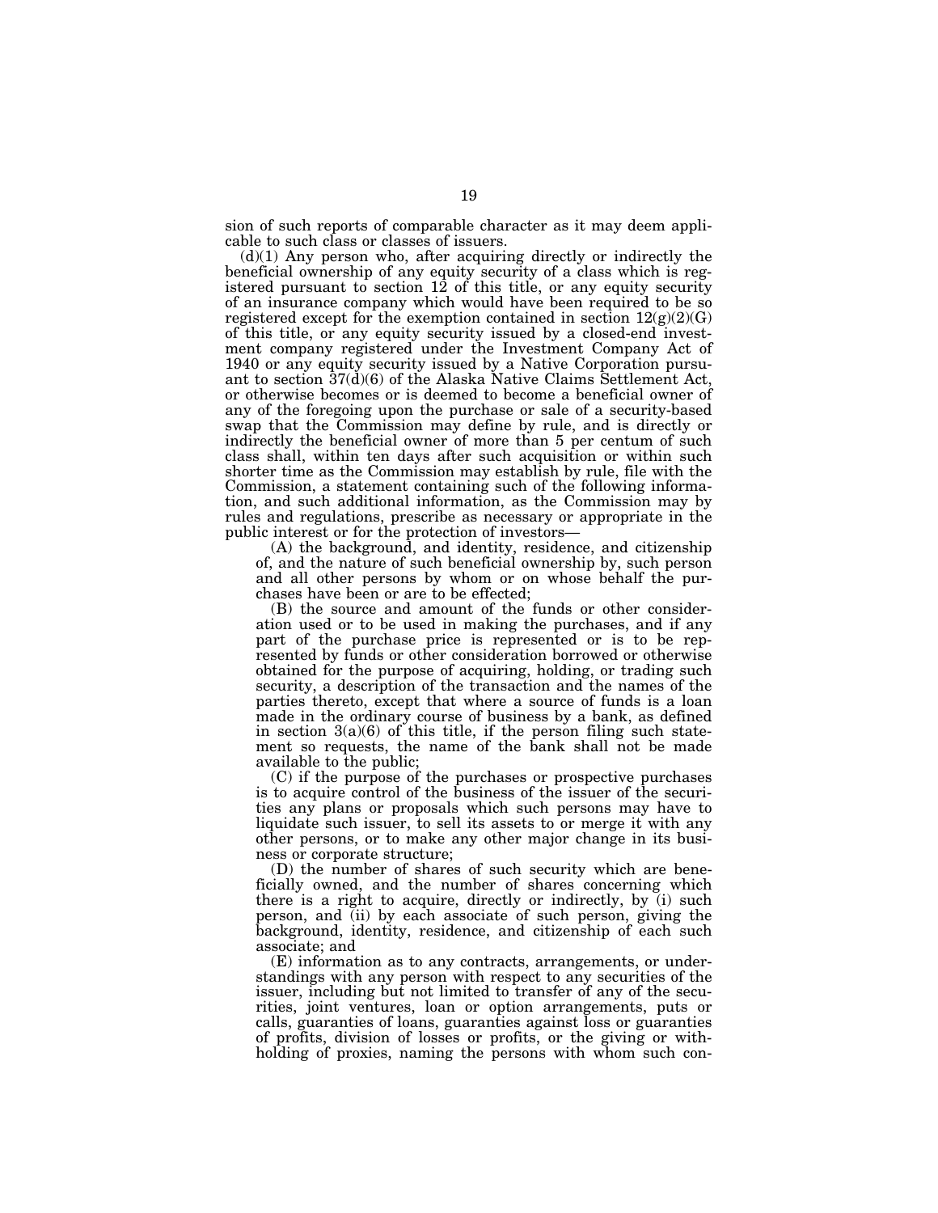sion of such reports of comparable character as it may deem applicable to such class or classes of issuers.

(d)(1) Any person who, after acquiring directly or indirectly the beneficial ownership of any equity security of a class which is registered pursuant to section 12 of this title, or any equity security of an insurance company which would have been required to be so registered except for the exemption contained in section 12(g)(2)(G) of this title, or any equity security issued by a closed-end investment company registered under the Investment Company Act of 1940 or any equity security issued by a Native Corporation pursuant to section 37(d)(6) of the Alaska Native Claims Settlement Act, or otherwise becomes or is deemed to become a beneficial owner of any of the foregoing upon the purchase or sale of a security-based swap that the Commission may define by rule, and is directly or indirectly the beneficial owner of more than 5 per centum of such class shall, within ten days after such acquisition or within such shorter time as the Commission may establish by rule, file with the Commission, a statement containing such of the following information, and such additional information, as the Commission may by rules and regulations, prescribe as necessary or appropriate in the public interest or for the protection of investors—

(A) the background, and identity, residence, and citizenship of, and the nature of such beneficial ownership by, such person and all other persons by whom or on whose behalf the purchases have been or are to be effected;

(B) the source and amount of the funds or other consideration used or to be used in making the purchases, and if any part of the purchase price is represented or is to be represented by funds or other consideration borrowed or otherwise obtained for the purpose of acquiring, holding, or trading such security, a description of the transaction and the names of the parties thereto, except that where a source of funds is a loan made in the ordinary course of business by a bank, as defined in section 3(a)(6) of this title, if the person filing such statement so requests, the name of the bank shall not be made available to the public;

(C) if the purpose of the purchases or prospective purchases is to acquire control of the business of the issuer of the securities any plans or proposals which such persons may have to liquidate such issuer, to sell its assets to or merge it with any other persons, or to make any other major change in its business or corporate structure;

(D) the number of shares of such security which are beneficially owned, and the number of shares concerning which there is a right to acquire, directly or indirectly, by (i) such person, and (ii) by each associate of such person, giving the background, identity, residence, and citizenship of each such associate; and

(E) information as to any contracts, arrangements, or understandings with any person with respect to any securities of the issuer, including but not limited to transfer of any of the securities, joint ventures, loan or option arrangements, puts or calls, guaranties of loans, guaranties against loss or guaranties of profits, division of losses or profits, or the giving or withholding of proxies, naming the persons with whom such con-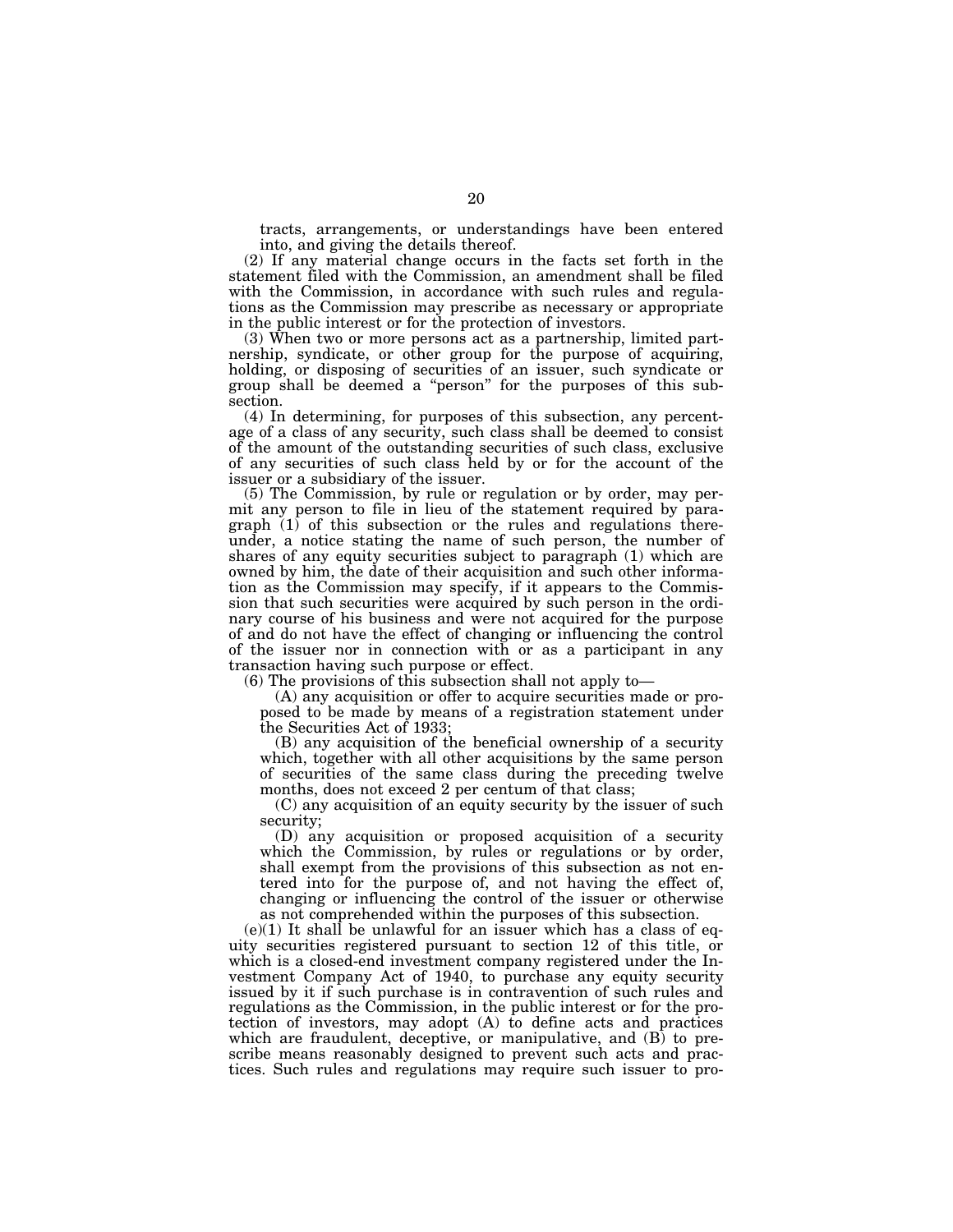tracts, arrangements, or understandings have been entered into, and giving the details thereof.

(2) If any material change occurs in the facts set forth in the statement filed with the Commission, an amendment shall be filed with the Commission, in accordance with such rules and regulations as the Commission may prescribe as necessary or appropriate in the public interest or for the protection of investors.

(3) When two or more persons act as a partnership, limited partnership, syndicate, or other group for the purpose of acquiring, holding, or disposing of securities of an issuer, such syndicate or group shall be deemed a "person" for the purposes of this subsection.

(4) In determining, for purposes of this subsection, any percentage of a class of any security, such class shall be deemed to consist of the amount of the outstanding securities of such class, exclusive of any securities of such class held by or for the account of the issuer or a subsidiary of the issuer.

(5) The Commission, by rule or regulation or by order, may permit any person to file in lieu of the statement required by paragraph (1) of this subsection or the rules and regulations thereunder, a notice stating the name of such person, the number of shares of any equity securities subject to paragraph (1) which are owned by him, the date of their acquisition and such other information as the Commission may specify, if it appears to the Commission that such securities were acquired by such person in the ordinary course of his business and were not acquired for the purpose of and do not have the effect of changing or influencing the control of the issuer nor in connection with or as a participant in any transaction having such purpose or effect.

(6) The provisions of this subsection shall not apply to—

(A) any acquisition or offer to acquire securities made or proposed to be made by means of a registration statement under the Securities Act of 1933;

(B) any acquisition of the beneficial ownership of a security which, together with all other acquisitions by the same person of securities of the same class during the preceding twelve months, does not exceed 2 per centum of that class;

(C) any acquisition of an equity security by the issuer of such security;

(D) any acquisition or proposed acquisition of a security which the Commission, by rules or regulations or by order, shall exempt from the provisions of this subsection as not entered into for the purpose of, and not having the effect of, changing or influencing the control of the issuer or otherwise as not comprehended within the purposes of this subsection.

(e)(1) It shall be unlawful for an issuer which has a class of equity securities registered pursuant to section 12 of this title, or which is a closed-end investment company registered under the Investment Company Act of 1940, to purchase any equity security issued by it if such purchase is in contravention of such rules and regulations as the Commission, in the public interest or for the protection of investors, may adopt (A) to define acts and practices which are fraudulent, deceptive, or manipulative, and (B) to prescribe means reasonably designed to prevent such acts and practices. Such rules and regulations may require such issuer to pro-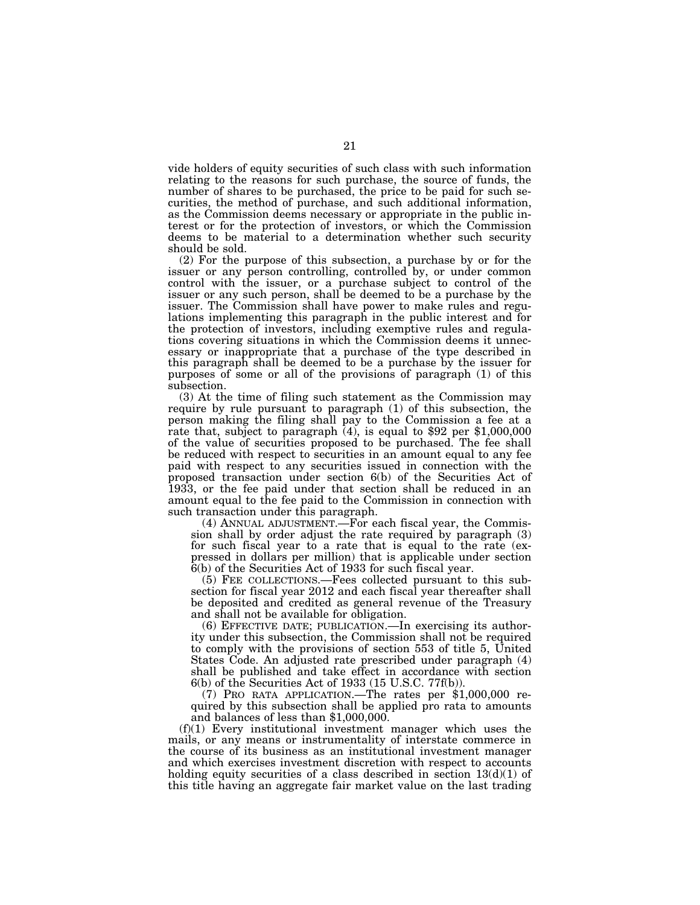vide holders of equity securities of such class with such information relating to the reasons for such purchase, the source of funds, the number of shares to be purchased, the price to be paid for such securities, the method of purchase, and such additional information, as the Commission deems necessary or appropriate in the public interest or for the protection of investors, or which the Commission deems to be material to a determination whether such security should be sold.

(2) For the purpose of this subsection, a purchase by or for the issuer or any person controlling, controlled by, or under common control with the issuer, or a purchase subject to control of the issuer or any such person, shall be deemed to be a purchase by the issuer. The Commission shall have power to make rules and regulations implementing this paragraph in the public interest and for the protection of investors, including exemptive rules and regulations covering situations in which the Commission deems it unnecessary or inappropriate that a purchase of the type described in this paragraph shall be deemed to be a purchase by the issuer for purposes of some or all of the provisions of paragraph (1) of this subsection.

(3) At the time of filing such statement as the Commission may require by rule pursuant to paragraph (1) of this subsection, the person making the filing shall pay to the Commission a fee at a rate that, subject to paragraph (4), is equal to $92 per $1,000,000 of the value of securities proposed to be purchased. The fee shall be reduced with respect to securities in an amount equal to any fee paid with respect to any securities issued in connection with the proposed transaction under section 6(b) of the Securities Act of 1933, or the fee paid under that section shall be reduced in an amount equal to the fee paid to the Commission in connection with such transaction under this paragraph.

(4) ANNUAL ADJUSTMENT.—For each fiscal year, the Commission shall by order adjust the rate required by paragraph (3) for such fiscal year to a rate that is equal to the rate (expressed in dollars per million) that is applicable under section 6(b) of the Securities Act of 1933 for such fiscal year.

(5) FEE COLLECTIONS.—Fees collected pursuant to this subsection for fiscal year 2012 and each fiscal year thereafter shall be deposited and credited as general revenue of the Treasury and shall not be available for obligation.

(6) EFFECTIVE DATE; PUBLICATION.—In exercising its authority under this subsection, the Commission shall not be required to comply with the provisions of section 553 of title 5, United States Code. An adjusted rate prescribed under paragraph (4) shall be published and take effect in accordance with section 6(b) of the Securities Act of 1933 (15 U.S.C. 77f(b)).

(7) PRO RATA APPLICATION.—The rates per $1,000,000 required by this subsection shall be applied pro rata to amounts and balances of less than $1,000,000.

(f)(1) Every institutional investment manager which uses the mails, or any means or instrumentality of interstate commerce in the course of its business as an institutional investment manager and which exercises investment discretion with respect to accounts holding equity securities of a class described in section 13(d)(1) of this title having an aggregate fair market value on the last trading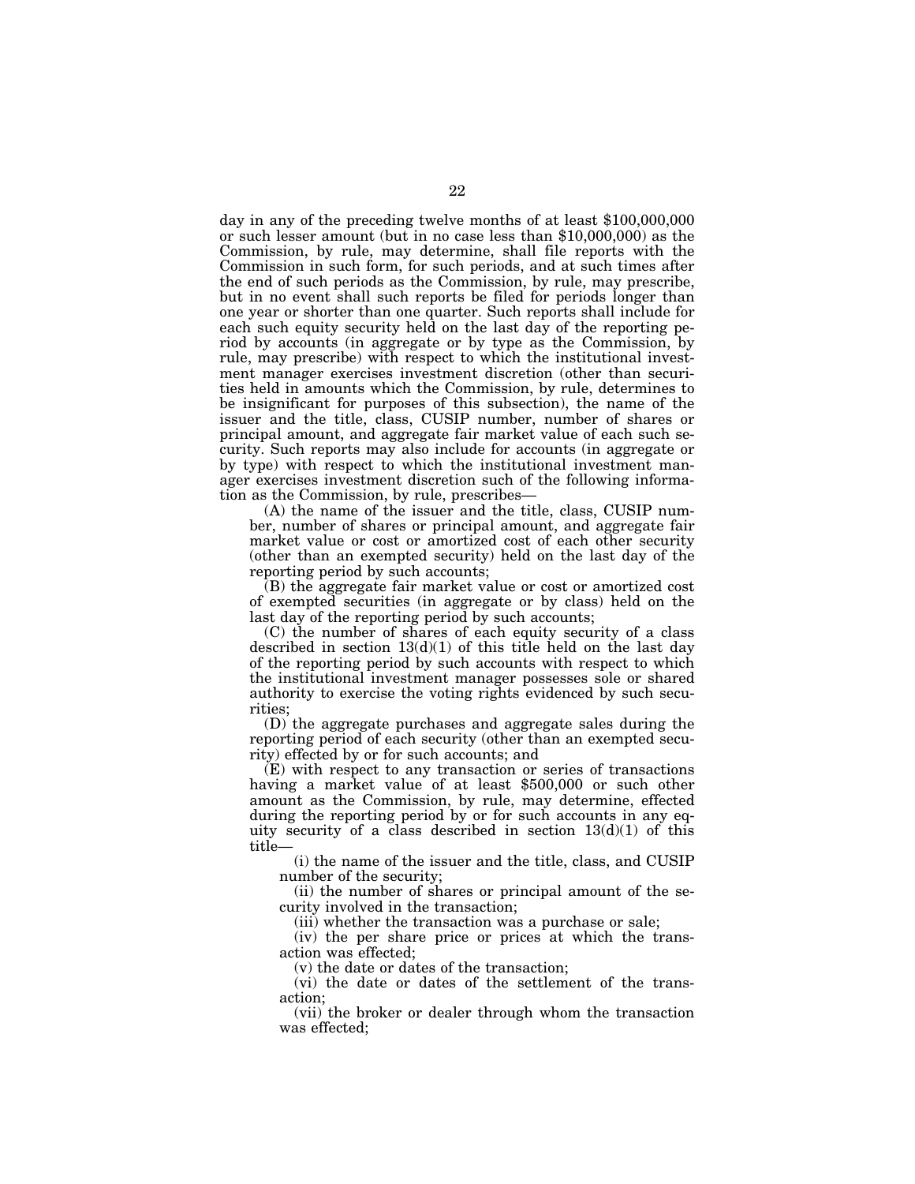day in any of the preceding twelve months of at least $100,000,000 or such lesser amount (but in no case less than $10,000,000) as the Commission, by rule, may determine, shall file reports with the Commission in such form, for such periods, and at such times after the end of such periods as the Commission, by rule, may prescribe, but in no event shall such reports be filed for periods longer than one year or shorter than one quarter. Such reports shall include for each such equity security held on the last day of the reporting period by accounts (in aggregate or by type as the Commission, by rule, may prescribe) with respect to which the institutional investment manager exercises investment discretion (other than securities held in amounts which the Commission, by rule, determines to be insignificant for purposes of this subsection), the name of the issuer and the title, class, CUSIP number, number of shares or principal amount, and aggregate fair market value of each such security. Such reports may also include for accounts (in aggregate or by type) with respect to which the institutional investment manager exercises investment discretion such of the following information as the Commission, by rule, prescribes—

(A) the name of the issuer and the title, class, CUSIP number, number of shares or principal amount, and aggregate fair market value or cost or amortized cost of each other security (other than an exempted security) held on the last day of the reporting period by such accounts;

(B) the aggregate fair market value or cost or amortized cost of exempted securities (in aggregate or by class) held on the last day of the reporting period by such accounts;

(C) the number of shares of each equity security of a class described in section 13(d)(1) of this title held on the last day of the reporting period by such accounts with respect to which the institutional investment manager possesses sole or shared authority to exercise the voting rights evidenced by such securities;

(D) the aggregate purchases and aggregate sales during the reporting period of each security (other than an exempted security) effected by or for such accounts; and

(E) with respect to any transaction or series of transactions having a market value of at least $500,000 or such other amount as the Commission, by rule, may determine, effected during the reporting period by or for such accounts in any equity security of a class described in section 13(d)(1) of this title—

(i) the name of the issuer and the title, class, and CUSIP number of the security;

(ii) the number of shares or principal amount of the security involved in the transaction;

(iii) whether the transaction was a purchase or sale;

(iv) the per share price or prices at which the transaction was effected;

(v) the date or dates of the transaction;

(vi) the date or dates of the settlement of the transaction;

(vii) the broker or dealer through whom the transaction was effected;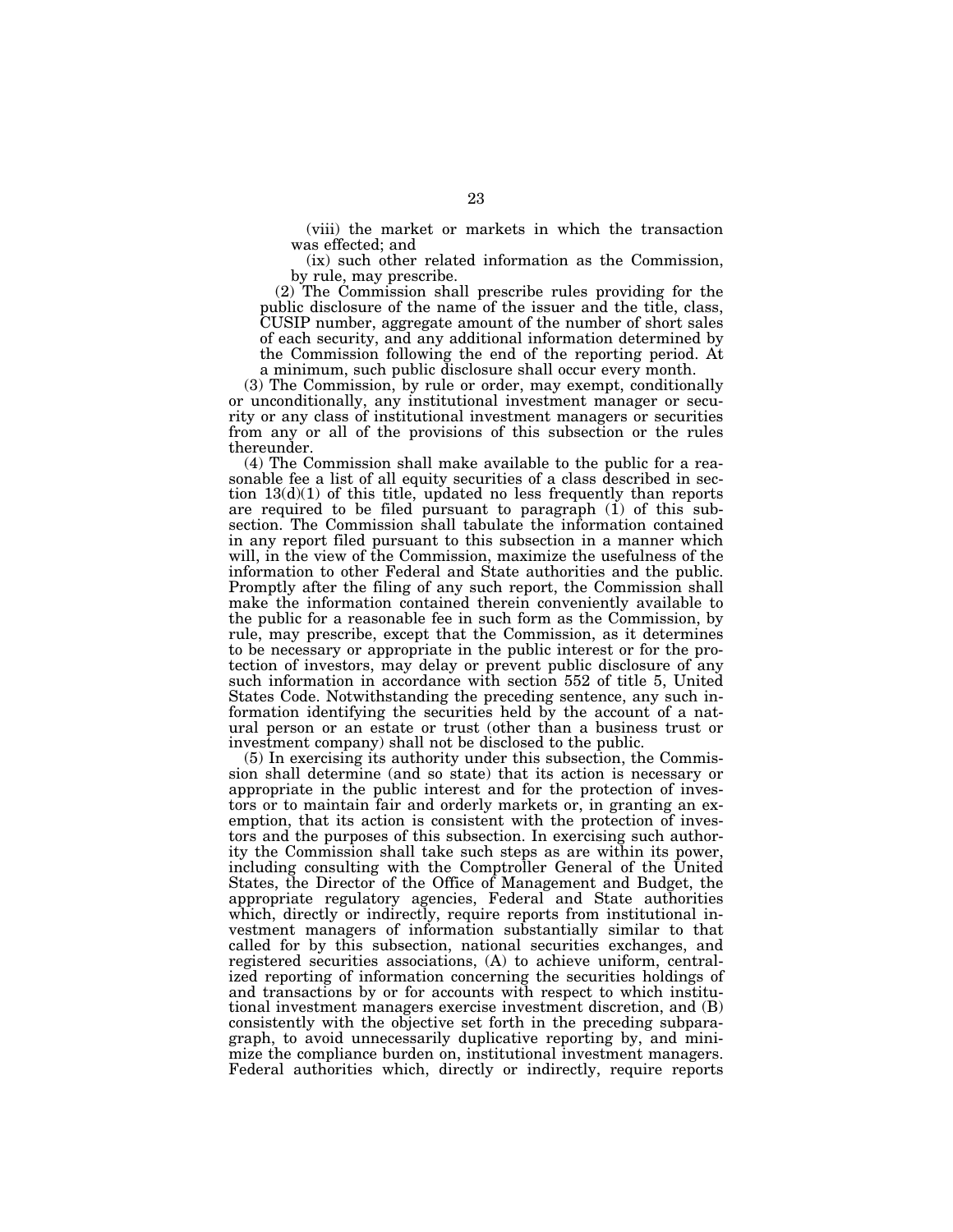(viii) the market or markets in which the transaction was effected; and

(ix) such other related information as the Commission, by rule, may prescribe.

(2) The Commission shall prescribe rules providing for the public disclosure of the name of the issuer and the title, class, CUSIP number, aggregate amount of the number of short sales of each security, and any additional information determined by the Commission following the end of the reporting period. At a minimum, such public disclosure shall occur every month.

(3) The Commission, by rule or order, may exempt, conditionally or unconditionally, any institutional investment manager or security or any class of institutional investment managers or securities from any or all of the provisions of this subsection or the rules thereunder.

(4) The Commission shall make available to the public for a reasonable fee a list of all equity securities of a class described in section 13(d)(1) of this title, updated no less frequently than reports are required to be filed pursuant to paragraph (1) of this subsection. The Commission shall tabulate the information contained in any report filed pursuant to this subsection in a manner which will, in the view of the Commission, maximize the usefulness of the information to other Federal and State authorities and the public. Promptly after the filing of any such report, the Commission shall make the information contained therein conveniently available to the public for a reasonable fee in such form as the Commission, by rule, may prescribe, except that the Commission, as it determines to be necessary or appropriate in the public interest or for the protection of investors, may delay or prevent public disclosure of any such information in accordance with section 552 of title 5, United States Code. Notwithstanding the preceding sentence, any such information identifying the securities held by the account of a natural person or an estate or trust (other than a business trust or investment company) shall not be disclosed to the public.

(5) In exercising its authority under this subsection, the Commission shall determine (and so state) that its action is necessary or appropriate in the public interest and for the protection of investors or to maintain fair and orderly markets or, in granting an exemption, that its action is consistent with the protection of investors and the purposes of this subsection. In exercising such authority the Commission shall take such steps as are within its power, including consulting with the Comptroller General of the United States, the Director of the Office of Management and Budget, the appropriate regulatory agencies, Federal and State authorities which, directly or indirectly, require reports from institutional investment managers of information substantially similar to that called for by this subsection, national securities exchanges, and registered securities associations, (A) to achieve uniform, centralized reporting of information concerning the securities holdings of and transactions by or for accounts with respect to which institutional investment managers exercise investment discretion, and (B) consistently with the objective set forth in the preceding subparagraph, to avoid unnecessarily duplicative reporting by, and minimize the compliance burden on, institutional investment managers. Federal authorities which, directly or indirectly, require reports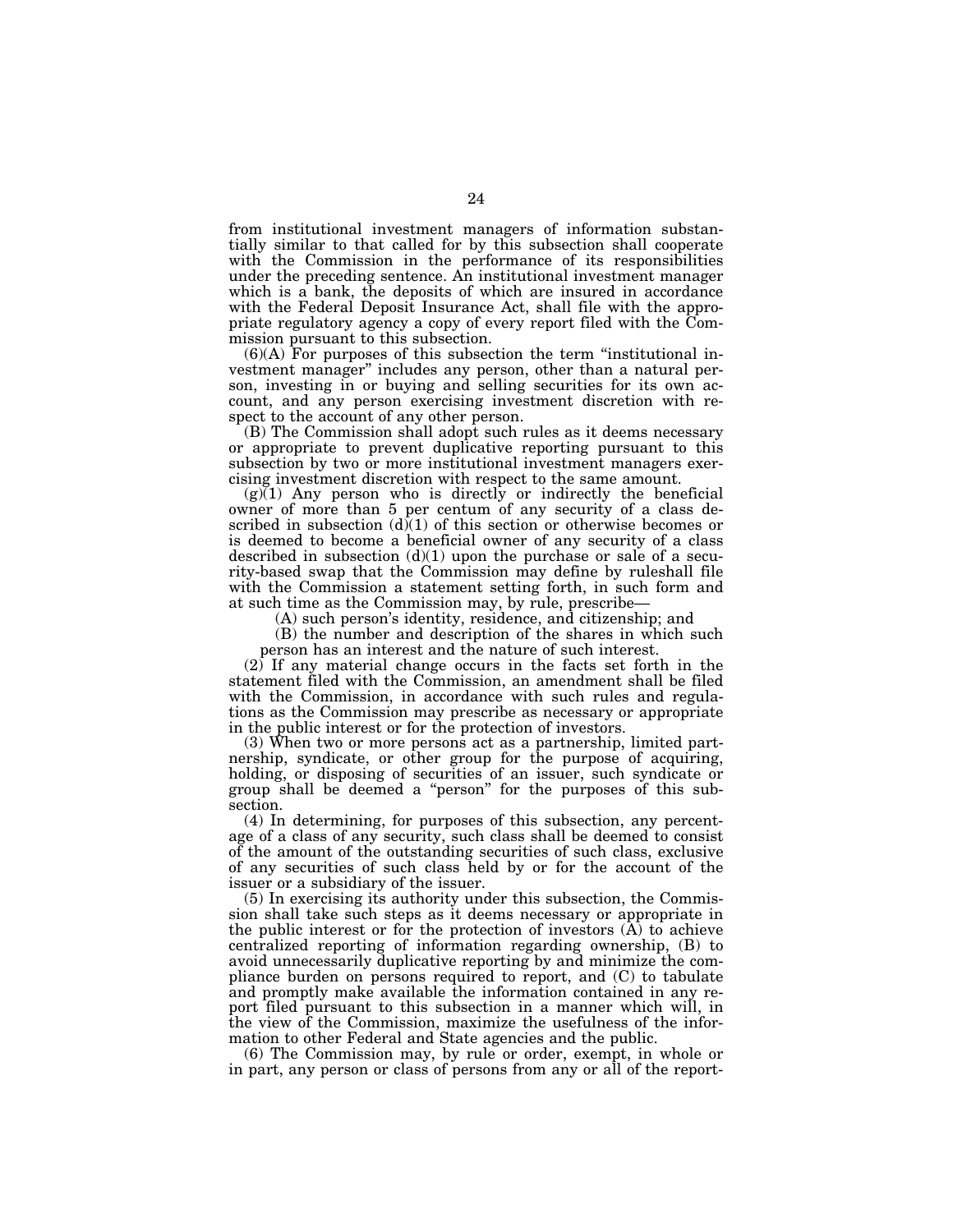from institutional investment managers of information substantially similar to that called for by this subsection shall cooperate with the Commission in the performance of its responsibilities under the preceding sentence. An institutional investment manager which is a bank, the deposits of which are insured in accordance with the Federal Deposit Insurance Act, shall file with the appropriate regulatory agency a copy of every report filed with the Commission pursuant to this subsection.

(6)(A) For purposes of this subsection the term "institutional investment manager" includes any person, other than a natural person, investing in or buying and selling securities for its own account, and any person exercising investment discretion with respect to the account of any other person.

(B) The Commission shall adopt such rules as it deems necessary or appropriate to prevent duplicative reporting pursuant to this subsection by two or more institutional investment managers exercising investment discretion with respect to the same amount.

(g)(1) Any person who is directly or indirectly the beneficial owner of more than 5 per centum of any security of a class described in subsection (d)(1) of this section or otherwise becomes or is deemed to become a beneficial owner of any security of a class described in subsection (d)(1) upon the purchase or sale of a security-based swap that the Commission may define by ruleshall file with the Commission a statement setting forth, in such form and at such time as the Commission may, by rule, prescribe—

(A) such person's identity, residence, and citizenship; and

(B) the number and description of the shares in which such person has an interest and the nature of such interest.

(2) If any material change occurs in the facts set forth in the statement filed with the Commission, an amendment shall be filed with the Commission, in accordance with such rules and regulations as the Commission may prescribe as necessary or appropriate in the public interest or for the protection of investors.

(3) When two or more persons act as a partnership, limited partnership, syndicate, or other group for the purpose of acquiring, holding, or disposing of securities of an issuer, such syndicate or group shall be deemed a "person" for the purposes of this subsection.

(4) In determining, for purposes of this subsection, any percentage of a class of any security, such class shall be deemed to consist of the amount of the outstanding securities of such class, exclusive of any securities of such class held by or for the account of the issuer or a subsidiary of the issuer.

(5) In exercising its authority under this subsection, the Commission shall take such steps as it deems necessary or appropriate in the public interest or for the protection of investors (A) to achieve centralized reporting of information regarding ownership, (B) to avoid unnecessarily duplicative reporting by and minimize the compliance burden on persons required to report, and (C) to tabulate and promptly make available the information contained in any report filed pursuant to this subsection in a manner which will, in the view of the Commission, maximize the usefulness of the information to other Federal and State agencies and the public.

(6) The Commission may, by rule or order, exempt, in whole or in part, any person or class of persons from any or all of the report-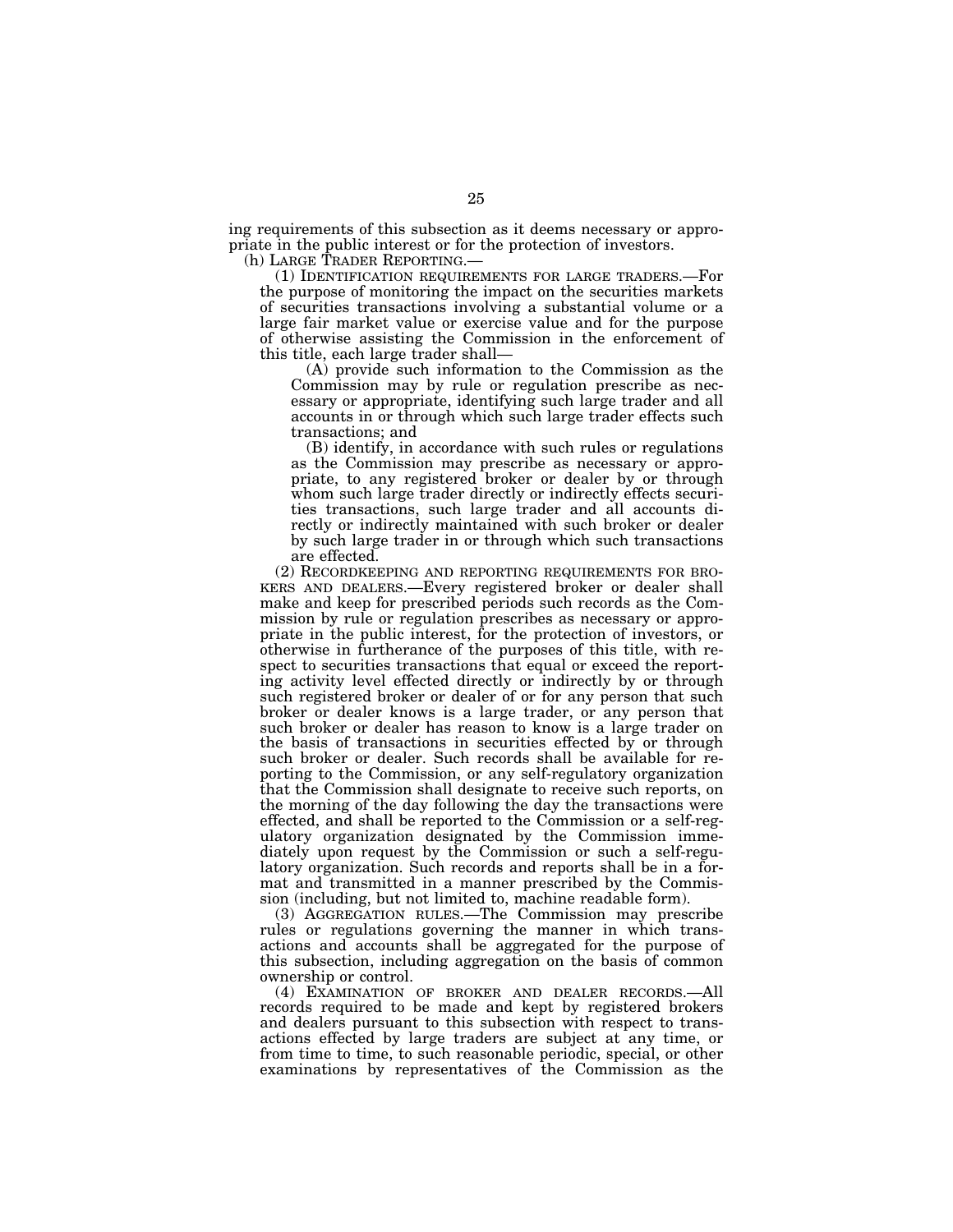ing requirements of this subsection as it deems necessary or appropriate in the public interest or for the protection of investors.

(h) LARGE TRADER REPORTING.—

(1) IDENTIFICATION REQUIREMENTS FOR LARGE TRADERS.—For the purpose of monitoring the impact on the securities markets of securities transactions involving a substantial volume or a large fair market value or exercise value and for the purpose of otherwise assisting the Commission in the enforcement of this title, each large trader shall—

(A) provide such information to the Commission as the Commission may by rule or regulation prescribe as necessary or appropriate, identifying such large trader and all accounts in or through which such large trader effects such transactions; and

(B) identify, in accordance with such rules or regulations as the Commission may prescribe as necessary or appropriate, to any registered broker or dealer by or through whom such large trader directly or indirectly effects securities transactions, such large trader and all accounts directly or indirectly maintained with such broker or dealer by such large trader in or through which such transactions are effected.

(2) RECORDKEEPING AND REPORTING REQUIREMENTS FOR BROKERS AND DEALERS.—Every registered broker or dealer shall make and keep for prescribed periods such records as the Commission by rule or regulation prescribes as necessary or appropriate in the public interest, for the protection of investors, or otherwise in furtherance of the purposes of this title, with respect to securities transactions that equal or exceed the reporting activity level effected directly or indirectly by or through such registered broker or dealer of or for any person that such broker or dealer knows is a large trader, or any person that such broker or dealer has reason to know is a large trader on the basis of transactions in securities effected by or through such broker or dealer. Such records shall be available for reporting to the Commission, or any self-regulatory organization that the Commission shall designate to receive such reports, on the morning of the day following the day the transactions were effected, and shall be reported to the Commission or a self-regulatory organization designated by the Commission immediately upon request by the Commission or such a self-regulatory organization. Such records and reports shall be in a format and transmitted in a manner prescribed by the Commission (including, but not limited to, machine readable form).

(3) AGGREGATION RULES.—The Commission may prescribe rules or regulations governing the manner in which transactions and accounts shall be aggregated for the purpose of this subsection, including aggregation on the basis of common ownership or control.

(4) EXAMINATION OF BROKER AND DEALER RECORDS.—All records required to be made and kept by registered brokers and dealers pursuant to this subsection with respect to transactions effected by large traders are subject at any time, or from time to time, to such reasonable periodic, special, or other examinations by representatives of the Commission as the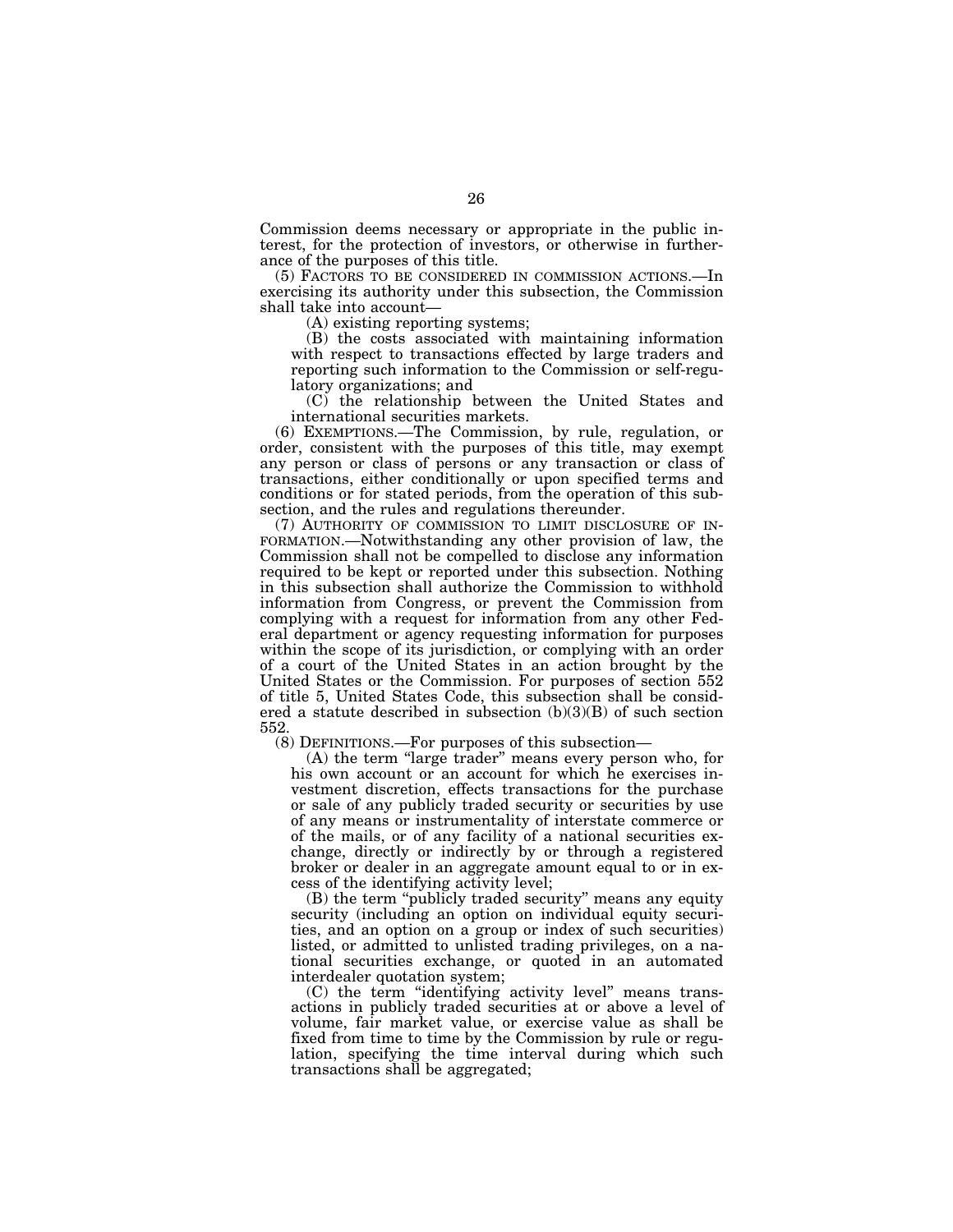Commission deems necessary or appropriate in the public interest, for the protection of investors, or otherwise in furtherance of the purposes of this title.

(5) FACTORS TO BE CONSIDERED IN COMMISSION ACTIONS.—In exercising its authority under this subsection, the Commission shall take into account—

(A) existing reporting systems;

(B) the costs associated with maintaining information with respect to transactions effected by large traders and reporting such information to the Commission or self-regulatory organizations; and

(C) the relationship between the United States and international securities markets.

(6) EXEMPTIONS.—The Commission, by rule, regulation, or order, consistent with the purposes of this title, may exempt any person or class of persons or any transaction or class of transactions, either conditionally or upon specified terms and conditions or for stated periods, from the operation of this subsection, and the rules and regulations thereunder.

(7) AUTHORITY OF COMMISSION TO LIMIT DISCLOSURE OF INFORMATION.—Notwithstanding any other provision of law, the Commission shall not be compelled to disclose any information required to be kept or reported under this subsection. Nothing in this subsection shall authorize the Commission to withhold information from Congress, or prevent the Commission from complying with a request for information from any other Federal department or agency requesting information for purposes within the scope of its jurisdiction, or complying with an order of a court of the United States in an action brought by the United States or the Commission. For purposes of section 552 of title 5, United States Code, this subsection shall be considered a statute described in subsection (b)(3)(B) of such section 552.

(8) DEFINITIONS.—For purposes of this subsection—

(A) the term "large trader" means every person who, for his own account or an account for which he exercises investment discretion, effects transactions for the purchase or sale of any publicly traded security or securities by use of any means or instrumentality of interstate commerce or of the mails, or of any facility of a national securities exchange, directly or indirectly by or through a registered broker or dealer in an aggregate amount equal to or in excess of the identifying activity level;

(B) the term "publicly traded security" means any equity security (including an option on individual equity securities, and an option on a group or index of such securities) listed, or admitted to unlisted trading privileges, on a national securities exchange, or quoted in an automated interdealer quotation system;

(C) the term "identifying activity level" means transactions in publicly traded securities at or above a level of volume, fair market value, or exercise value as shall be fixed from time to time by the Commission by rule or regulation, specifying the time interval during which such transactions shall be aggregated;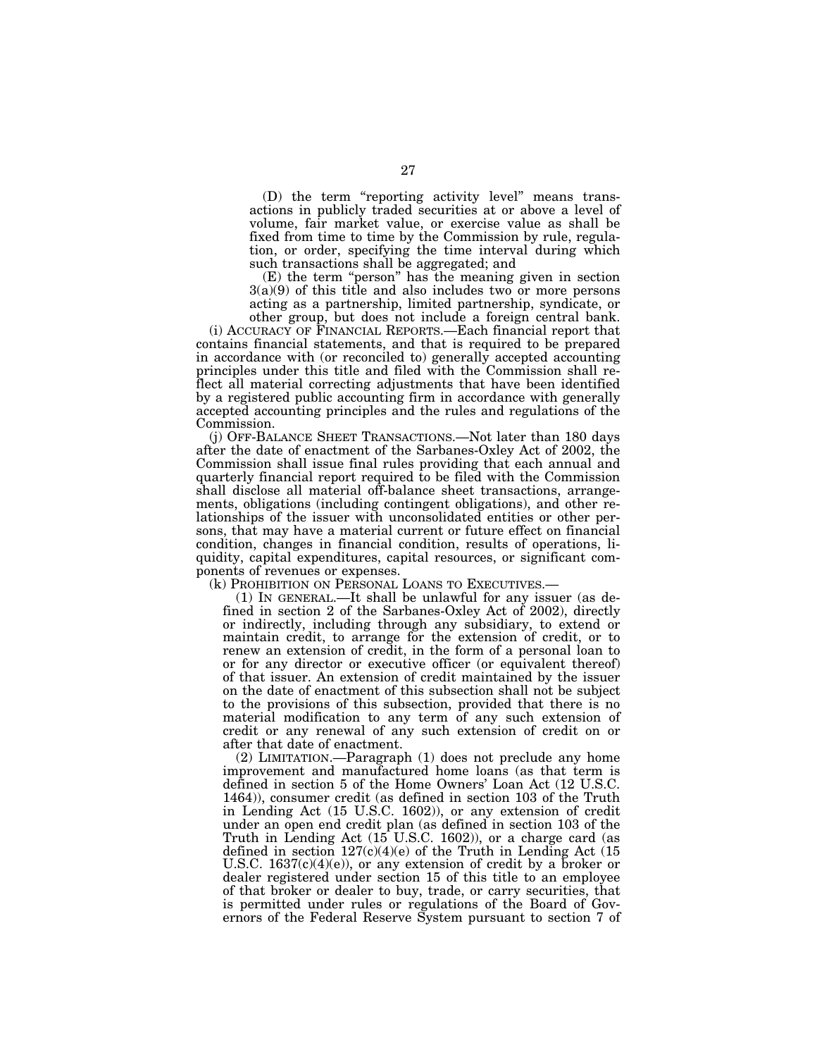(D) the term "reporting activity level" means transactions in publicly traded securities at or above a level of volume, fair market value, or exercise value as shall be fixed from time to time by the Commission by rule, regulation, or order, specifying the time interval during which such transactions shall be aggregated; and

(E) the term "person" has the meaning given in section 3(a)(9) of this title and also includes two or more persons acting as a partnership, limited partnership, syndicate, or other group, but does not include a foreign central bank.

(i) ACCURACY OF FINANCIAL REPORTS.—Each financial report that contains financial statements, and that is required to be prepared in accordance with (or reconciled to) generally accepted accounting principles under this title and filed with the Commission shall reflect all material correcting adjustments that have been identified by a registered public accounting firm in accordance with generally accepted accounting principles and the rules and regulations of the Commission.

(j) OFF-BALANCE SHEET TRANSACTIONS.—Not later than 180 days after the date of enactment of the Sarbanes-Oxley Act of 2002, the Commission shall issue final rules providing that each annual and quarterly financial report required to be filed with the Commission shall disclose all material off-balance sheet transactions, arrangements, obligations (including contingent obligations), and other relationships of the issuer with unconsolidated entities or other persons, that may have a material current or future effect on financial condition, changes in financial condition, results of operations, liquidity, capital expenditures, capital resources, or significant components of revenues or expenses.

(k) PROHIBITION ON PERSONAL LOANS TO EXECUTIVES.—

(1) IN GENERAL.—It shall be unlawful for any issuer (as defined in section 2 of the Sarbanes-Oxley Act of 2002), directly or indirectly, including through any subsidiary, to extend or maintain credit, to arrange for the extension of credit, or to renew an extension of credit, in the form of a personal loan to or for any director or executive officer (or equivalent thereof) of that issuer. An extension of credit maintained by the issuer on the date of enactment of this subsection shall not be subject to the provisions of this subsection, provided that there is no material modification to any term of any such extension of credit or any renewal of any such extension of credit on or after that date of enactment.

(2) LIMITATION.—Paragraph (1) does not preclude any home improvement and manufactured home loans (as that term is defined in section 5 of the Home Owners' Loan Act (12 U.S.C. 1464)), consumer credit (as defined in section 103 of the Truth in Lending Act (15 U.S.C. 1602)), or any extension of credit under an open end credit plan (as defined in section 103 of the Truth in Lending Act (15 U.S.C. 1602)), or a charge card (as defined in section 127(c)(4)(e) of the Truth in Lending Act (15 U.S.C. 1637(c)(4)(e)), or any extension of credit by a broker or dealer registered under section 15 of this title to an employee of that broker or dealer to buy, trade, or carry securities, that is permitted under rules or regulations of the Board of Governors of the Federal Reserve System pursuant to section 7 of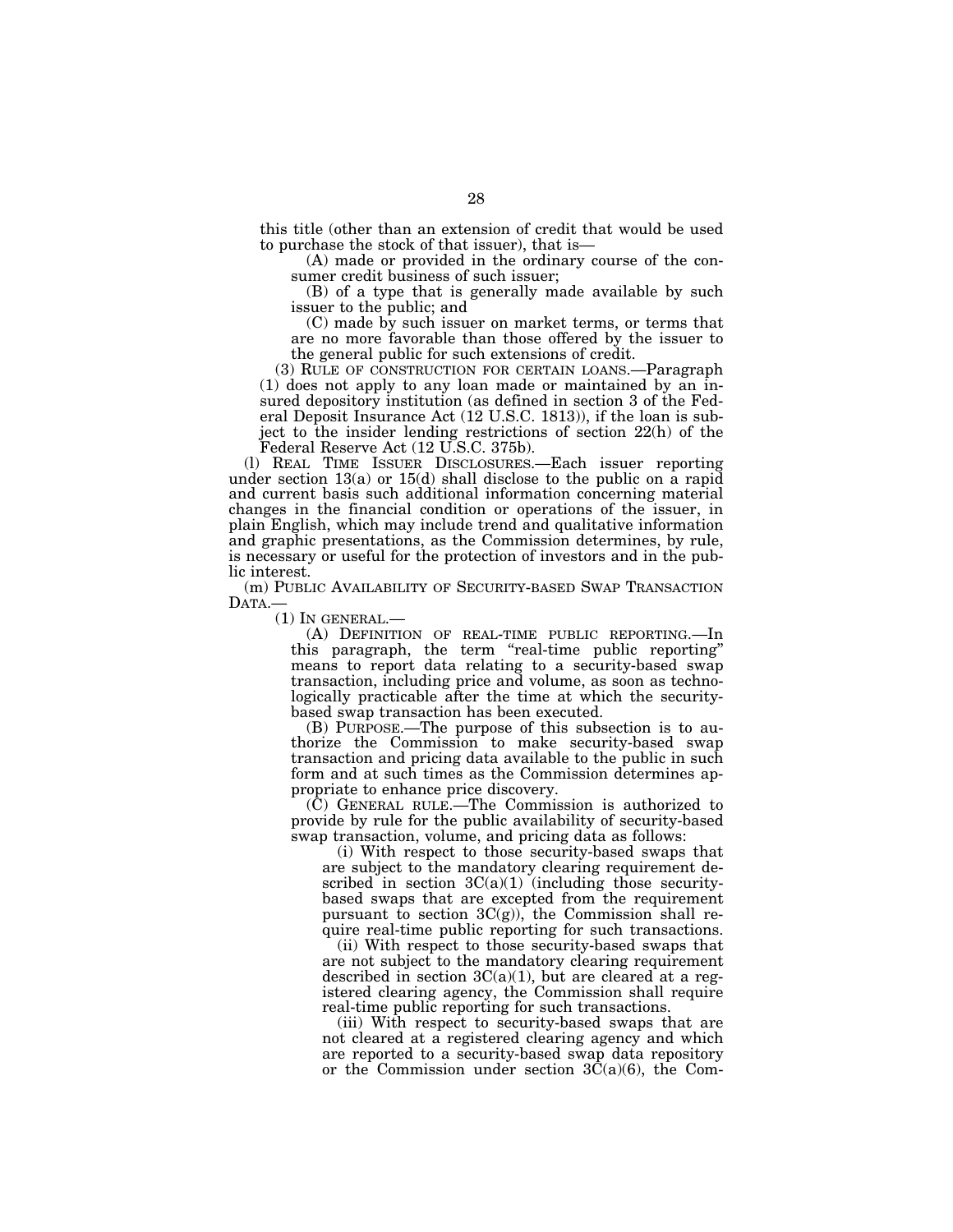this title (other than an extension of credit that would be used to purchase the stock of that issuer), that is—

(A) made or provided in the ordinary course of the consumer credit business of such issuer;

(B) of a type that is generally made available by such issuer to the public; and

(C) made by such issuer on market terms, or terms that are no more favorable than those offered by the issuer to the general public for such extensions of credit.

(3) RULE OF CONSTRUCTION FOR CERTAIN LOANS.—Paragraph (1) does not apply to any loan made or maintained by an insured depository institution (as defined in section 3 of the Federal Deposit Insurance Act (12 U.S.C. 1813)), if the loan is subject to the insider lending restrictions of section 22(h) of the Federal Reserve Act (12 U.S.C. 375b).

(l) REAL TIME ISSUER DISCLOSURES.—Each issuer reporting under section 13(a) or 15(d) shall disclose to the public on a rapid and current basis such additional information concerning material changes in the financial condition or operations of the issuer, in plain English, which may include trend and qualitative information and graphic presentations, as the Commission determines, by rule, is necessary or useful for the protection of investors and in the public interest.

(m) PUBLIC AVAILABILITY OF SECURITY-BASED SWAP TRANSACTION DATA.—

(1) IN GENERAL.—

(A) DEFINITION OF REAL-TIME PUBLIC REPORTING.—In this paragraph, the term "real-time public reporting" means to report data relating to a security-based swap transaction, including price and volume, as soon as technologically practicable after the time at which the security-based swap transaction has been executed.

(B) PURPOSE.—The purpose of this subsection is to authorize the Commission to make security-based swap transaction and pricing data available to the public in such form and at such times as the Commission determines appropriate to enhance price discovery.

(C) GENERAL RULE.—The Commission is authorized to provide by rule for the public availability of security-based swap transaction, volume, and pricing data as follows:

(i) With respect to those security-based swaps that are subject to the mandatory clearing requirement described in section 3C(a)(1) (including those security-based swaps that are excepted from the requirement pursuant to section 3C(g)), the Commission shall require real-time public reporting for such transactions.

(ii) With respect to those security-based swaps that are not subject to the mandatory clearing requirement described in section 3C(a)(1), but are cleared at a registered clearing agency, the Commission shall require real-time public reporting for such transactions.

(iii) With respect to security-based swaps that are not cleared at a registered clearing agency and which are reported to a security-based swap data repository or the Commission under section 3C(a)(6), the Com-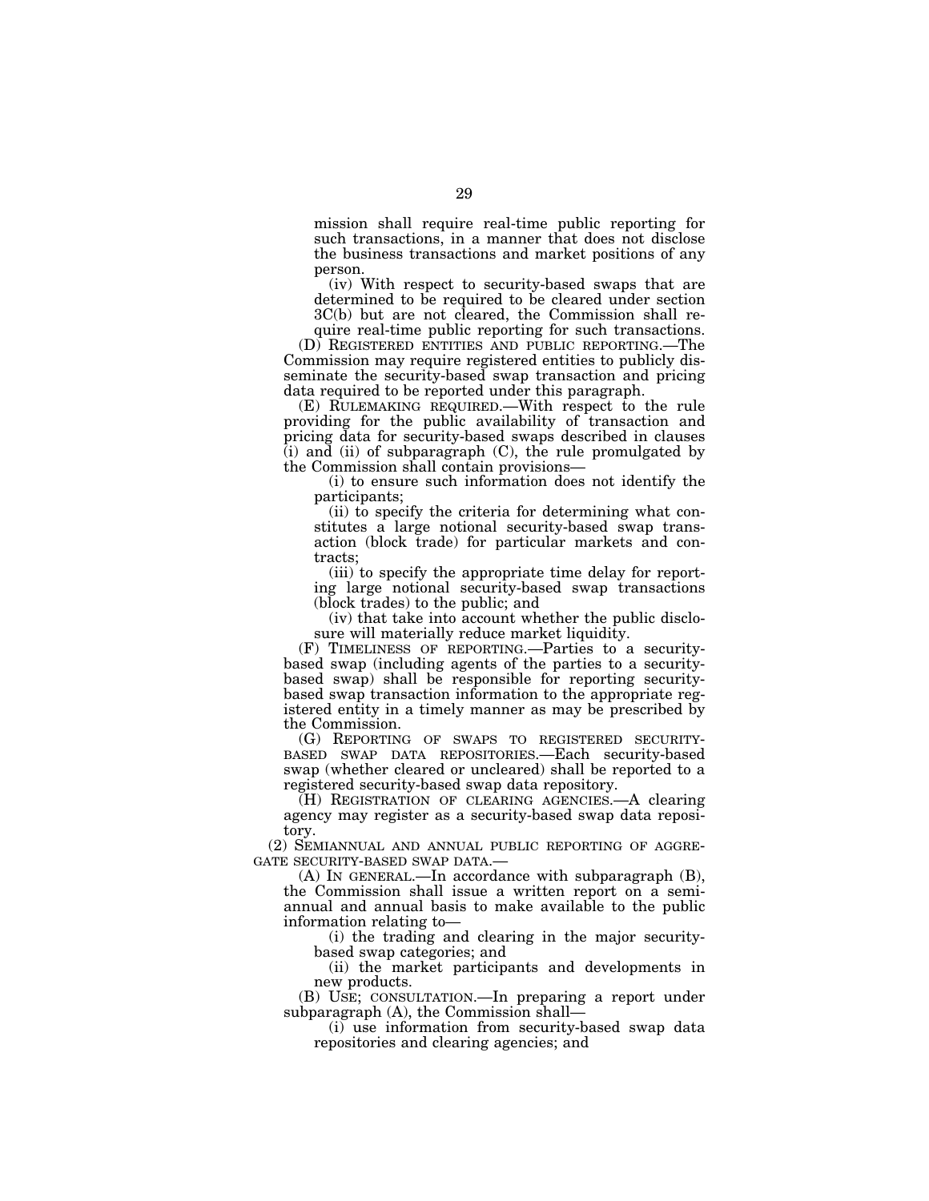mission shall require real-time public reporting for such transactions, in a manner that does not disclose the business transactions and market positions of any person.

(iv) With respect to security-based swaps that are determined to be required to be cleared under section 3C(b) but are not cleared, the Commission shall require real-time public reporting for such transactions.

(D) REGISTERED ENTITIES AND PUBLIC REPORTING.—The Commission may require registered entities to publicly disseminate the security-based swap transaction and pricing data required to be reported under this paragraph.

(E) RULEMAKING REQUIRED.—With respect to the rule providing for the public availability of transaction and pricing data for security-based swaps described in clauses (i) and (ii) of subparagraph (C), the rule promulgated by the Commission shall contain provisions—

(i) to ensure such information does not identify the participants;

(ii) to specify the criteria for determining what constitutes a large notional security-based swap transaction (block trade) for particular markets and contracts;

(iii) to specify the appropriate time delay for reporting large notional security-based swap transactions (block trades) to the public; and

(iv) that take into account whether the public disclosure will materially reduce market liquidity.

(F) TIMELINESS OF REPORTING.—Parties to a security-based swap (including agents of the parties to a security-based swap) shall be responsible for reporting security-based swap transaction information to the appropriate registered entity in a timely manner as may be prescribed by the Commission.

(G) REPORTING OF SWAPS TO REGISTERED SECURITY-BASED SWAP DATA REPOSITORIES.—Each security-based swap (whether cleared or uncleared) shall be reported to a registered security-based swap data repository.

(H) REGISTRATION OF CLEARING AGENCIES.—A clearing agency may register as a security-based swap data repository.

(2) SEMIANNUAL AND ANNUAL PUBLIC REPORTING OF AGGREGATE SECURITY-BASED SWAP DATA.—

(A) IN GENERAL.—In accordance with subparagraph (B), the Commission shall issue a written report on a semiannual and annual basis to make available to the public information relating to—

(i) the trading and clearing in the major security-based swap categories; and

(ii) the market participants and developments in new products.

(B) USE; CONSULTATION.—In preparing a report under subparagraph (A), the Commission shall—

(i) use information from security-based swap data repositories and clearing agencies; and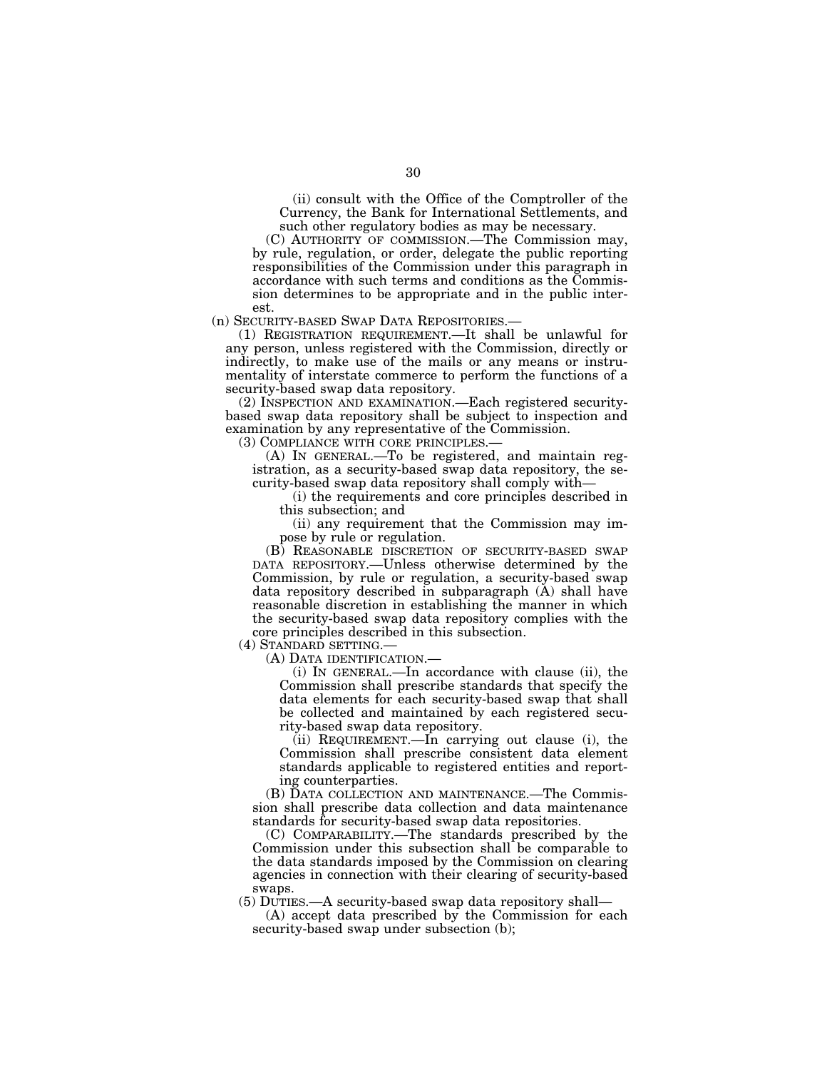(ii) consult with the Office of the Comptroller of the Currency, the Bank for International Settlements, and such other regulatory bodies as may be necessary.

(C) AUTHORITY OF COMMISSION.—The Commission may, by rule, regulation, or order, delegate the public reporting responsibilities of the Commission under this paragraph in accordance with such terms and conditions as the Commission determines to be appropriate and in the public interest.

(n) SECURITY-BASED SWAP DATA REPOSITORIES.—

(1) REGISTRATION REQUIREMENT.—It shall be unlawful for any person, unless registered with the Commission, directly or indirectly, to make use of the mails or any means or instrumentality of interstate commerce to perform the functions of a security-based swap data repository.

(2) INSPECTION AND EXAMINATION.—Each registered security-based swap data repository shall be subject to inspection and examination by any representative of the Commission.

(3) COMPLIANCE WITH CORE PRINCIPLES.—

(A) IN GENERAL.—To be registered, and maintain registration, as a security-based swap data repository, the security-based swap data repository shall comply with—

(i) the requirements and core principles described in this subsection; and

(ii) any requirement that the Commission may impose by rule or regulation.

(B) REASONABLE DISCRETION OF SECURITY-BASED SWAP DATA REPOSITORY.—Unless otherwise determined by the Commission, by rule or regulation, a security-based swap data repository described in subparagraph (A) shall have reasonable discretion in establishing the manner in which the security-based swap data repository complies with the core principles described in this subsection.

(4) STANDARD SETTING.—

(A) DATA IDENTIFICATION.—

(i) IN GENERAL.—In accordance with clause (ii), the Commission shall prescribe standards that specify the data elements for each security-based swap that shall be collected and maintained by each registered security-based swap data repository.

(ii) REQUIREMENT.—In carrying out clause (i), the Commission shall prescribe consistent data element standards applicable to registered entities and reporting counterparties.

(B) DATA COLLECTION AND MAINTENANCE.—The Commission shall prescribe data collection and data maintenance standards for security-based swap data repositories.

(C) COMPARABILITY.—The standards prescribed by the Commission under this subsection shall be comparable to the data standards imposed by the Commission on clearing agencies in connection with their clearing of security-based swaps.

(5) DUTIES.—A security-based swap data repository shall—

(A) accept data prescribed by the Commission for each security-based swap under subsection (b);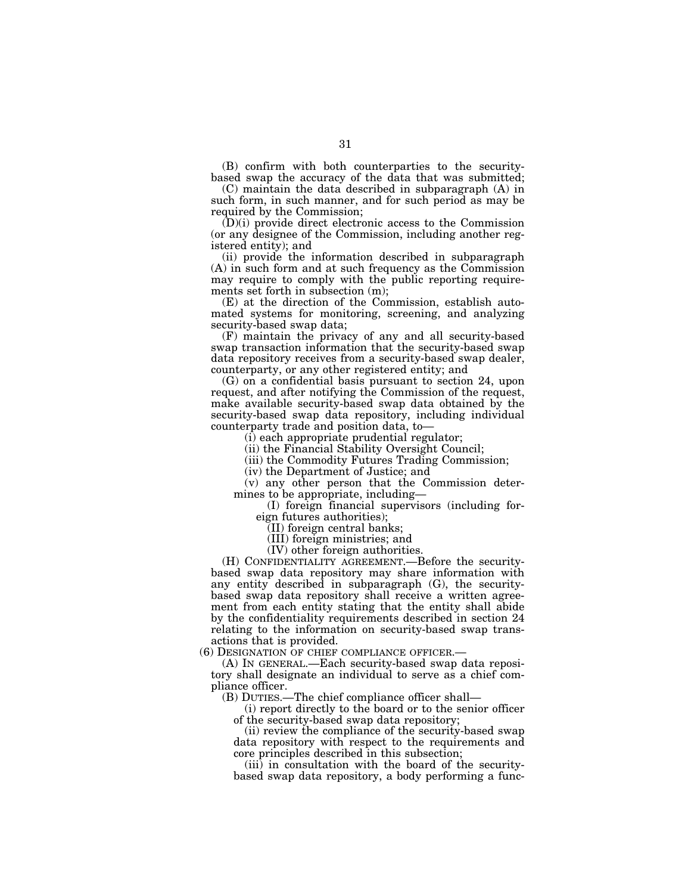(B) confirm with both counterparties to the security-based swap the accuracy of the data that was submitted;

(C) maintain the data described in subparagraph (A) in such form, in such manner, and for such period as may be required by the Commission;

(D)(i) provide direct electronic access to the Commission (or any designee of the Commission, including another registered entity); and

(ii) provide the information described in subparagraph (A) in such form and at such frequency as the Commission may require to comply with the public reporting requirements set forth in subsection (m);

(E) at the direction of the Commission, establish automated systems for monitoring, screening, and analyzing security-based swap data;

(F) maintain the privacy of any and all security-based swap transaction information that the security-based swap data repository receives from a security-based swap dealer, counterparty, or any other registered entity; and

(G) on a confidential basis pursuant to section 24, upon request, and after notifying the Commission of the request, make available security-based swap data obtained by the security-based swap data repository, including individual counterparty trade and position data, to—

(i) each appropriate prudential regulator;

(ii) the Financial Stability Oversight Council;

(iii) the Commodity Futures Trading Commission;

(iv) the Department of Justice; and

(v) any other person that the Commission determines to be appropriate, including—

(I) foreign financial supervisors (including foreign futures authorities);

(II) foreign central banks;

(III) foreign ministries; and

(IV) other foreign authorities.

(H) CONFIDENTIALITY AGREEMENT.—Before the security-based swap data repository may share information with any entity described in subparagraph (G), the security-based swap data repository shall receive a written agreement from each entity stating that the entity shall abide by the confidentiality requirements described in section 24 relating to the information on security-based swap transactions that is provided.

(6) DESIGNATION OF CHIEF COMPLIANCE OFFICER.—

(A) IN GENERAL.—Each security-based swap data repository shall designate an individual to serve as a chief compliance officer.

(B) DUTIES.—The chief compliance officer shall—

(i) report directly to the board or to the senior officer of the security-based swap data repository;

(ii) review the compliance of the security-based swap data repository with respect to the requirements and core principles described in this subsection;

(iii) in consultation with the board of the security-based swap data repository, a body performing a func-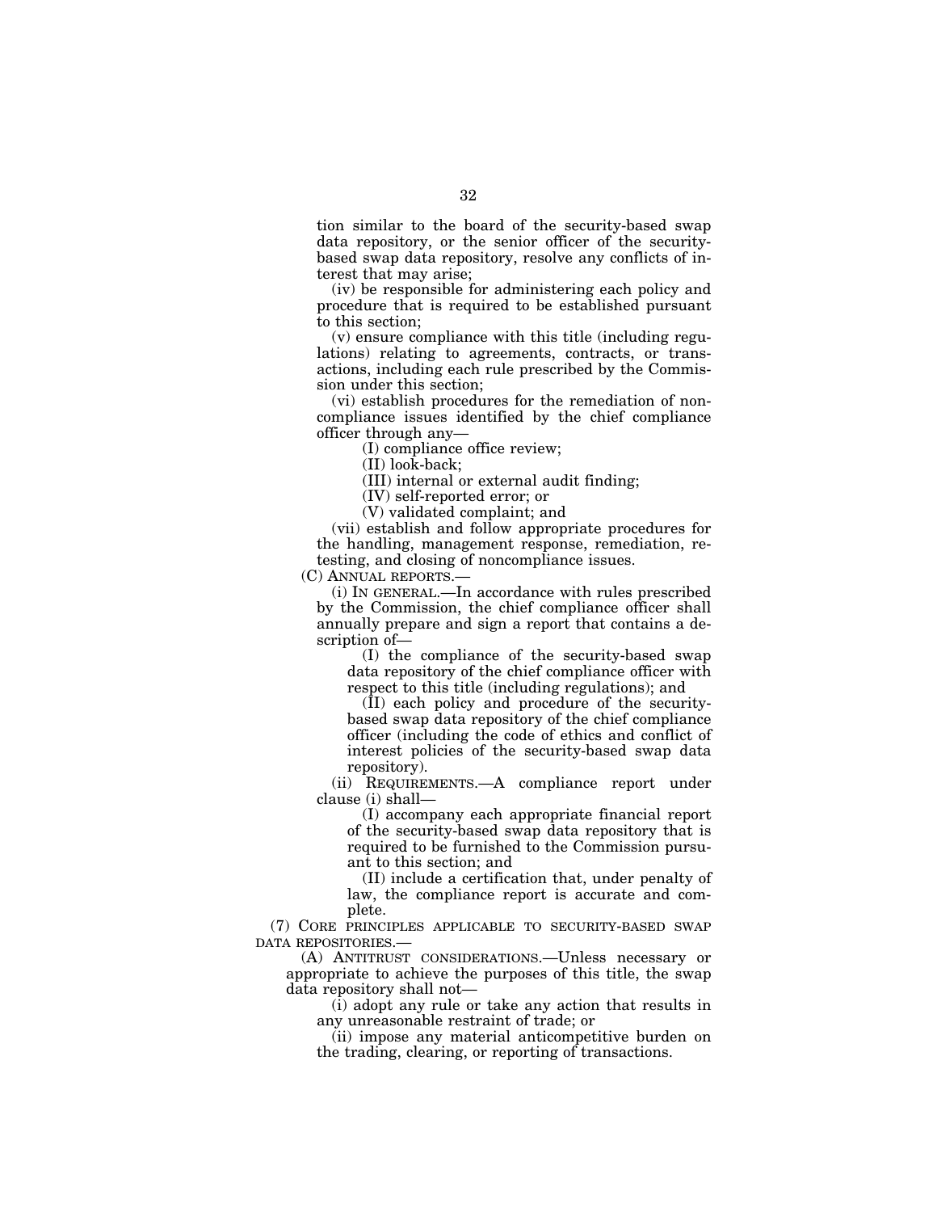tion similar to the board of the security-based swap data repository, or the senior officer of the security-based swap data repository, resolve any conflicts of interest that may arise;

(iv) be responsible for administering each policy and procedure that is required to be established pursuant to this section;

(v) ensure compliance with this title (including regulations) relating to agreements, contracts, or transactions, including each rule prescribed by the Commission under this section;

(vi) establish procedures for the remediation of noncompliance issues identified by the chief compliance officer through any—

(I) compliance office review;

(II) look-back;

(III) internal or external audit finding;

(IV) self-reported error; or

(V) validated complaint; and

(vii) establish and follow appropriate procedures for the handling, management response, remediation, retesting, and closing of noncompliance issues.

(C) ANNUAL REPORTS.—

(i) IN GENERAL.—In accordance with rules prescribed by the Commission, the chief compliance officer shall annually prepare and sign a report that contains a description of—

(I) the compliance of the security-based swap data repository of the chief compliance officer with respect to this title (including regulations); and

(II) each policy and procedure of the security-based swap data repository of the chief compliance officer (including the code of ethics and conflict of interest policies of the security-based swap data repository).

(ii) REQUIREMENTS.—A compliance report under clause (i) shall—

(I) accompany each appropriate financial report of the security-based swap data repository that is required to be furnished to the Commission pursuant to this section; and

(II) include a certification that, under penalty of law, the compliance report is accurate and complete.

(7) CORE PRINCIPLES APPLICABLE TO SECURITY-BASED SWAP DATA REPOSITORIES.—

(A) ANTITRUST CONSIDERATIONS.—Unless necessary or appropriate to achieve the purposes of this title, the swap data repository shall not—

(i) adopt any rule or take any action that results in any unreasonable restraint of trade; or

(ii) impose any material anticompetitive burden on the trading, clearing, or reporting of transactions.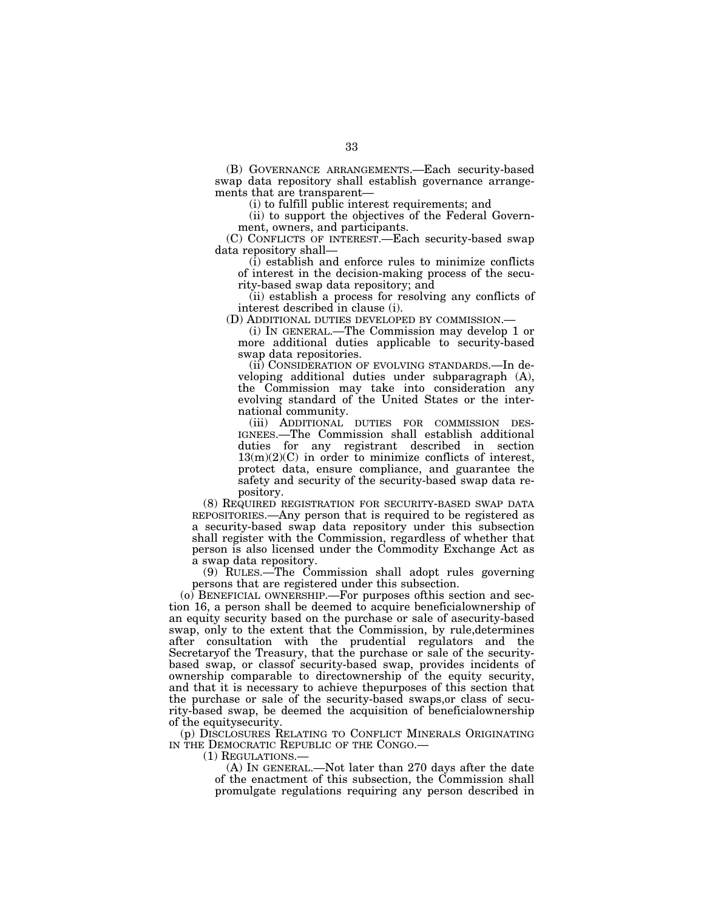(B) GOVERNANCE ARRANGEMENTS.—Each security-based swap data repository shall establish governance arrangements that are transparent—

(i) to fulfill public interest requirements; and

(ii) to support the objectives of the Federal Government, owners, and participants.

(C) CONFLICTS OF INTEREST.—Each security-based swap data repository shall—

(i) establish and enforce rules to minimize conflicts of interest in the decision-making process of the security-based swap data repository; and

(ii) establish a process for resolving any conflicts of interest described in clause (i).

(D) ADDITIONAL DUTIES DEVELOPED BY COMMISSION.—

(i) IN GENERAL.—The Commission may develop 1 or more additional duties applicable to security-based swap data repositories.

(ii) CONSIDERATION OF EVOLVING STANDARDS.—In developing additional duties under subparagraph (A), the Commission may take into consideration any evolving standard of the United States or the international community.

(iii) ADDITIONAL DUTIES FOR COMMISSION DESIGNEES.—The Commission shall establish additional duties for any registrant described in section 13(m)(2)(C) in order to minimize conflicts of interest, protect data, ensure compliance, and guarantee the safety and security of the security-based swap data repository.

(8) REQUIRED REGISTRATION FOR SECURITY-BASED SWAP DATA REPOSITORIES.—Any person that is required to be registered as a security-based swap data repository under this subsection shall register with the Commission, regardless of whether that person is also licensed under the Commodity Exchange Act as a swap data repository.

(9) RULES.—The Commission shall adopt rules governing persons that are registered under this subsection.

(o) BENEFICIAL OWNERSHIP.—For purposes ofthis section and section 16, a person shall be deemed to acquire beneficialownership of an equity security based on the purchase or sale of asecurity-based swap, only to the extent that the Commission, by rule,determines after consultation with the prudential regulators and the Secretaryof the Treasury, that the purchase or sale of the security-based swap, or classof security-based swap, provides incidents of ownership comparable to directownership of the equity security, and that it is necessary to achieve thepurposes of this section that the purchase or sale of the security-based swaps,or class of security-based swap, be deemed the acquisition of beneficialownership of the equitysecurity.

(p) DISCLOSURES RELATING TO CONFLICT MINERALS ORIGINATING IN THE DEMOCRATIC REPUBLIC OF THE CONGO.—

(1) REGULATIONS.—

(A) IN GENERAL.—Not later than 270 days after the date of the enactment of this subsection, the Commission shall promulgate regulations requiring any person described in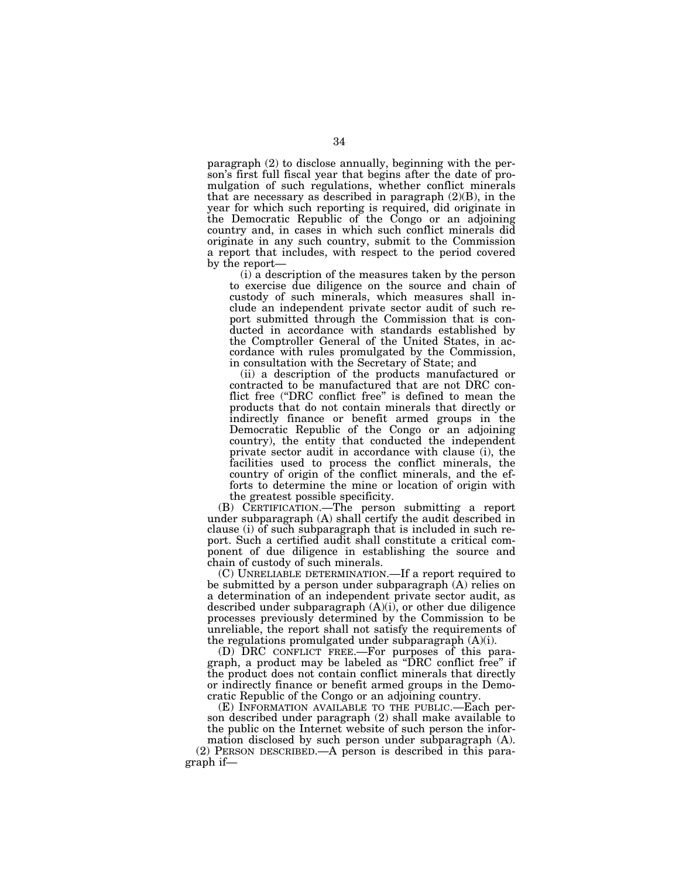paragraph (2) to disclose annually, beginning with the person's first full fiscal year that begins after the date of promulgation of such regulations, whether conflict minerals that are necessary as described in paragraph (2)(B), in the year for which such reporting is required, did originate in the Democratic Republic of the Congo or an adjoining country and, in cases in which such conflict minerals did originate in any such country, submit to the Commission a report that includes, with respect to the period covered by the report—

(i) a description of the measures taken by the person to exercise due diligence on the source and chain of custody of such minerals, which measures shall include an independent private sector audit of such report submitted through the Commission that is conducted in accordance with standards established by the Comptroller General of the United States, in accordance with rules promulgated by the Commission, in consultation with the Secretary of State; and

(ii) a description of the products manufactured or contracted to be manufactured that are not DRC conflict free ("DRC conflict free" is defined to mean the products that do not contain minerals that directly or indirectly finance or benefit armed groups in the Democratic Republic of the Congo or an adjoining country), the entity that conducted the independent private sector audit in accordance with clause (i), the facilities used to process the conflict minerals, the country of origin of the conflict minerals, and the efforts to determine the mine or location of origin with the greatest possible specificity.

(B) CERTIFICATION.—The person submitting a report under subparagraph (A) shall certify the audit described in clause (i) of such subparagraph that is included in such report. Such a certified audit shall constitute a critical component of due diligence in establishing the source and chain of custody of such minerals.

(C) UNRELIABLE DETERMINATION.—If a report required to be submitted by a person under subparagraph (A) relies on a determination of an independent private sector audit, as described under subparagraph (A)(i), or other due diligence processes previously determined by the Commission to be unreliable, the report shall not satisfy the requirements of the regulations promulgated under subparagraph (A)(i).

(D) DRC CONFLICT FREE.—For purposes of this paragraph, a product may be labeled as "DRC conflict free" if the product does not contain conflict minerals that directly or indirectly finance or benefit armed groups in the Democratic Republic of the Congo or an adjoining country.

(E) INFORMATION AVAILABLE TO THE PUBLIC.—Each person described under paragraph (2) shall make available to the public on the Internet website of such person the information disclosed by such person under subparagraph (A).

(2) PERSON DESCRIBED.—A person is described in this paragraph if—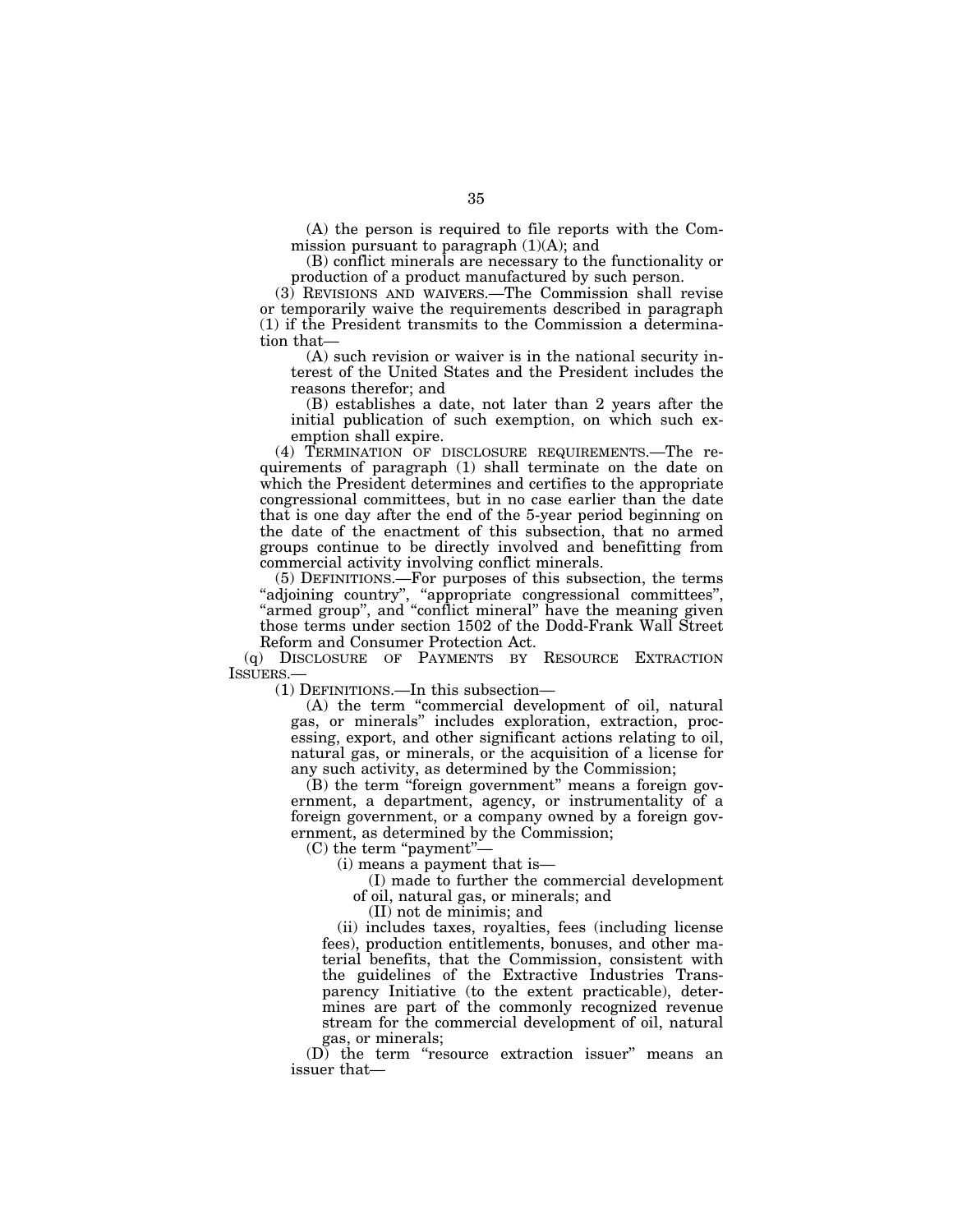(A) the person is required to file reports with the Commission pursuant to paragraph (1)(A); and

(B) conflict minerals are necessary to the functionality or production of a product manufactured by such person.

(3) REVISIONS AND WAIVERS.—The Commission shall revise or temporarily waive the requirements described in paragraph (1) if the President transmits to the Commission a determination that—

(A) such revision or waiver is in the national security interest of the United States and the President includes the reasons therefor; and

(B) establishes a date, not later than 2 years after the initial publication of such exemption, on which such exemption shall expire.

(4) TERMINATION OF DISCLOSURE REQUIREMENTS.—The requirements of paragraph (1) shall terminate on the date on which the President determines and certifies to the appropriate congressional committees, but in no case earlier than the date that is one day after the end of the 5-year period beginning on the date of the enactment of this subsection, that no armed groups continue to be directly involved and benefitting from commercial activity involving conflict minerals.

(5) DEFINITIONS.—For purposes of this subsection, the terms "adjoining country", "appropriate congressional committees", "armed group", and "conflict mineral" have the meaning given those terms under section 1502 of the Dodd-Frank Wall Street Reform and Consumer Protection Act.

(q) DISCLOSURE OF PAYMENTS BY RESOURCE EXTRACTION ISSUERS.—

(1) DEFINITIONS.—In this subsection—

(A) the term "commercial development of oil, natural gas, or minerals" includes exploration, extraction, processing, export, and other significant actions relating to oil, natural gas, or minerals, or the acquisition of a license for any such activity, as determined by the Commission;

(B) the term "foreign government" means a foreign government, a department, agency, or instrumentality of a foreign government, or a company owned by a foreign government, as determined by the Commission;

(C) the term "payment"—

(i) means a payment that is—

(I) made to further the commercial development of oil, natural gas, or minerals; and

(II) not de minimis; and

(ii) includes taxes, royalties, fees (including license fees), production entitlements, bonuses, and other material benefits, that the Commission, consistent with the guidelines of the Extractive Industries Transparency Initiative (to the extent practicable), determines are part of the commonly recognized revenue stream for the commercial development of oil, natural gas, or minerals;

(D) the term "resource extraction issuer" means an issuer that—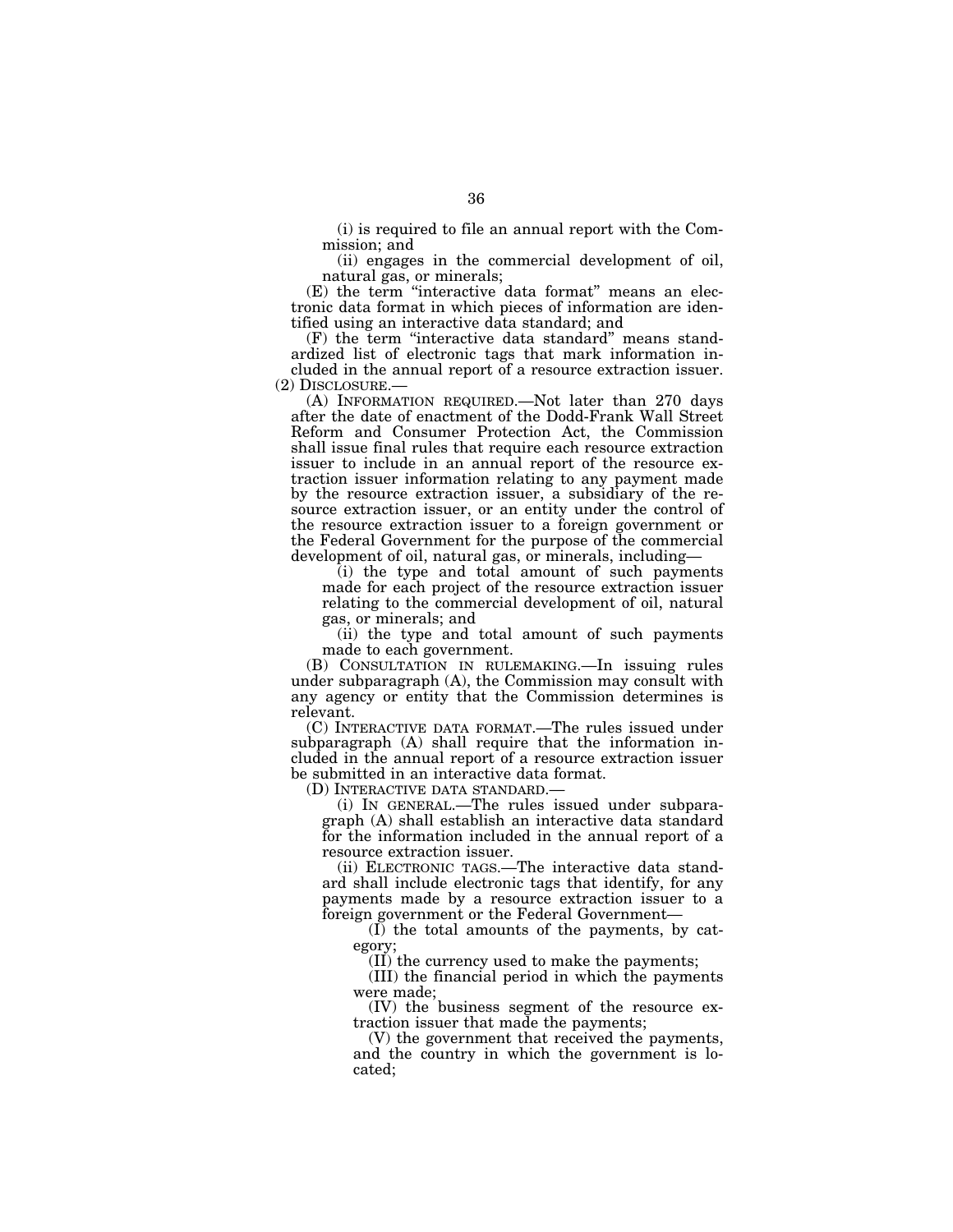(i) is required to file an annual report with the Commission; and

(ii) engages in the commercial development of oil, natural gas, or minerals;

(E) the term "interactive data format" means an electronic data format in which pieces of information are identified using an interactive data standard; and

(F) the term "interactive data standard" means standardized list of electronic tags that mark information included in the annual report of a resource extraction issuer.

(2) DISCLOSURE.—

(A) INFORMATION REQUIRED.—Not later than 270 days after the date of enactment of the Dodd-Frank Wall Street Reform and Consumer Protection Act, the Commission shall issue final rules that require each resource extraction issuer to include in an annual report of the resource extraction issuer information relating to any payment made by the resource extraction issuer, a subsidiary of the resource extraction issuer, or an entity under the control of the resource extraction issuer to a foreign government or the Federal Government for the purpose of the commercial development of oil, natural gas, or minerals, including—

(i) the type and total amount of such payments made for each project of the resource extraction issuer relating to the commercial development of oil, natural gas, or minerals; and

(ii) the type and total amount of such payments made to each government.

(B) CONSULTATION IN RULEMAKING.—In issuing rules under subparagraph (A), the Commission may consult with any agency or entity that the Commission determines is relevant.

(C) INTERACTIVE DATA FORMAT.—The rules issued under subparagraph (A) shall require that the information included in the annual report of a resource extraction issuer be submitted in an interactive data format.

(D) INTERACTIVE DATA STANDARD.—

(i) IN GENERAL.—The rules issued under subparagraph (A) shall establish an interactive data standard for the information included in the annual report of a resource extraction issuer.

(ii) ELECTRONIC TAGS.—The interactive data standard shall include electronic tags that identify, for any payments made by a resource extraction issuer to a foreign government or the Federal Government—

(I) the total amounts of the payments, by category;

(II) the currency used to make the payments;

(III) the financial period in which the payments were made;

(IV) the business segment of the resource extraction issuer that made the payments;

(V) the government that received the payments, and the country in which the government is located;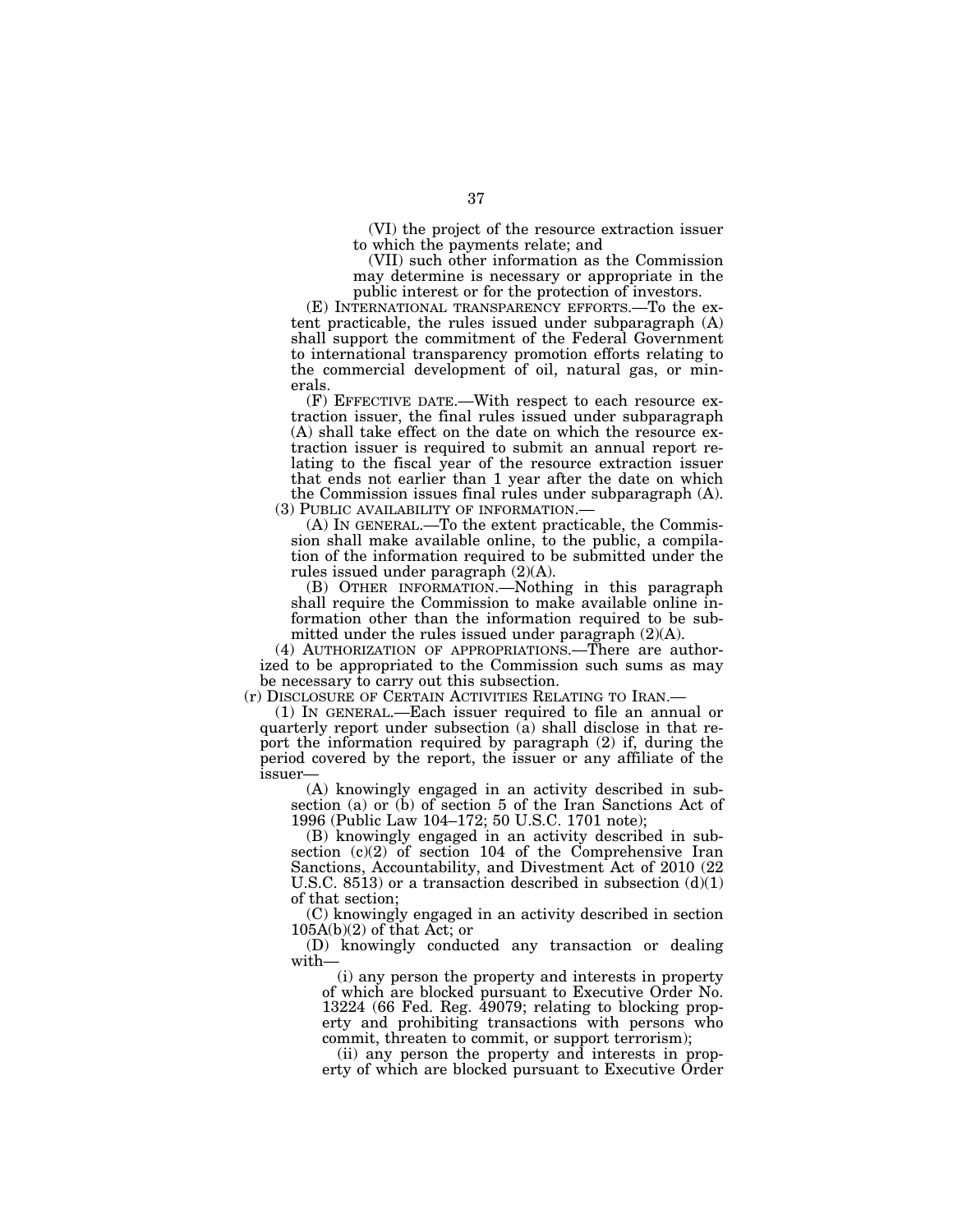(VI) the project of the resource extraction issuer to which the payments relate; and

(VII) such other information as the Commission may determine is necessary or appropriate in the public interest or for the protection of investors.

(E) INTERNATIONAL TRANSPARENCY EFFORTS.—To the extent practicable, the rules issued under subparagraph (A) shall support the commitment of the Federal Government to international transparency promotion efforts relating to the commercial development of oil, natural gas, or minerals.

(F) EFFECTIVE DATE.—With respect to each resource extraction issuer, the final rules issued under subparagraph (A) shall take effect on the date on which the resource extraction issuer is required to submit an annual report relating to the fiscal year of the resource extraction issuer that ends not earlier than 1 year after the date on which the Commission issues final rules under subparagraph (A).

(3) PUBLIC AVAILABILITY OF INFORMATION.—

(A) IN GENERAL.—To the extent practicable, the Commission shall make available online, to the public, a compilation of the information required to be submitted under the rules issued under paragraph (2)(A).

(B) OTHER INFORMATION.—Nothing in this paragraph shall require the Commission to make available online information other than the information required to be submitted under the rules issued under paragraph (2)(A).

(4) AUTHORIZATION OF APPROPRIATIONS.—There are authorized to be appropriated to the Commission such sums as may be necessary to carry out this subsection.

(r) DISCLOSURE OF CERTAIN ACTIVITIES RELATING TO IRAN.—

(1) IN GENERAL.—Each issuer required to file an annual or quarterly report under subsection (a) shall disclose in that report the information required by paragraph (2) if, during the period covered by the report, the issuer or any affiliate of the issuer—

(A) knowingly engaged in an activity described in subsection (a) or (b) of section 5 of the Iran Sanctions Act of 1996 (Public Law 104–172; 50 U.S.C. 1701 note);

(B) knowingly engaged in an activity described in subsection (c)(2) of section 104 of the Comprehensive Iran Sanctions, Accountability, and Divestment Act of 2010 (22 U.S.C. 8513) or a transaction described in subsection (d)(1) of that section;

(C) knowingly engaged in an activity described in section 105A(b)(2) of that Act; or

(D) knowingly conducted any transaction or dealing with—

(i) any person the property and interests in property of which are blocked pursuant to Executive Order No. 13224 (66 Fed. Reg. 49079; relating to blocking property and prohibiting transactions with persons who commit, threaten to commit, or support terrorism);

(ii) any person the property and interests in property of which are blocked pursuant to Executive Order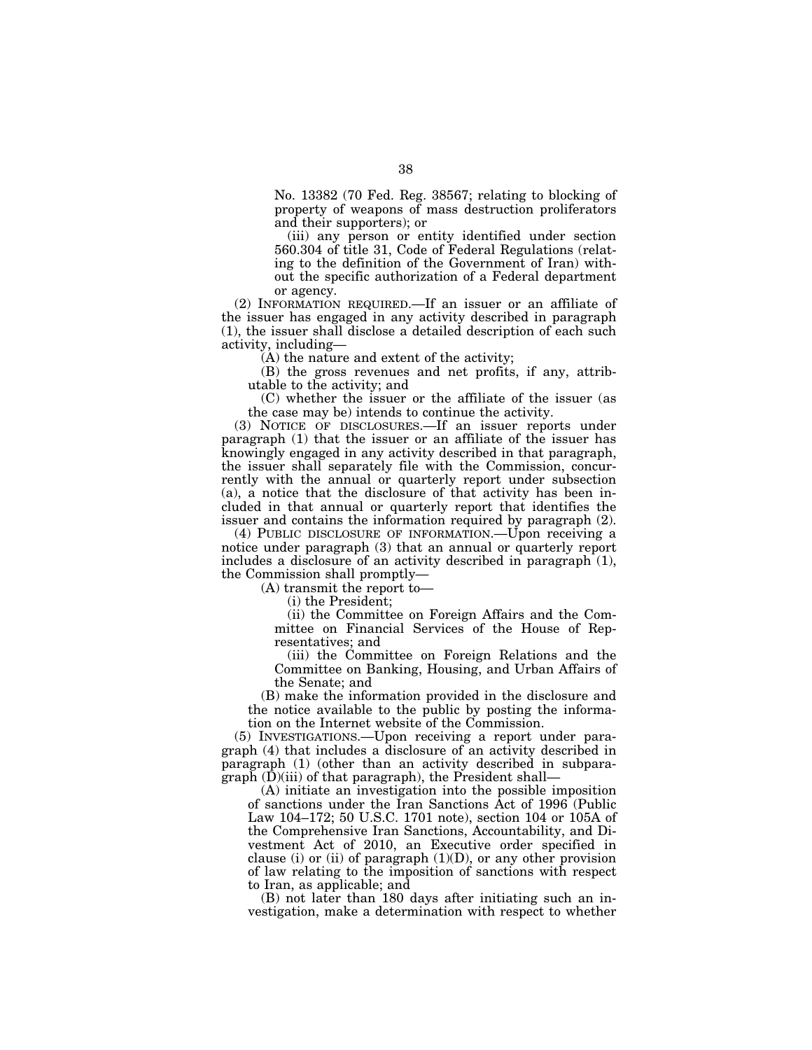No. 13382 (70 Fed. Reg. 38567; relating to blocking of property of weapons of mass destruction proliferators and their supporters); or

(iii) any person or entity identified under section 560.304 of title 31, Code of Federal Regulations (relating to the definition of the Government of Iran) without the specific authorization of a Federal department or agency.

(2) INFORMATION REQUIRED.—If an issuer or an affiliate of the issuer has engaged in any activity described in paragraph (1), the issuer shall disclose a detailed description of each such activity, including—

(A) the nature and extent of the activity;

(B) the gross revenues and net profits, if any, attributable to the activity; and

(C) whether the issuer or the affiliate of the issuer (as the case may be) intends to continue the activity.

(3) NOTICE OF DISCLOSURES.—If an issuer reports under paragraph (1) that the issuer or an affiliate of the issuer has knowingly engaged in any activity described in that paragraph, the issuer shall separately file with the Commission, concurrently with the annual or quarterly report under subsection (a), a notice that the disclosure of that activity has been included in that annual or quarterly report that identifies the issuer and contains the information required by paragraph (2).

(4) PUBLIC DISCLOSURE OF INFORMATION.—Upon receiving a notice under paragraph (3) that an annual or quarterly report includes a disclosure of an activity described in paragraph (1), the Commission shall promptly—

(A) transmit the report to—

(i) the President;

(ii) the Committee on Foreign Affairs and the Committee on Financial Services of the House of Representatives; and

(iii) the Committee on Foreign Relations and the Committee on Banking, Housing, and Urban Affairs of the Senate; and

(B) make the information provided in the disclosure and the notice available to the public by posting the information on the Internet website of the Commission.

(5) INVESTIGATIONS.—Upon receiving a report under paragraph (4) that includes a disclosure of an activity described in paragraph (1) (other than an activity described in subparagraph (D)(iii) of that paragraph), the President shall—

(A) initiate an investigation into the possible imposition of sanctions under the Iran Sanctions Act of 1996 (Public Law 104–172; 50 U.S.C. 1701 note), section 104 or 105A of the Comprehensive Iran Sanctions, Accountability, and Divestment Act of 2010, an Executive order specified in clause (i) or (ii) of paragraph (1)(D), or any other provision of law relating to the imposition of sanctions with respect to Iran, as applicable; and

(B) not later than 180 days after initiating such an investigation, make a determination with respect to whether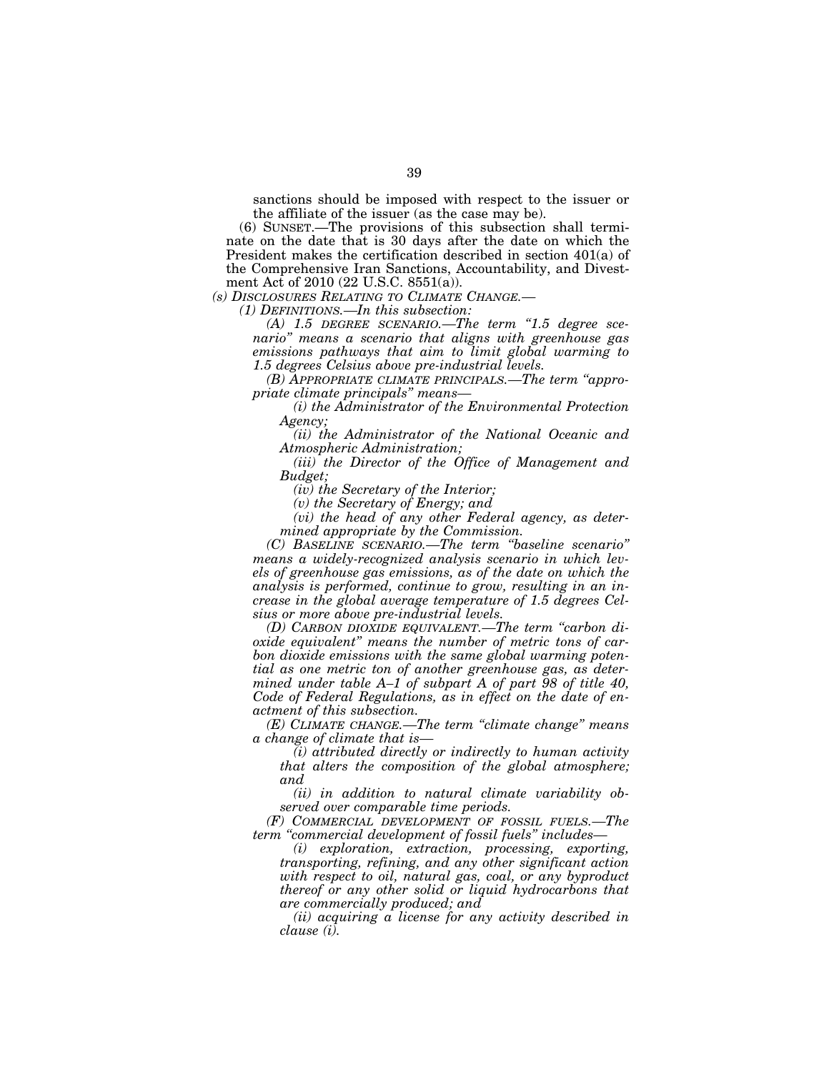sanctions should be imposed with respect to the issuer or the affiliate of the issuer (as the case may be).

(6) SUNSET.—The provisions of this subsection shall terminate on the date that is 30 days after the date on which the President makes the certification described in section 401(a) of the Comprehensive Iran Sanctions, Accountability, and Divestment Act of 2010 (22 U.S.C. 8551(a)).

*(s) DISCLOSURES RELATING TO CLIMATE CHANGE.—*

*(1) DEFINITIONS.—In this subsection:*

*(A) 1.5 DEGREE SCENARIO.—The term "1.5 degree scenario" means a scenario that aligns with greenhouse gas emissions pathways that aim to limit global warming to 1.5 degrees Celsius above pre-industrial levels.*

*(B) APPROPRIATE CLIMATE PRINCIPALS.—The term "appropriate climate principals" means—*

*(i) the Administrator of the Environmental Protection Agency;*

*(ii) the Administrator of the National Oceanic and Atmospheric Administration;*

*(iii) the Director of the Office of Management and Budget;*

*(iv) the Secretary of the Interior;*

*(v) the Secretary of Energy; and*

*(vi) the head of any other Federal agency, as determined appropriate by the Commission.*

*(C) BASELINE SCENARIO.—The term "baseline scenario" means a widely-recognized analysis scenario in which levels of greenhouse gas emissions, as of the date on which the analysis is performed, continue to grow, resulting in an increase in the global average temperature of 1.5 degrees Celsius or more above pre-industrial levels.*

*(D) CARBON DIOXIDE EQUIVALENT.—The term "carbon dioxide equivalent" means the number of metric tons of carbon dioxide emissions with the same global warming potential as one metric ton of another greenhouse gas, as determined under table A–1 of subpart A of part 98 of title 40, Code of Federal Regulations, as in effect on the date of enactment of this subsection.*

*(E) CLIMATE CHANGE.—The term "climate change" means a change of climate that is—*

*(i) attributed directly or indirectly to human activity that alters the composition of the global atmosphere; and*

*(ii) in addition to natural climate variability observed over comparable time periods.*

*(F) COMMERCIAL DEVELOPMENT OF FOSSIL FUELS.—The term "commercial development of fossil fuels" includes—*

*(i) exploration, extraction, processing, exporting, transporting, refining, and any other significant action with respect to oil, natural gas, coal, or any byproduct thereof or any other solid or liquid hydrocarbons that are commercially produced; and*

*(ii) acquiring a license for any activity described in clause (i).*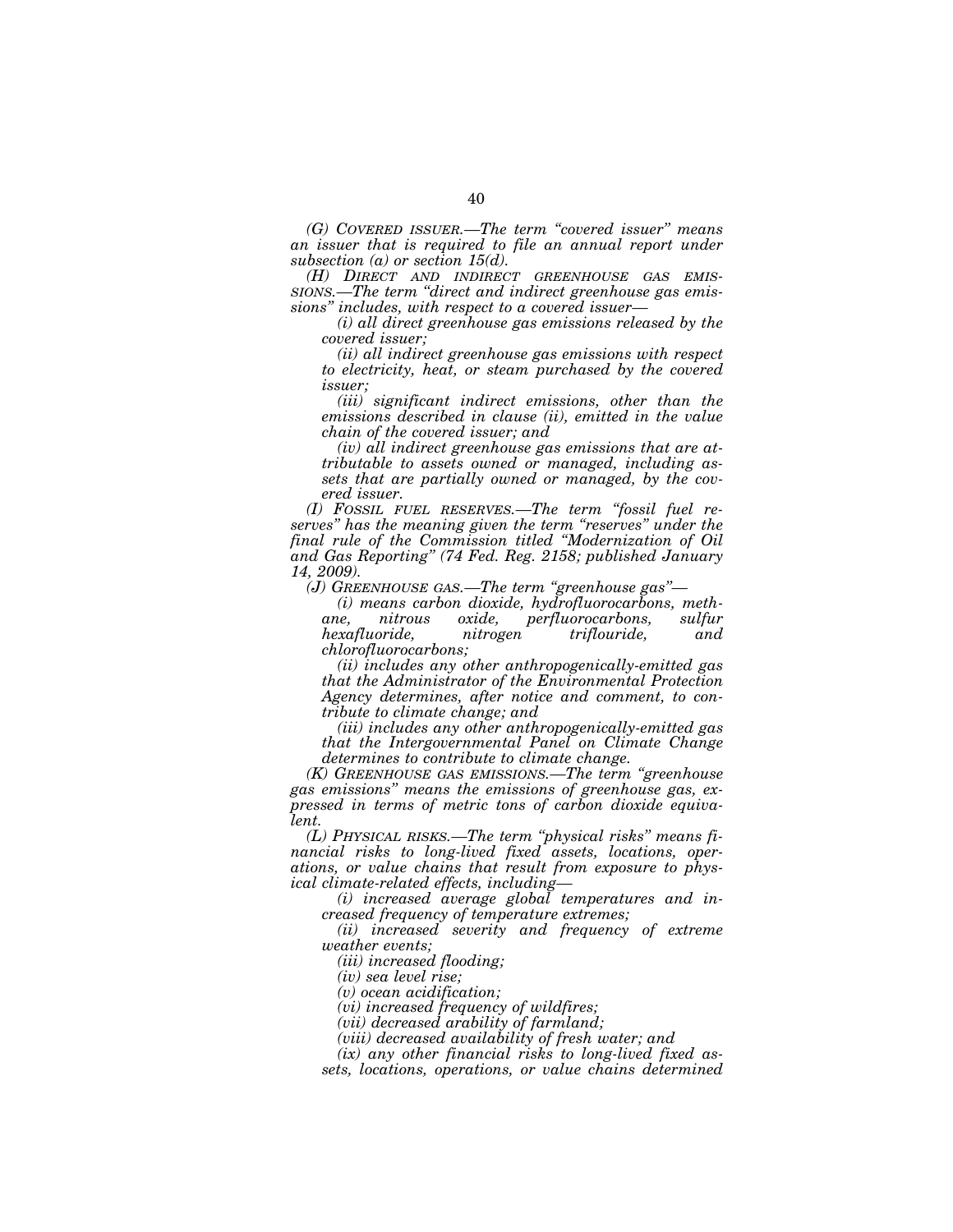*(G) COVERED ISSUER.—The term "covered issuer" means an issuer that is required to file an annual report under subsection (a) or section 15(d).*

*(H) DIRECT AND INDIRECT GREENHOUSE GAS EMISSIONS.—The term "direct and indirect greenhouse gas emissions" includes, with respect to a covered issuer—*

*(i) all direct greenhouse gas emissions released by the covered issuer;*

*(ii) all indirect greenhouse gas emissions with respect to electricity, heat, or steam purchased by the covered issuer;*

*(iii) significant indirect emissions, other than the emissions described in clause (ii), emitted in the value chain of the covered issuer; and*

*(iv) all indirect greenhouse gas emissions that are attributable to assets owned or managed, including assets that are partially owned or managed, by the covered issuer.*

*(I) FOSSIL FUEL RESERVES.—The term "fossil fuel reserves" has the meaning given the term "reserves" under the final rule of the Commission titled "Modernization of Oil and Gas Reporting" (74 Fed. Reg. 2158; published January 14, 2009).*

*(J) GREENHOUSE GAS.—The term "greenhouse gas"—*

*(i) means carbon dioxide, hydrofluorocarbons, methane, nitrous oxide, perfluorocarbons, sulfur hexafluoride, nitrogen triflouride, and chlorofluorocarbons;*

*(ii) includes any other anthropogenically-emitted gas that the Administrator of the Environmental Protection Agency determines, after notice and comment, to contribute to climate change; and*

*(iii) includes any other anthropogenically-emitted gas that the Intergovernmental Panel on Climate Change determines to contribute to climate change.*

*(K) GREENHOUSE GAS EMISSIONS.—The term "greenhouse gas emissions" means the emissions of greenhouse gas, expressed in terms of metric tons of carbon dioxide equivalent.*

*(L) PHYSICAL RISKS.—The term "physical risks" means financial risks to long-lived fixed assets, locations, operations, or value chains that result from exposure to physical climate-related effects, including—*

*(i) increased average global temperatures and increased frequency of temperature extremes;*

*(ii) increased severity and frequency of extreme weather events;*

*(iii) increased flooding;*

*(iv) sea level rise;*

*(v) ocean acidification;*

*(vi) increased frequency of wildfires;*

*(vii) decreased arability of farmland;*

*(viii) decreased availability of fresh water; and*

*(ix) any other financial risks to long-lived fixed assets, locations, operations, or value chains determined*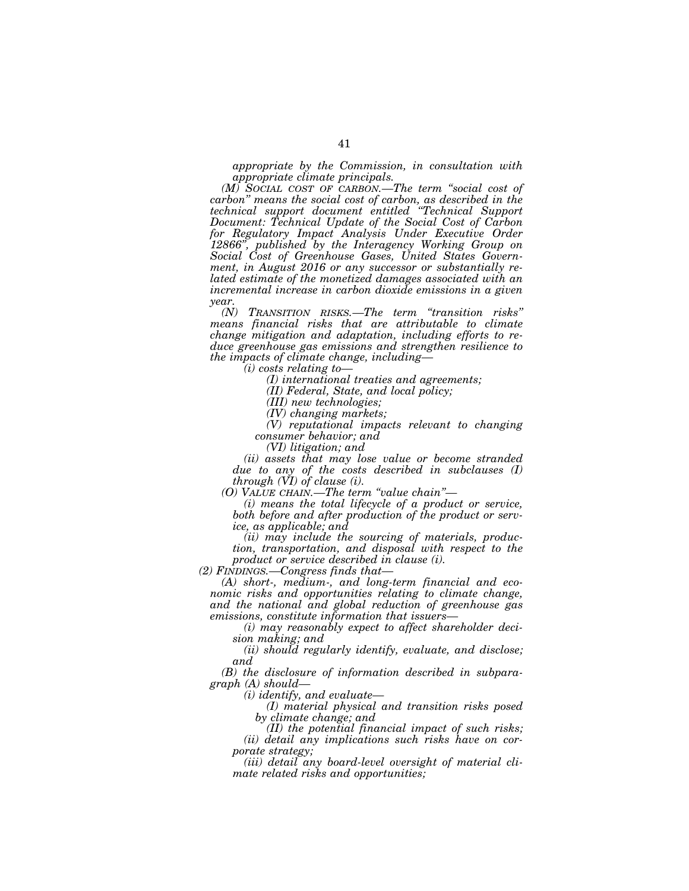*appropriate by the Commission, in consultation with appropriate climate principals.*

*(M) SOCIAL COST OF CARBON.—The term "social cost of carbon" means the social cost of carbon, as described in the technical support document entitled "Technical Support Document: Technical Update of the Social Cost of Carbon for Regulatory Impact Analysis Under Executive Order 12866", published by the Interagency Working Group on Social Cost of Greenhouse Gases, United States Government, in August 2016 or any successor or substantially related estimate of the monetized damages associated with an incremental increase in carbon dioxide emissions in a given year.*

*(N) TRANSITION RISKS.—The term "transition risks" means financial risks that are attributable to climate change mitigation and adaptation, including efforts to reduce greenhouse gas emissions and strengthen resilience to the impacts of climate change, including—*

*(i) costs relating to—*

*(I) international treaties and agreements;*

*(II) Federal, State, and local policy;*

*(III) new technologies;*

*(IV) changing markets;*

*(V) reputational impacts relevant to changing consumer behavior; and*

*(VI) litigation; and*

*(ii) assets that may lose value or become stranded due to any of the costs described in subclauses (I) through (VI) of clause (i).*

*(O) VALUE CHAIN.—The term "value chain"—*

*(i) means the total lifecycle of a product or service, both before and after production of the product or service, as applicable; and*

*(ii) may include the sourcing of materials, production, transportation, and disposal with respect to the product or service described in clause (i).*

*(2) FINDINGS.—Congress finds that—*

*(A) short-, medium-, and long-term financial and economic risks and opportunities relating to climate change, and the national and global reduction of greenhouse gas emissions, constitute information that issuers—*

*(i) may reasonably expect to affect shareholder decision making; and*

*(ii) should regularly identify, evaluate, and disclose; and*

*(B) the disclosure of information described in subparagraph (A) should—*

*(i) identify, and evaluate—*

*(I) material physical and transition risks posed by climate change; and*

*(II) the potential financial impact of such risks;*

*(ii) detail any implications such risks have on corporate strategy;*

*(iii) detail any board-level oversight of material climate related risks and opportunities;*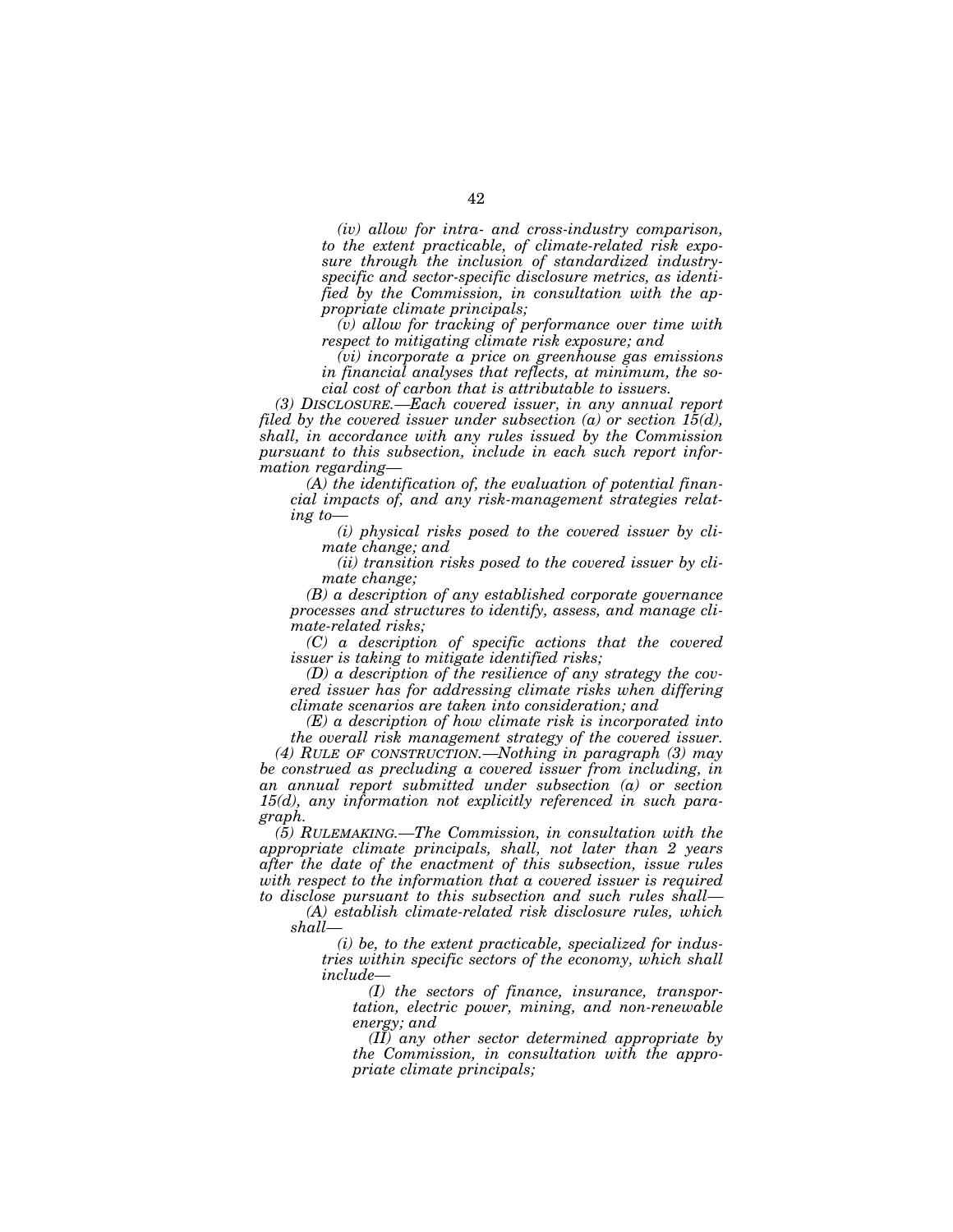*(iv) allow for intra- and cross-industry comparison, to the extent practicable, of climate-related risk exposure through the inclusion of standardized industry-specific and sector-specific disclosure metrics, as identified by the Commission, in consultation with the appropriate climate principals;*

*(v) allow for tracking of performance over time with respect to mitigating climate risk exposure; and*

*(vi) incorporate a price on greenhouse gas emissions in financial analyses that reflects, at minimum, the social cost of carbon that is attributable to issuers.*

*(3) DISCLOSURE.—Each covered issuer, in any annual report filed by the covered issuer under subsection (a) or section 15(d), shall, in accordance with any rules issued by the Commission pursuant to this subsection, include in each such report information regarding—*

*(A) the identification of, the evaluation of potential financial impacts of, and any risk-management strategies relating to—*

*(i) physical risks posed to the covered issuer by climate change; and*

*(ii) transition risks posed to the covered issuer by climate change;*

*(B) a description of any established corporate governance processes and structures to identify, assess, and manage climate-related risks;*

*(C) a description of specific actions that the covered issuer is taking to mitigate identified risks;*

*(D) a description of the resilience of any strategy the covered issuer has for addressing climate risks when differing climate scenarios are taken into consideration; and*

*(E) a description of how climate risk is incorporated into the overall risk management strategy of the covered issuer.*

*(4) RULE OF CONSTRUCTION.—Nothing in paragraph (3) may be construed as precluding a covered issuer from including, in an annual report submitted under subsection (a) or section 15(d), any information not explicitly referenced in such paragraph.*

*(5) RULEMAKING.—The Commission, in consultation with the appropriate climate principals, shall, not later than 2 years after the date of the enactment of this subsection, issue rules with respect to the information that a covered issuer is required to disclose pursuant to this subsection and such rules shall—*

*(A) establish climate-related risk disclosure rules, which shall—*

*(i) be, to the extent practicable, specialized for industries within specific sectors of the economy, which shall include—*

*(I) the sectors of finance, insurance, transportation, electric power, mining, and non-renewable energy; and*

*(II) any other sector determined appropriate by the Commission, in consultation with the appropriate climate principals;*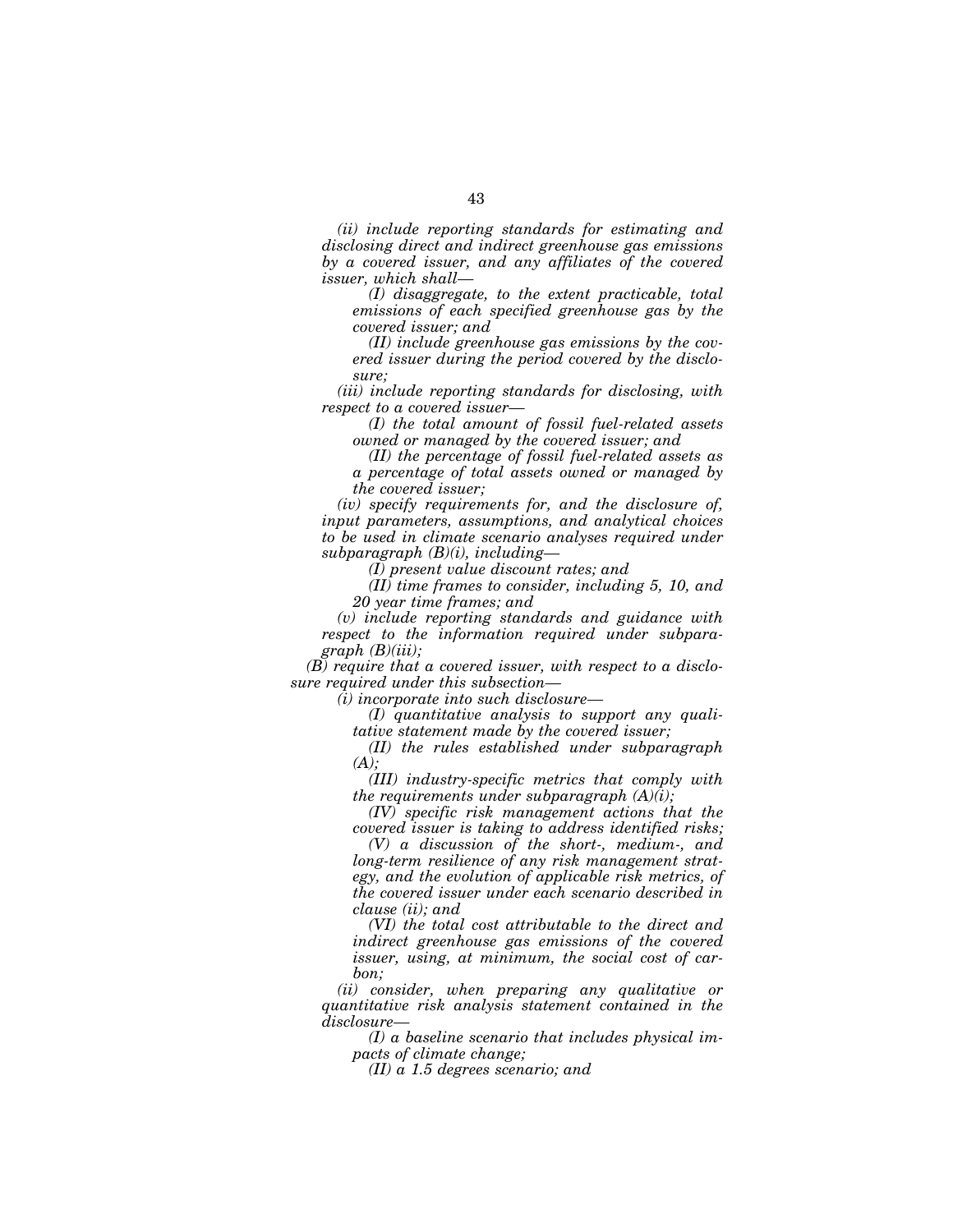*(ii) include reporting standards for estimating and disclosing direct and indirect greenhouse gas emissions by a covered issuer, and any affiliates of the covered issuer, which shall—*

*(I) disaggregate, to the extent practicable, total emissions of each specified greenhouse gas by the covered issuer; and*

*(II) include greenhouse gas emissions by the covered issuer during the period covered by the disclosure;*

*(iii) include reporting standards for disclosing, with respect to a covered issuer—*

*(I) the total amount of fossil fuel-related assets owned or managed by the covered issuer; and*

*(II) the percentage of fossil fuel-related assets as a percentage of total assets owned or managed by the covered issuer;*

*(iv) specify requirements for, and the disclosure of, input parameters, assumptions, and analytical choices to be used in climate scenario analyses required under subparagraph (B)(i), including—*

*(I) present value discount rates; and*

*(II) time frames to consider, including 5, 10, and 20 year time frames; and*

*(v) include reporting standards and guidance with respect to the information required under subparagraph (B)(iii);*

*(B) require that a covered issuer, with respect to a disclosure required under this subsection—*

*(i) incorporate into such disclosure—*

*(I) quantitative analysis to support any qualitative statement made by the covered issuer;*

*(II) the rules established under subparagraph (A);*

*(III) industry-specific metrics that comply with the requirements under subparagraph (A)(i);*

*(IV) specific risk management actions that the covered issuer is taking to address identified risks;*

*(V) a discussion of the short-, medium-, and long-term resilience of any risk management strategy, and the evolution of applicable risk metrics, of the covered issuer under each scenario described in clause (ii); and*

*(VI) the total cost attributable to the direct and indirect greenhouse gas emissions of the covered issuer, using, at minimum, the social cost of carbon;*

*(ii) consider, when preparing any qualitative or quantitative risk analysis statement contained in the disclosure—*

*(I) a baseline scenario that includes physical impacts of climate change;*

*(II) a 1.5 degrees scenario; and*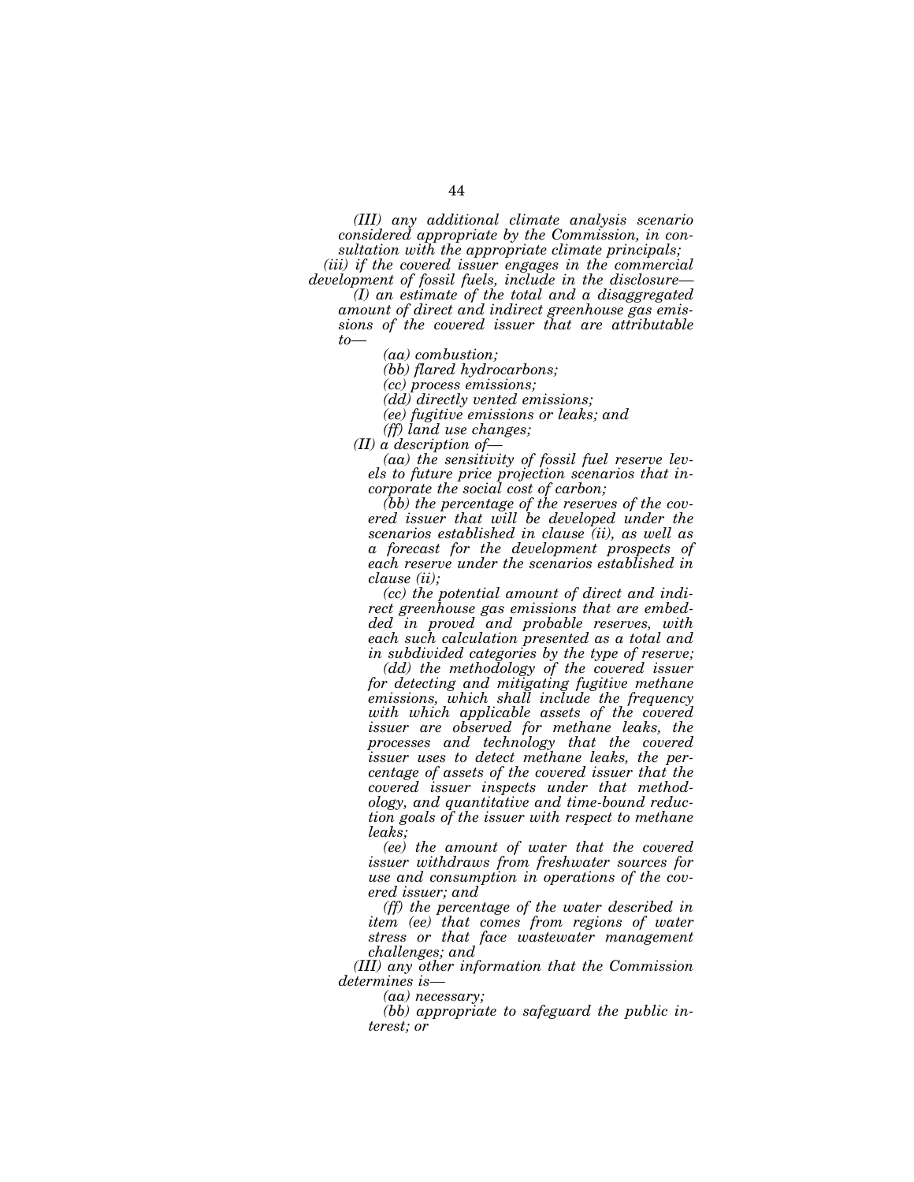*(III) any additional climate analysis scenario considered appropriate by the Commission, in consultation with the appropriate climate principals;*

*(iii) if the covered issuer engages in the commercial development of fossil fuels, include in the disclosure—*

*(I) an estimate of the total and a disaggregated amount of direct and indirect greenhouse gas emissions of the covered issuer that are attributable to—*

*(aa) combustion;*

*(bb) flared hydrocarbons;*

*(cc) process emissions;*

*(dd) directly vented emissions;*

*(ee) fugitive emissions or leaks; and*

*(ff) land use changes;*

*(II) a description of—*

*(aa) the sensitivity of fossil fuel reserve levels to future price projection scenarios that incorporate the social cost of carbon;*

*(bb) the percentage of the reserves of the covered issuer that will be developed under the scenarios established in clause (ii), as well as a forecast for the development prospects of each reserve under the scenarios established in clause (ii);*

*(cc) the potential amount of direct and indirect greenhouse gas emissions that are embedded in proved and probable reserves, with each such calculation presented as a total and in subdivided categories by the type of reserve;*

*(dd) the methodology of the covered issuer for detecting and mitigating fugitive methane emissions, which shall include the frequency with which applicable assets of the covered issuer are observed for methane leaks, the processes and technology that the covered issuer uses to detect methane leaks, the percentage of assets of the covered issuer that the covered issuer inspects under that methodology, and quantitative and time-bound reduction goals of the issuer with respect to methane leaks;*

*(ee) the amount of water that the covered issuer withdraws from freshwater sources for use and consumption in operations of the covered issuer; and*

*(ff) the percentage of the water described in item (ee) that comes from regions of water stress or that face wastewater management challenges; and*

*(III) any other information that the Commission determines is—*

*(aa) necessary;*

*(bb) appropriate to safeguard the public interest; or*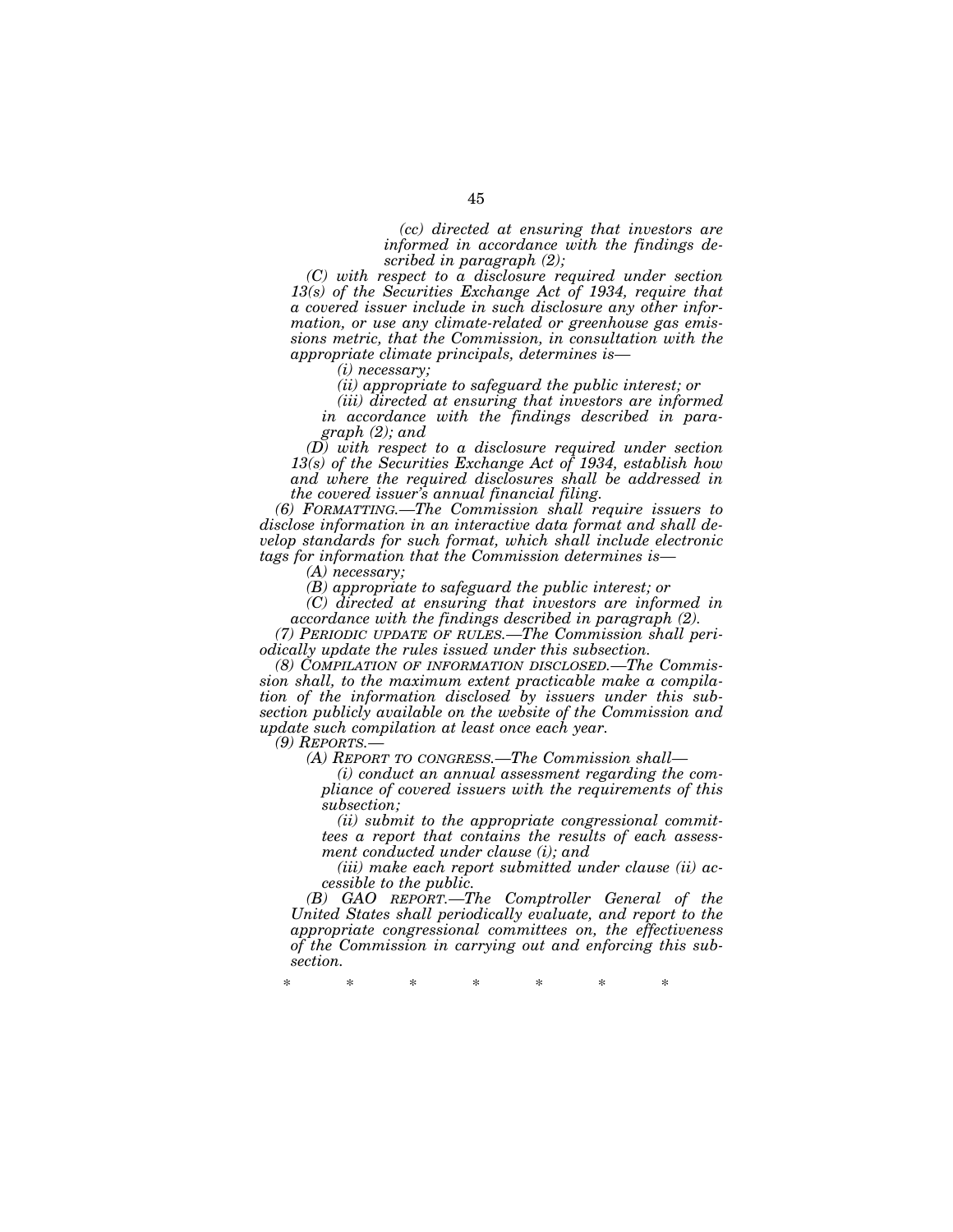*(cc) directed at ensuring that investors are informed in accordance with the findings described in paragraph (2);*

*(C) with respect to a disclosure required under section 13(s) of the Securities Exchange Act of 1934, require that a covered issuer include in such disclosure any other information, or use any climate-related or greenhouse gas emissions metric, that the Commission, in consultation with the appropriate climate principals, determines is—*

*(i) necessary;*

*(ii) appropriate to safeguard the public interest; or*

*(iii) directed at ensuring that investors are informed in accordance with the findings described in paragraph (2); and*

*(D) with respect to a disclosure required under section 13(s) of the Securities Exchange Act of 1934, establish how and where the required disclosures shall be addressed in the covered issuer's annual financial filing.*

*(6) FORMATTING.—The Commission shall require issuers to disclose information in an interactive data format and shall develop standards for such format, which shall include electronic tags for information that the Commission determines is—*

*(A) necessary;*

*(B) appropriate to safeguard the public interest; or*

*(C) directed at ensuring that investors are informed in accordance with the findings described in paragraph (2).*

*(7) PERIODIC UPDATE OF RULES.—The Commission shall periodically update the rules issued under this subsection.*

*(8) COMPILATION OF INFORMATION DISCLOSED.—The Commission shall, to the maximum extent practicable make a compilation of the information disclosed by issuers under this subsection publicly available on the website of the Commission and update such compilation at least once each year.*

*(9) REPORTS.—*

*(A) REPORT TO CONGRESS.—The Commission shall—*

*(i) conduct an annual assessment regarding the compliance of covered issuers with the requirements of this subsection;*

*(ii) submit to the appropriate congressional committees a report that contains the results of each assessment conducted under clause (i); and*

*(iii) make each report submitted under clause (ii) accessible to the public.*

*(B) GAO REPORT.—The Comptroller General of the United States shall periodically evaluate, and report to the appropriate congressional committees on, the effectiveness of the Commission in carrying out and enforcing this subsection.*

\* \* \* \* \* \* \*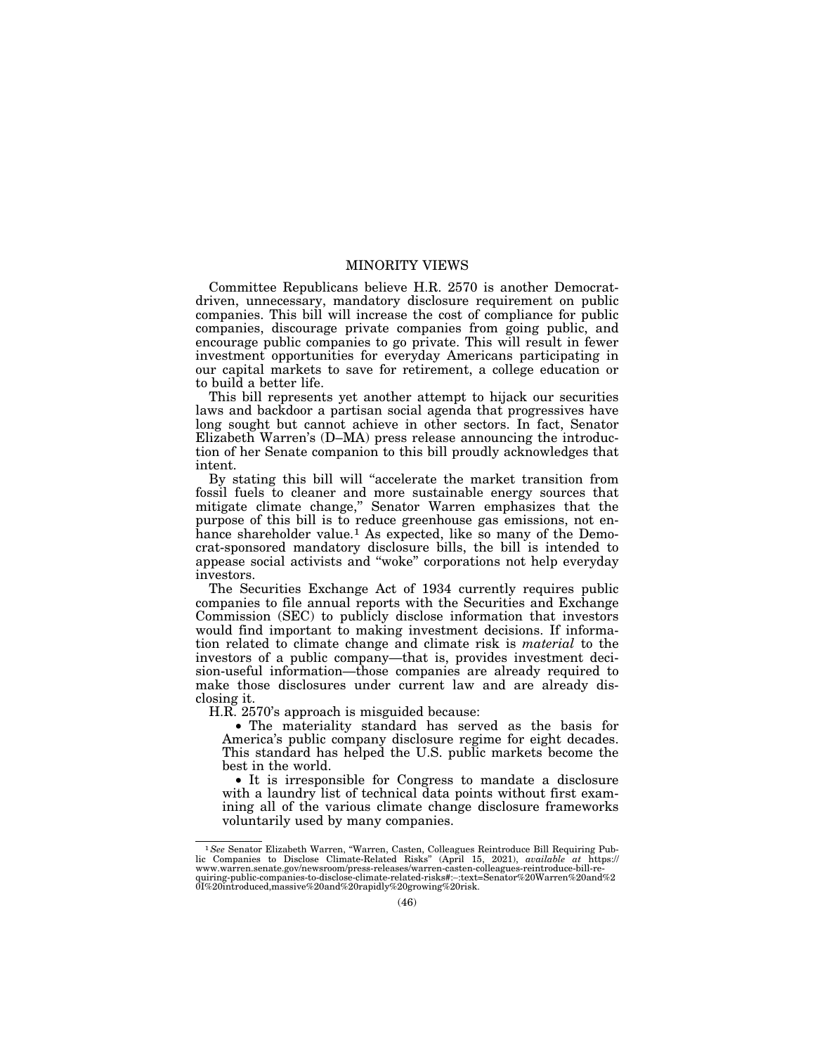## MINORITY VIEWS

Committee Republicans believe H.R. 2570 is another Democrat-driven, unnecessary, mandatory disclosure requirement on public companies. This bill will increase the cost of compliance for public companies, discourage private companies from going public, and encourage public companies to go private. This will result in fewer investment opportunities for everyday Americans participating in our capital markets to save for retirement, a college education or to build a better life.

This bill represents yet another attempt to hijack our securities laws and backdoor a partisan social agenda that progressives have long sought but cannot achieve in other sectors. In fact, Senator Elizabeth Warren's (D–MA) press release announcing the introduction of her Senate companion to this bill proudly acknowledges that intent.

By stating this bill will "accelerate the market transition from fossil fuels to cleaner and more sustainable energy sources that mitigate climate change," Senator Warren emphasizes that the purpose of this bill is to reduce greenhouse gas emissions, not enhance shareholder value.[1] As expected, like so many of the Democrat-sponsored mandatory disclosure bills, the bill is intended to appease social activists and "woke" corporations not help everyday investors.

The Securities Exchange Act of 1934 currently requires public companies to file annual reports with the Securities and Exchange Commission (SEC) to publicly disclose information that investors would find important to making investment decisions. If information related to climate change and climate risk is *material* to the investors of a public company—that is, provides investment decision-useful information—those companies are already required to make those disclosures under current law and are already disclosing it.

H.R. 2570's approach is misguided because:

- The materiality standard has served as the basis for America's public company disclosure regime for eight decades. This standard has helped the U.S. public markets become the best in the world.
- It is irresponsible for Congress to mandate a disclosure with a laundry list of technical data points without first examining all of the various climate change disclosure frameworks voluntarily used by many companies.

---

[1] *See* Senator Elizabeth Warren, "Warren, Casten, Colleagues Reintroduce Bill Requiring Public Companies to Disclose Climate-Related Risks" (April 15, 2021), *available at* https://www.warren.senate.gov/newsroom/press-releases/warren-casten-colleagues-reintroduce-bill-requiring-public-companies-to-disclose-climate-related-risks#:~:text=Senator%20Warren%20and%20I%20introduced,massive%20and%20rapidly%20growing%20risk.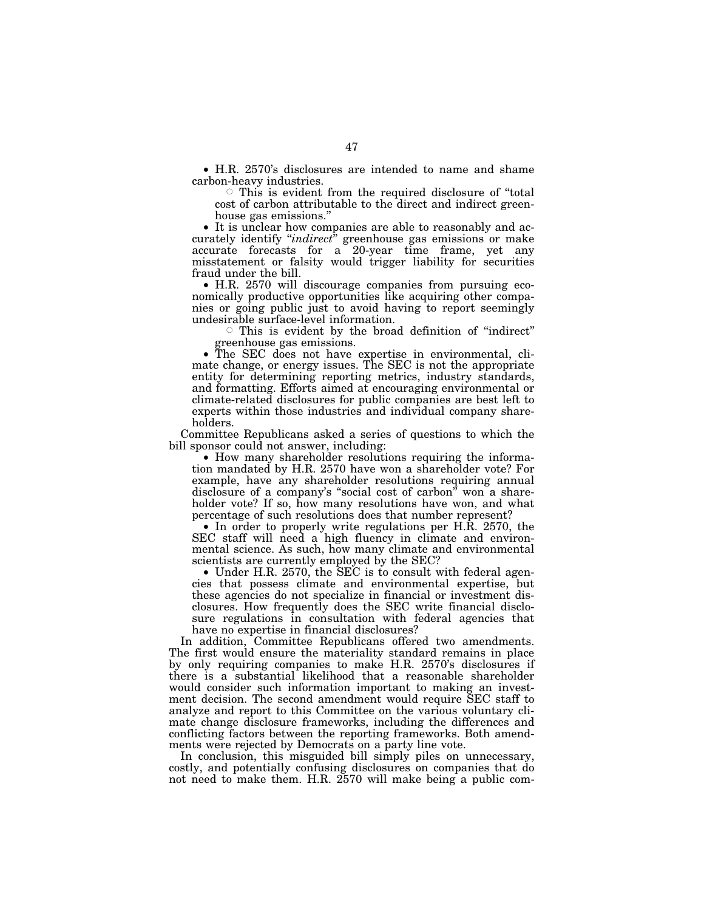- H.R. 2570's disclosures are intended to name and shame carbon-heavy industries.
  - This is evident from the required disclosure of "total cost of carbon attributable to the direct and indirect greenhouse gas emissions."
- It is unclear how companies are able to reasonably and accurately identify "*indirect*" greenhouse gas emissions or make accurate forecasts for a 20-year time frame, yet any misstatement or falsity would trigger liability for securities fraud under the bill.
- H.R. 2570 will discourage companies from pursuing economically productive opportunities like acquiring other companies or going public just to avoid having to report seemingly undesirable surface-level information.
  - This is evident by the broad definition of "indirect" greenhouse gas emissions.
- The SEC does not have expertise in environmental, climate change, or energy issues. The SEC is not the appropriate entity for determining reporting metrics, industry standards, and formatting. Efforts aimed at encouraging environmental or climate-related disclosures for public companies are best left to experts within those industries and individual company shareholders.

Committee Republicans asked a series of questions to which the bill sponsor could not answer, including:

- How many shareholder resolutions requiring the information mandated by H.R. 2570 have won a shareholder vote? For example, have any shareholder resolutions requiring annual disclosure of a company's "social cost of carbon" won a shareholder vote? If so, how many resolutions have won, and what percentage of such resolutions does that number represent?
- In order to properly write regulations per H.R. 2570, the SEC staff will need a high fluency in climate and environmental science. As such, how many climate and environmental scientists are currently employed by the SEC?
- Under H.R. 2570, the SEC is to consult with federal agencies that possess climate and environmental expertise, but these agencies do not specialize in financial or investment disclosures. How frequently does the SEC write financial disclosure regulations in consultation with federal agencies that have no expertise in financial disclosures?

In addition, Committee Republicans offered two amendments. The first would ensure the materiality standard remains in place by only requiring companies to make H.R. 2570's disclosures if there is a substantial likelihood that a reasonable shareholder would consider such information important to making an investment decision. The second amendment would require SEC staff to analyze and report to this Committee on the various voluntary climate change disclosure frameworks, including the differences and conflicting factors between the reporting frameworks. Both amendments were rejected by Democrats on a party line vote.

In conclusion, this misguided bill simply piles on unnecessary, costly, and potentially confusing disclosures on companies that do not need to make them. H.R. 2570 will make being a public com-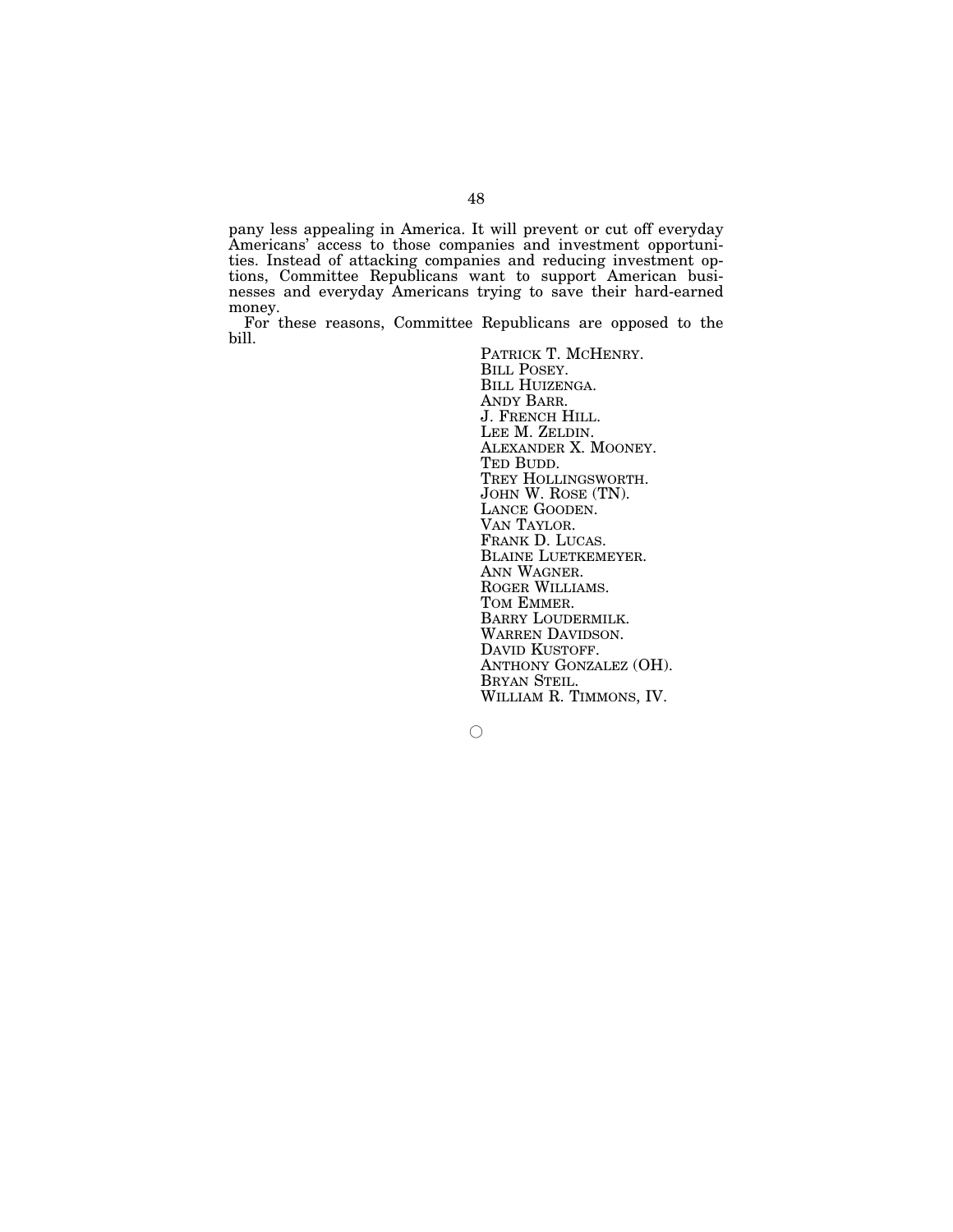pany less appealing in America. It will prevent or cut off everyday Americans' access to those companies and investment opportunities. Instead of attacking companies and reducing investment options, Committee Republicans want to support American businesses and everyday Americans trying to save their hard-earned money.

For these reasons, Committee Republicans are opposed to the bill.

PATRICK T. MCHENRY.
BILL POSEY.
BILL HUIZENGA.
ANDY BARR.
J. FRENCH HILL.
LEE M. ZELDIN.
ALEXANDER X. MOONEY.
TED BUDD.
TREY HOLLINGSWORTH.
JOHN W. ROSE (TN).
LANCE GOODEN.
VAN TAYLOR.
FRANK D. LUCAS.
BLAINE LUETKEMEYER.
ANN WAGNER.
ROGER WILLIAMS.
TOM EMMER.
BARRY LOUDERMILK.
WARREN DAVIDSON.
DAVID KUSTOFF.
ANTHONY GONZALEZ (OH).
BRYAN STEIL.
WILLIAM R. TIMMONS, IV.